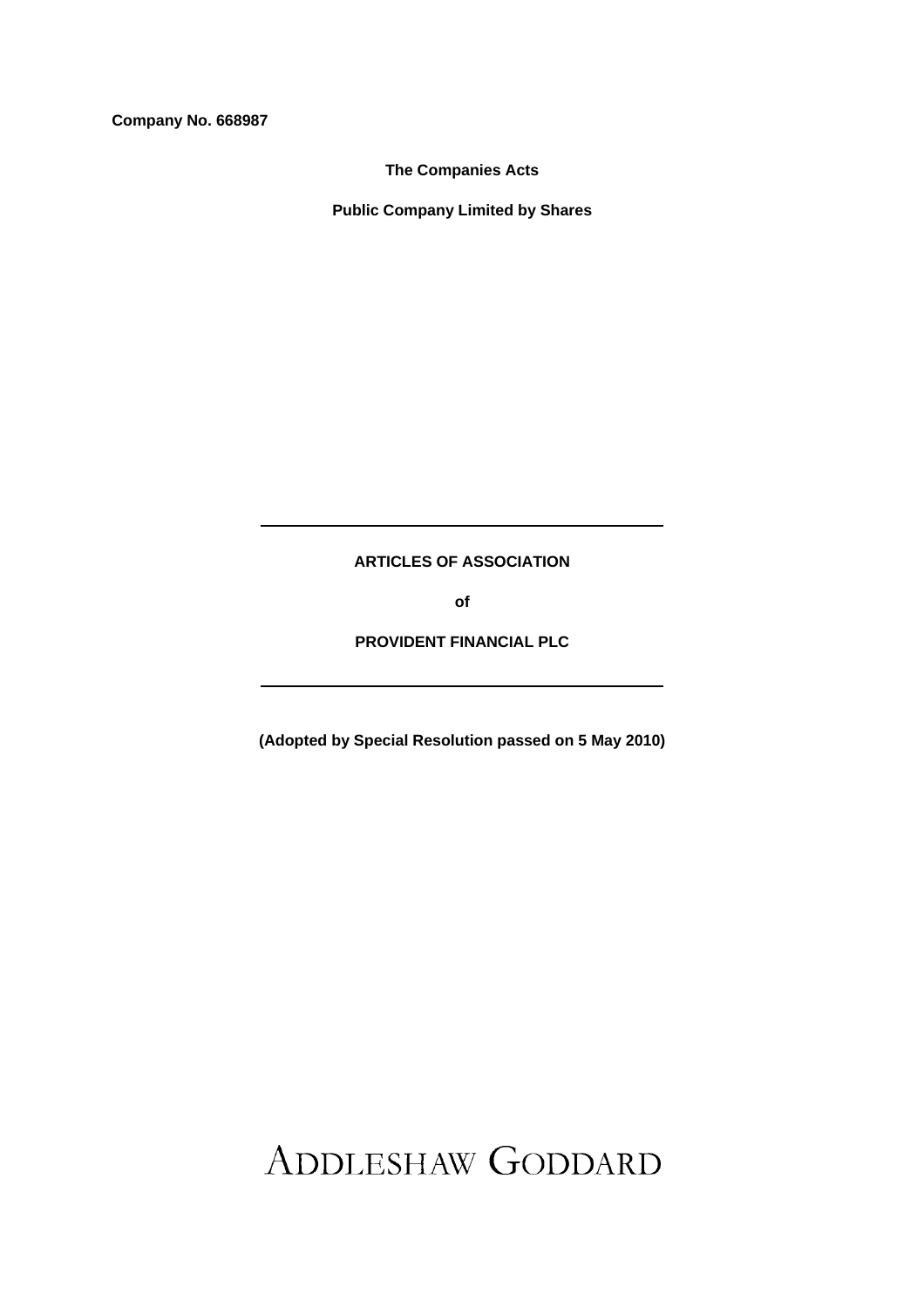**Company No. 668987**

**The Companies Acts**

**Public Company Limited by Shares**

---

# ARTICLES OF ASSOCIATION

**of**

# PROVIDENT FINANCIAL PLC

---

**(Adopted by Special Resolution passed on 5 May 2010)**

ADDLESHAW GODDARD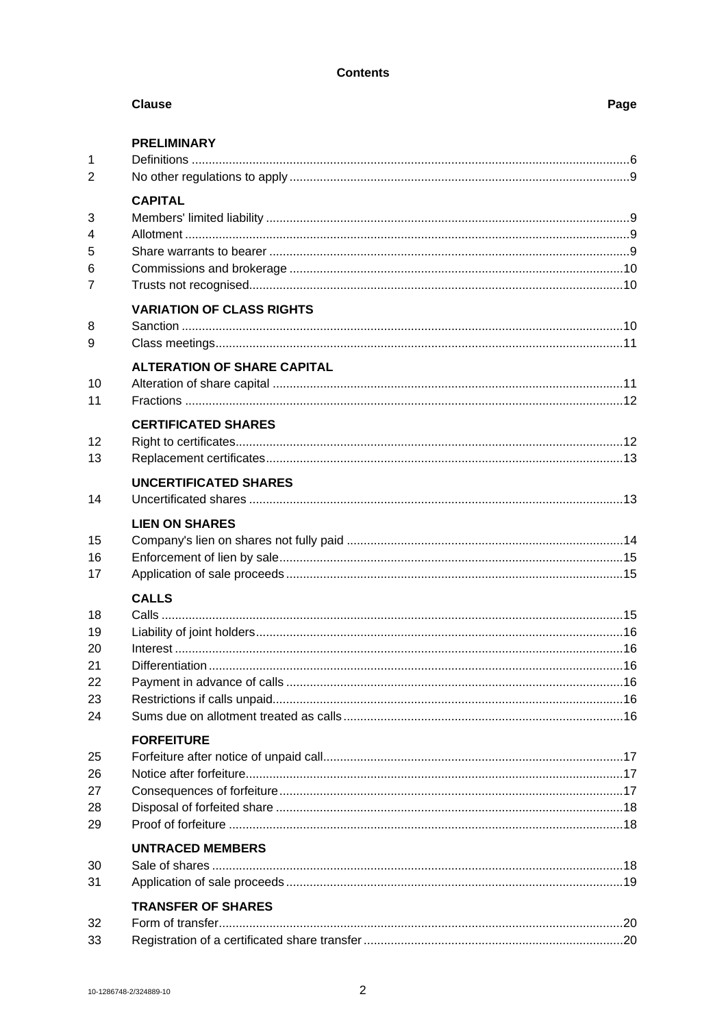## Contents

| Clause | | Page |
|---|---|---|
| | **PRELIMINARY** | |
| 1 | Definitions | 6 |
| 2 | No other regulations to apply | 9 |
| | **CAPITAL** | |
| 3 | Members' limited liability | 9 |
| 4 | Allotment | 9 |
| 5 | Share warrants to bearer | 9 |
| 6 | Commissions and brokerage | 10 |
| 7 | Trusts not recognised | 10 |
| | **VARIATION OF CLASS RIGHTS** | |
| 8 | Sanction | 10 |
| 9 | Class meetings | 11 |
| | **ALTERATION OF SHARE CAPITAL** | |
| 10 | Alteration of share capital | 11 |
| 11 | Fractions | 12 |
| | **CERTIFICATED SHARES** | |
| 12 | Right to certificates | 12 |
| 13 | Replacement certificates | 13 |
| | **UNCERTIFICATED SHARES** | |
| 14 | Uncertificated shares | 13 |
| | **LIEN ON SHARES** | |
| 15 | Company's lien on shares not fully paid | 14 |
| 16 | Enforcement of lien by sale | 15 |
| 17 | Application of sale proceeds | 15 |
| | **CALLS** | |
| 18 | Calls | 15 |
| 19 | Liability of joint holders | 16 |
| 20 | Interest | 16 |
| 21 | Differentiation | 16 |
| 22 | Payment in advance of calls | 16 |
| 23 | Restrictions if calls unpaid | 16 |
| 24 | Sums due on allotment treated as calls | 16 |
| | **FORFEITURE** | |
| 25 | Forfeiture after notice of unpaid call | 17 |
| 26 | Notice after forfeiture | 17 |
| 27 | Consequences of forfeiture | 17 |
| 28 | Disposal of forfeited share | 18 |
| 29 | Proof of forfeiture | 18 |
| | **UNTRACED MEMBERS** | |
| 30 | Sale of shares | 18 |
| 31 | Application of sale proceeds | 19 |
| | **TRANSFER OF SHARES** | |
| 32 | Form of transfer | 20 |
| 33 | Registration of a certificated share transfer | 20 |

10-1286748-2/324889-10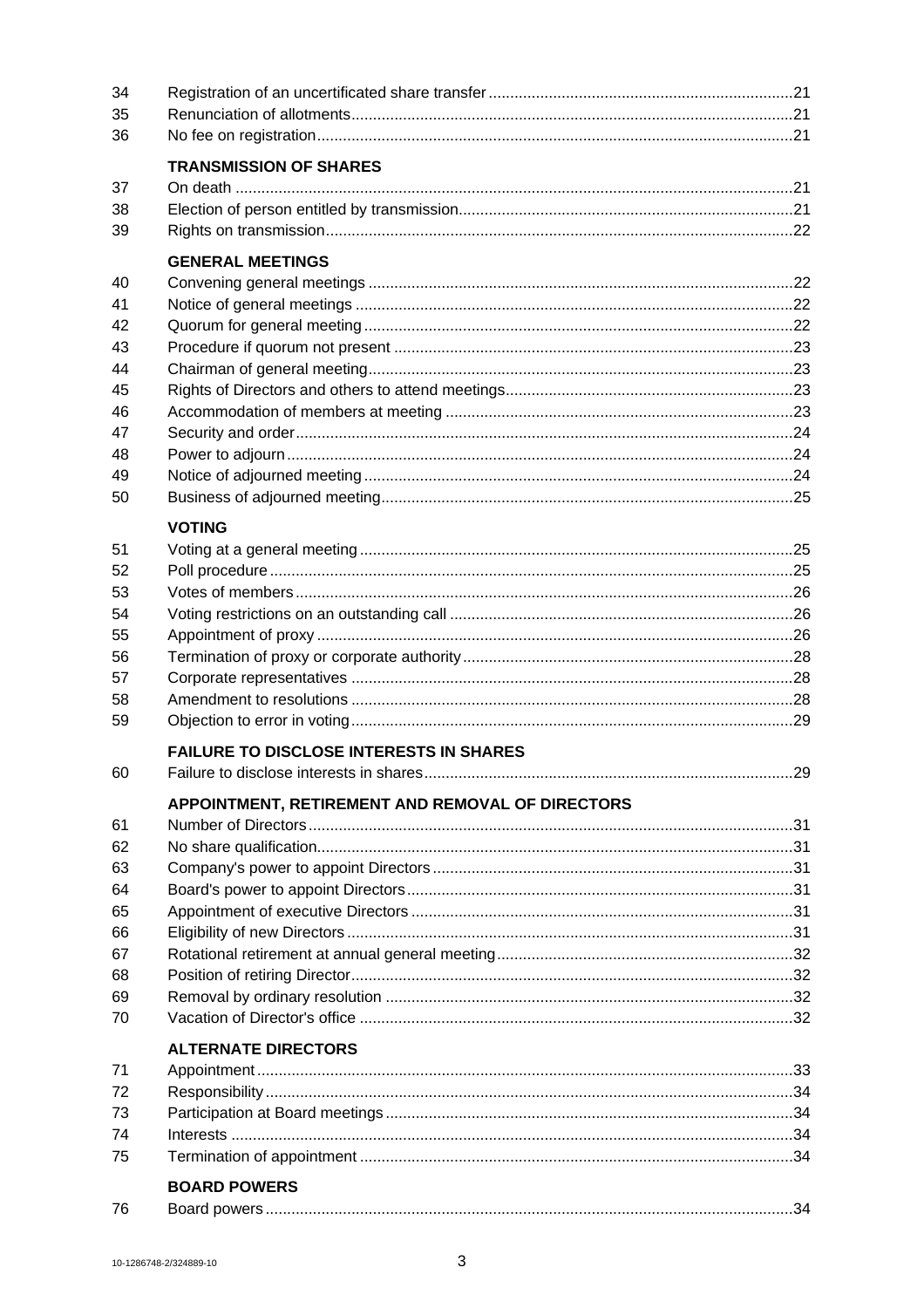| | | |
|---|---|---|
| 34 | Registration of an uncertificated share transfer | 21 |
| 35 | Renunciation of allotments | 21 |
| 36 | No fee on registration | 21 |
| | **TRANSMISSION OF SHARES** | |
| 37 | On death | 21 |
| 38 | Election of person entitled by transmission | 21 |
| 39 | Rights on transmission | 22 |
| | **GENERAL MEETINGS** | |
| 40 | Convening general meetings | 22 |
| 41 | Notice of general meetings | 22 |
| 42 | Quorum for general meeting | 22 |
| 43 | Procedure if quorum not present | 23 |
| 44 | Chairman of general meeting | 23 |
| 45 | Rights of Directors and others to attend meetings | 23 |
| 46 | Accommodation of members at meeting | 23 |
| 47 | Security and order | 24 |
| 48 | Power to adjourn | 24 |
| 49 | Notice of adjourned meeting | 24 |
| 50 | Business of adjourned meeting | 25 |
| | **VOTING** | |
| 51 | Voting at a general meeting | 25 |
| 52 | Poll procedure | 25 |
| 53 | Votes of members | 26 |
| 54 | Voting restrictions on an outstanding call | 26 |
| 55 | Appointment of proxy | 26 |
| 56 | Termination of proxy or corporate authority | 28 |
| 57 | Corporate representatives | 28 |
| 58 | Amendment to resolutions | 28 |
| 59 | Objection to error in voting | 29 |
| | **FAILURE TO DISCLOSE INTERESTS IN SHARES** | |
| 60 | Failure to disclose interests in shares | 29 |
| | **APPOINTMENT, RETIREMENT AND REMOVAL OF DIRECTORS** | |
| 61 | Number of Directors | 31 |
| 62 | No share qualification | 31 |
| 63 | Company's power to appoint Directors | 31 |
| 64 | Board's power to appoint Directors | 31 |
| 65 | Appointment of executive Directors | 31 |
| 66 | Eligibility of new Directors | 31 |
| 67 | Rotational retirement at annual general meeting | 32 |
| 68 | Position of retiring Director | 32 |
| 69 | Removal by ordinary resolution | 32 |
| 70 | Vacation of Director's office | 32 |
| | **ALTERNATE DIRECTORS** | |
| 71 | Appointment | 33 |
| 72 | Responsibility | 34 |
| 73 | Participation at Board meetings | 34 |
| 74 | Interests | 34 |
| 75 | Termination of appointment | 34 |
| | **BOARD POWERS** | |
| 76 | Board powers | 34 |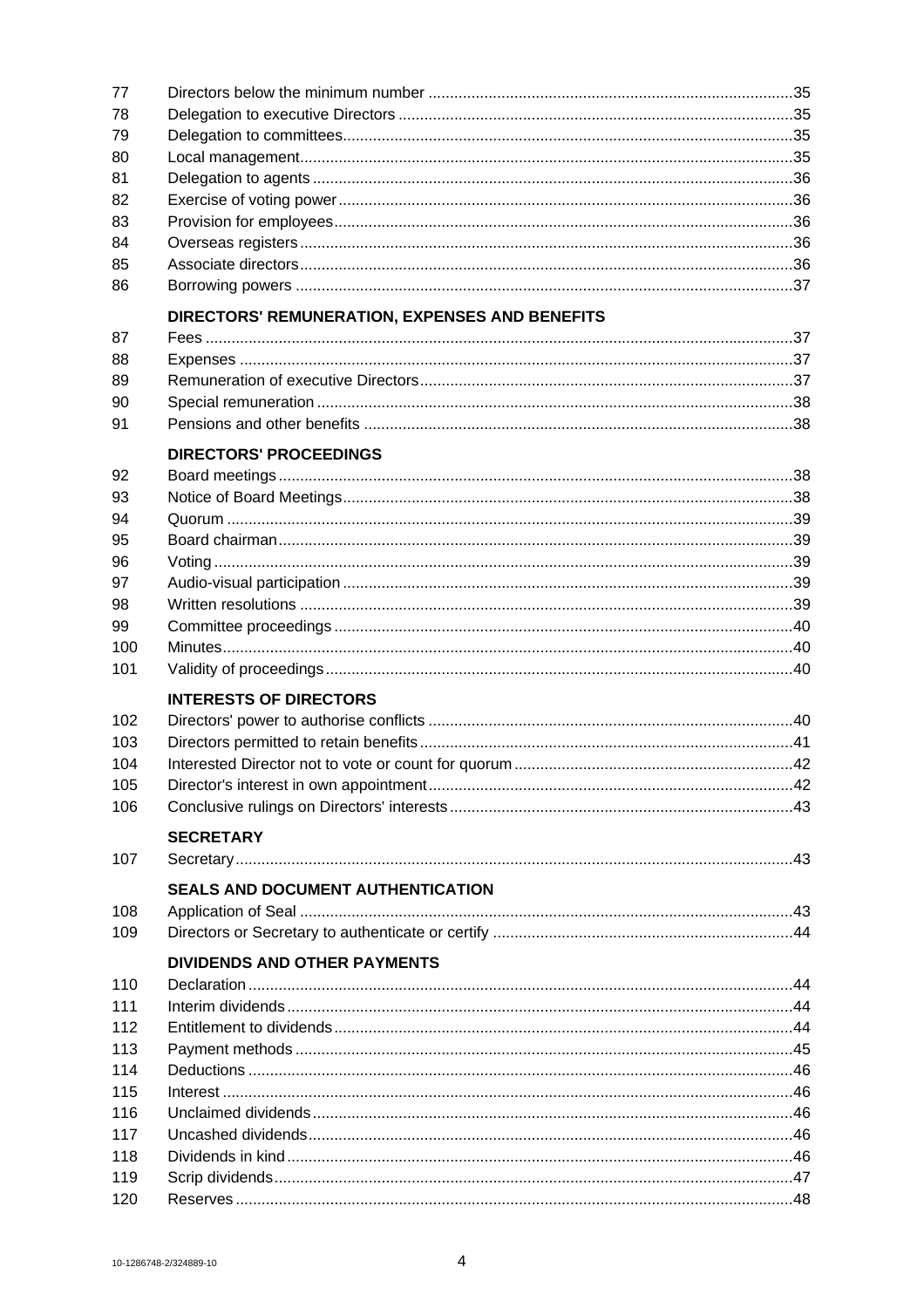| | | |
|---|---|---|
| 77 | Directors below the minimum number | 35 |
| 78 | Delegation to executive Directors | 35 |
| 79 | Delegation to committees | 35 |
| 80 | Local management | 35 |
| 81 | Delegation to agents | 36 |
| 82 | Exercise of voting power | 36 |
| 83 | Provision for employees | 36 |
| 84 | Overseas registers | 36 |
| 85 | Associate directors | 36 |
| 86 | Borrowing powers | 37 |
| | **DIRECTORS' REMUNERATION, EXPENSES AND BENEFITS** | |
| 87 | Fees | 37 |
| 88 | Expenses | 37 |
| 89 | Remuneration of executive Directors | 37 |
| 90 | Special remuneration | 38 |
| 91 | Pensions and other benefits | 38 |
| | **DIRECTORS' PROCEEDINGS** | |
| 92 | Board meetings | 38 |
| 93 | Notice of Board Meetings | 38 |
| 94 | Quorum | 39 |
| 95 | Board chairman | 39 |
| 96 | Voting | 39 |
| 97 | Audio-visual participation | 39 |
| 98 | Written resolutions | 39 |
| 99 | Committee proceedings | 40 |
| 100 | Minutes | 40 |
| 101 | Validity of proceedings | 40 |
| | **INTERESTS OF DIRECTORS** | |
| 102 | Directors' power to authorise conflicts | 40 |
| 103 | Directors permitted to retain benefits | 41 |
| 104 | Interested Director not to vote or count for quorum | 42 |
| 105 | Director's interest in own appointment | 42 |
| 106 | Conclusive rulings on Directors' interests | 43 |
| | **SECRETARY** | |
| 107 | Secretary | 43 |
| | **SEALS AND DOCUMENT AUTHENTICATION** | |
| 108 | Application of Seal | 43 |
| 109 | Directors or Secretary to authenticate or certify | 44 |
| | **DIVIDENDS AND OTHER PAYMENTS** | |
| 110 | Declaration | 44 |
| 111 | Interim dividends | 44 |
| 112 | Entitlement to dividends | 44 |
| 113 | Payment methods | 45 |
| 114 | Deductions | 46 |
| 115 | Interest | 46 |
| 116 | Unclaimed dividends | 46 |
| 117 | Uncashed dividends | 46 |
| 118 | Dividends in kind | 46 |
| 119 | Scrip dividends | 47 |
| 120 | Reserves | 48 |

10-1286748-2/324889-10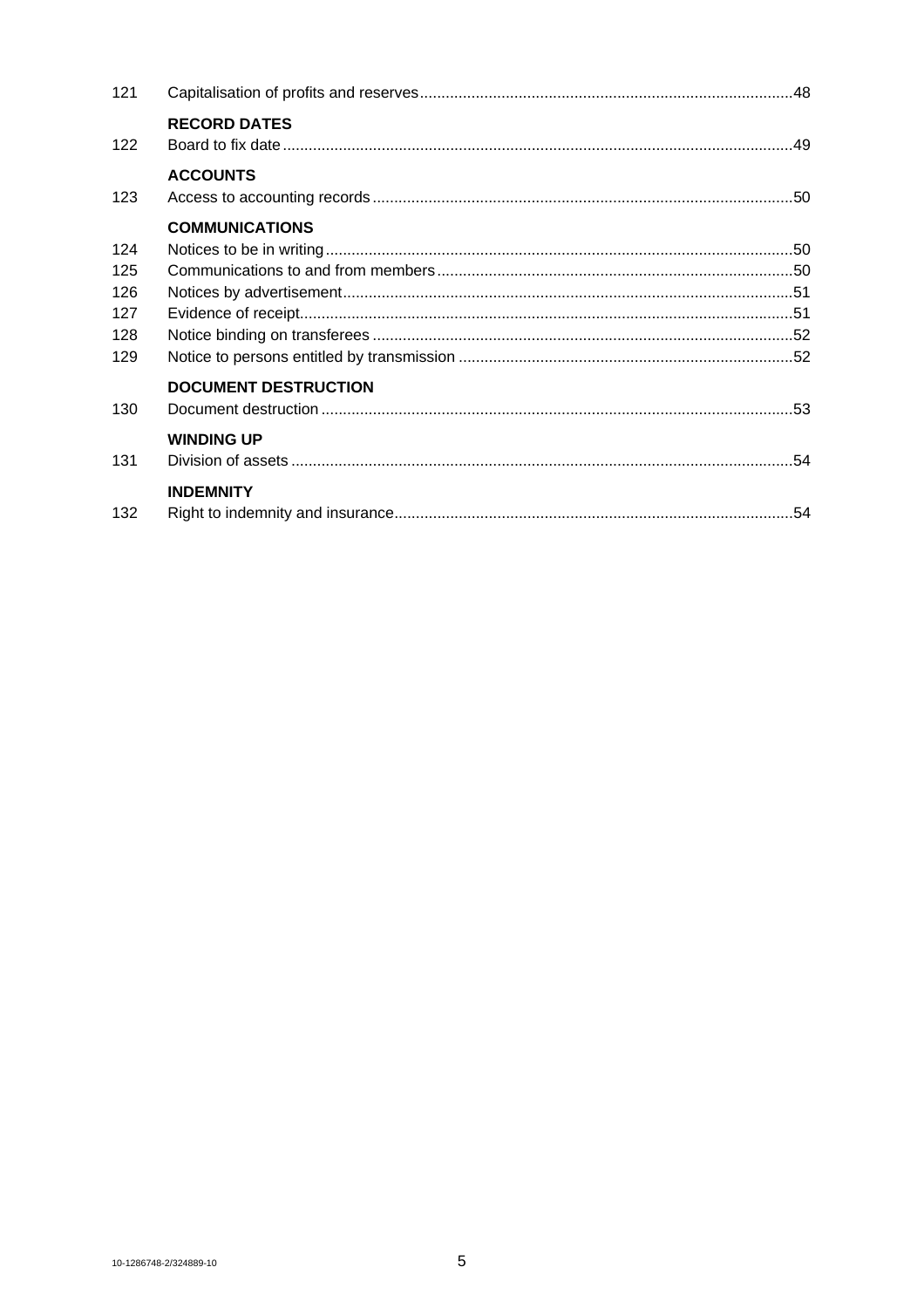| | | |
|---|---|---|
| 121 | Capitalisation of profits and reserves | 48 |
| | **RECORD DATES** | |
| 122 | Board to fix date | 49 |
| | **ACCOUNTS** | |
| 123 | Access to accounting records | 50 |
| | **COMMUNICATIONS** | |
| 124 | Notices to be in writing | 50 |
| 125 | Communications to and from members | 50 |
| 126 | Notices by advertisement | 51 |
| 127 | Evidence of receipt | 51 |
| 128 | Notice binding on transferees | 52 |
| 129 | Notice to persons entitled by transmission | 52 |
| | **DOCUMENT DESTRUCTION** | |
| 130 | Document destruction | 53 |
| | **WINDING UP** | |
| 131 | Division of assets | 54 |
| | **INDEMNITY** | |
| 132 | Right to indemnity and insurance | 54 |

10-1286748-2/324889-10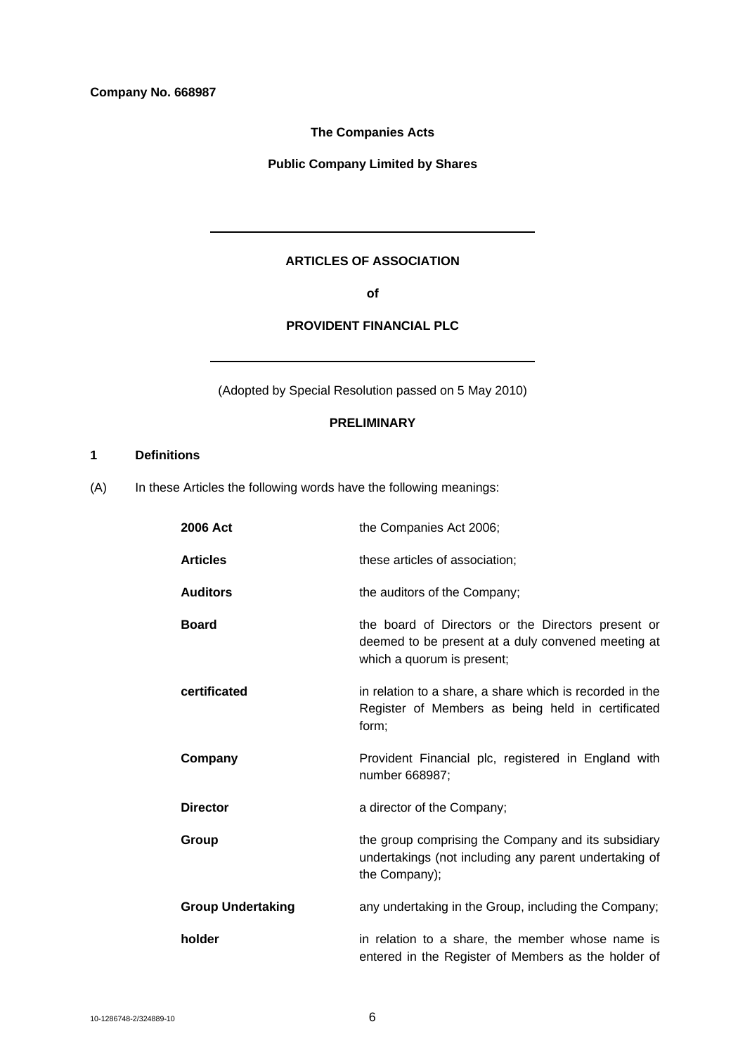**Company No. 668987**

**The Companies Acts**

**Public Company Limited by Shares**

---

# ARTICLES OF ASSOCIATION

**of**

# PROVIDENT FINANCIAL PLC

---

(Adopted by Special Resolution passed on 5 May 2010)

## PRELIMINARY

### 1 Definitions

(A) In these Articles the following words have the following meanings:

| | |
|---|---|
| **2006 Act** | the Companies Act 2006; |
| **Articles** | these articles of association; |
| **Auditors** | the auditors of the Company; |
| **Board** | the board of Directors or the Directors present or deemed to be present at a duly convened meeting at which a quorum is present; |
| **certificated** | in relation to a share, a share which is recorded in the Register of Members as being held in certificated form; |
| **Company** | Provident Financial plc, registered in England with number 668987; |
| **Director** | a director of the Company; |
| **Group** | the group comprising the Company and its subsidiary undertakings (not including any parent undertaking of the Company); |
| **Group Undertaking** | any undertaking in the Group, including the Company; |
| **holder** | in relation to a share, the member whose name is entered in the Register of Members as the holder of |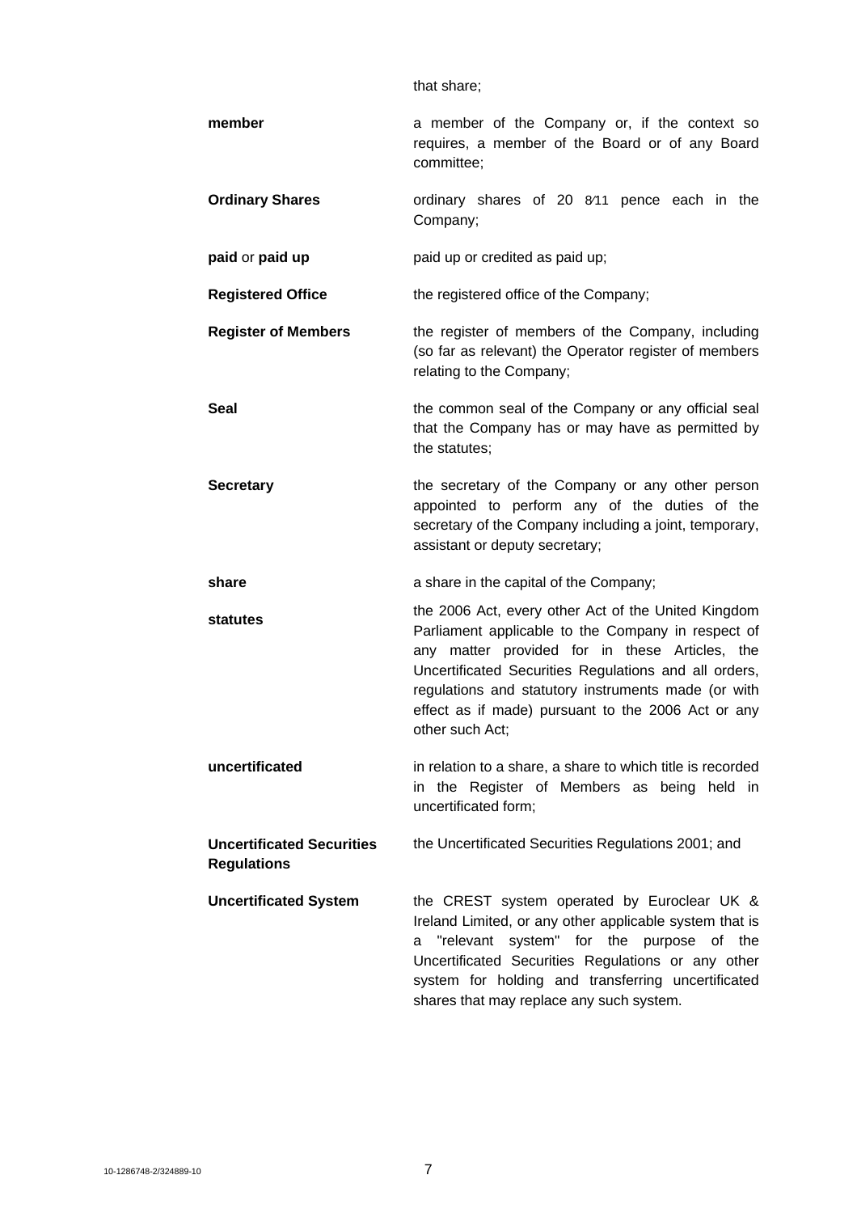| | |
|---|---|
| | that share; |
| **member** | a member of the Company or, if the context so requires, a member of the Board or of any Board committee; |
| **Ordinary Shares** | ordinary shares of 20 8⁄11 pence each in the Company; |
| **paid** or **paid up** | paid up or credited as paid up; |
| **Registered Office** | the registered office of the Company; |
| **Register of Members** | the register of members of the Company, including (so far as relevant) the Operator register of members relating to the Company; |
| **Seal** | the common seal of the Company or any official seal that the Company has or may have as permitted by the statutes; |
| **Secretary** | the secretary of the Company or any other person appointed to perform any of the duties of the secretary of the Company including a joint, temporary, assistant or deputy secretary; |
| **share** | a share in the capital of the Company; |
| **statutes** | the 2006 Act, every other Act of the United Kingdom Parliament applicable to the Company in respect of any matter provided for in these Articles, the Uncertificated Securities Regulations and all orders, regulations and statutory instruments made (or with effect as if made) pursuant to the 2006 Act or any other such Act; |
| **uncertificated** | in relation to a share, a share to which title is recorded in the Register of Members as being held in uncertificated form; |
| **Uncertificated Securities Regulations** | the Uncertificated Securities Regulations 2001; and |
| **Uncertificated System** | the CREST system operated by Euroclear UK & Ireland Limited, or any other applicable system that is a "relevant system" for the purpose of the Uncertificated Securities Regulations or any other system for holding and transferring uncertificated shares that may replace any such system. |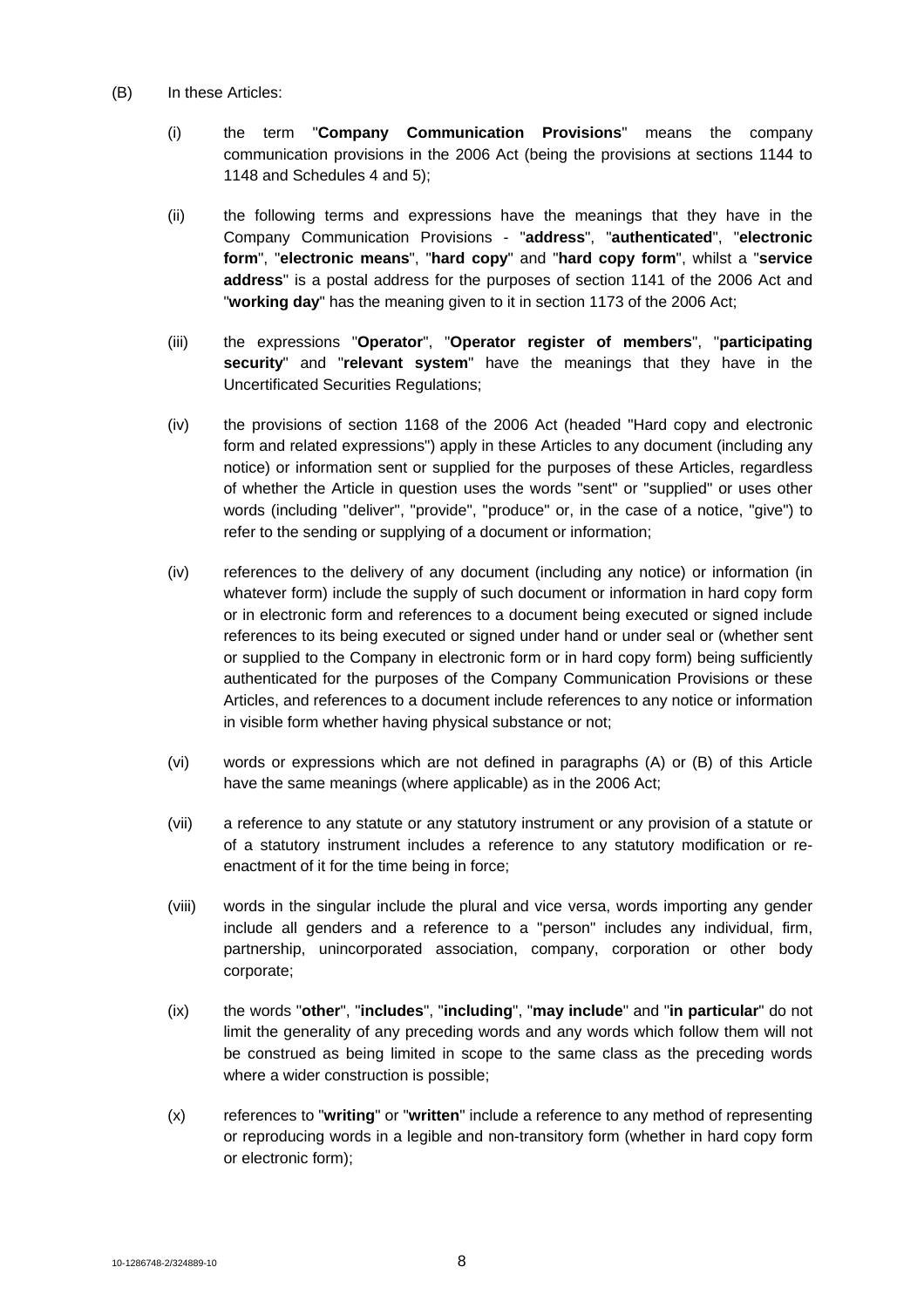(B) In these Articles:

(i) the term "**Company Communication Provisions**" means the company communication provisions in the 2006 Act (being the provisions at sections 1144 to 1148 and Schedules 4 and 5);

(ii) the following terms and expressions have the meanings that they have in the Company Communication Provisions - "**address**", "**authenticated**", "**electronic form**", "**electronic means**", "**hard copy**" and "**hard copy form**", whilst a "**service address**" is a postal address for the purposes of section 1141 of the 2006 Act and "**working day**" has the meaning given to it in section 1173 of the 2006 Act;

(iii) the expressions "**Operator**", "**Operator register of members**", "**participating security**" and "**relevant system**" have the meanings that they have in the Uncertificated Securities Regulations;

(iv) the provisions of section 1168 of the 2006 Act (headed "Hard copy and electronic form and related expressions") apply in these Articles to any document (including any notice) or information sent or supplied for the purposes of these Articles, regardless of whether the Article in question uses the words "sent" or "supplied" or uses other words (including "deliver", "provide", "produce" or, in the case of a notice, "give") to refer to the sending or supplying of a document or information;

(iv) references to the delivery of any document (including any notice) or information (in whatever form) include the supply of such document or information in hard copy form or in electronic form and references to a document being executed or signed include references to its being executed or signed under hand or under seal or (whether sent or supplied to the Company in electronic form or in hard copy form) being sufficiently authenticated for the purposes of the Company Communication Provisions or these Articles, and references to a document include references to any notice or information in visible form whether having physical substance or not;

(vi) words or expressions which are not defined in paragraphs (A) or (B) of this Article have the same meanings (where applicable) as in the 2006 Act;

(vii) a reference to any statute or any statutory instrument or any provision of a statute or of a statutory instrument includes a reference to any statutory modification or re-enactment of it for the time being in force;

(viii) words in the singular include the plural and vice versa, words importing any gender include all genders and a reference to a "person" includes any individual, firm, partnership, unincorporated association, company, corporation or other body corporate;

(ix) the words "**other**", "**includes**", "**including**", "**may include**" and "**in particular**" do not limit the generality of any preceding words and any words which follow them will not be construed as being limited in scope to the same class as the preceding words where a wider construction is possible;

(x) references to "**writing**" or "**written**" include a reference to any method of representing or reproducing words in a legible and non-transitory form (whether in hard copy form or electronic form);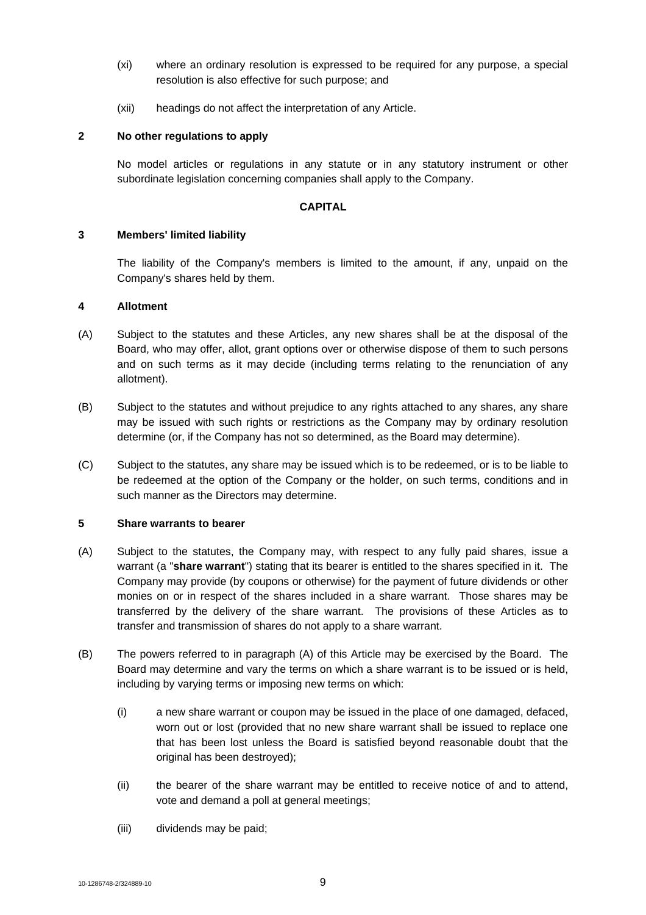(xi) where an ordinary resolution is expressed to be required for any purpose, a special resolution is also effective for such purpose; and

(xii) headings do not affect the interpretation of any Article.

**2 No other regulations to apply**

No model articles or regulations in any statute or in any statutory instrument or other subordinate legislation concerning companies shall apply to the Company.

**CAPITAL**

**3 Members' limited liability**

The liability of the Company's members is limited to the amount, if any, unpaid on the Company's shares held by them.

**4 Allotment**

(A) Subject to the statutes and these Articles, any new shares shall be at the disposal of the Board, who may offer, allot, grant options over or otherwise dispose of them to such persons and on such terms as it may decide (including terms relating to the renunciation of any allotment).

(B) Subject to the statutes and without prejudice to any rights attached to any shares, any share may be issued with such rights or restrictions as the Company may by ordinary resolution determine (or, if the Company has not so determined, as the Board may determine).

(C) Subject to the statutes, any share may be issued which is to be redeemed, or is to be liable to be redeemed at the option of the Company or the holder, on such terms, conditions and in such manner as the Directors may determine.

**5 Share warrants to bearer**

(A) Subject to the statutes, the Company may, with respect to any fully paid shares, issue a warrant (a "**share warrant**") stating that its bearer is entitled to the shares specified in it. The Company may provide (by coupons or otherwise) for the payment of future dividends or other monies on or in respect of the shares included in a share warrant. Those shares may be transferred by the delivery of the share warrant. The provisions of these Articles as to transfer and transmission of shares do not apply to a share warrant.

(B) The powers referred to in paragraph (A) of this Article may be exercised by the Board. The Board may determine and vary the terms on which a share warrant is to be issued or is held, including by varying terms or imposing new terms on which:

(i) a new share warrant or coupon may be issued in the place of one damaged, defaced, worn out or lost (provided that no new share warrant shall be issued to replace one that has been lost unless the Board is satisfied beyond reasonable doubt that the original has been destroyed);

(ii) the bearer of the share warrant may be entitled to receive notice of and to attend, vote and demand a poll at general meetings;

(iii) dividends may be paid;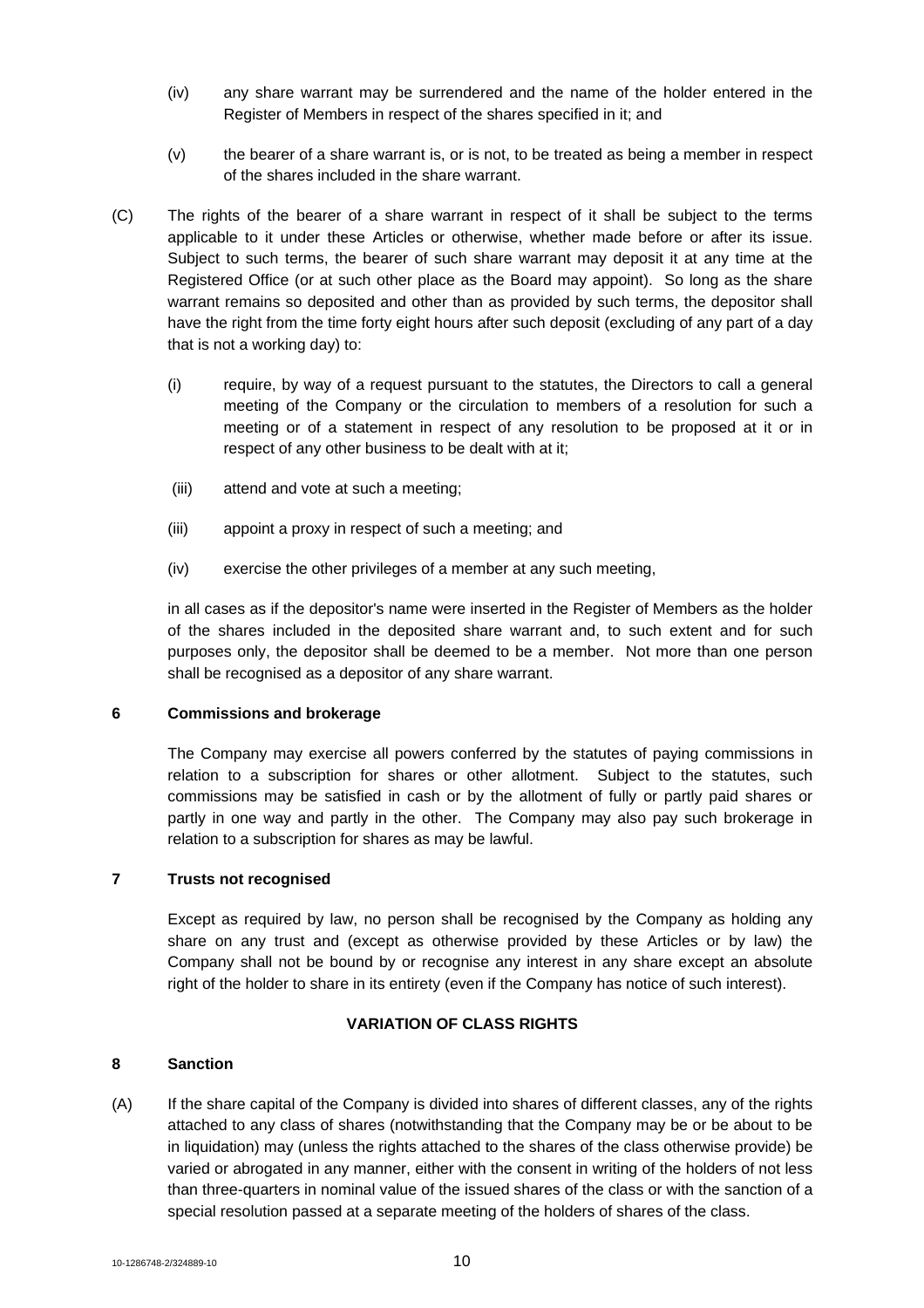(iv) any share warrant may be surrendered and the name of the holder entered in the Register of Members in respect of the shares specified in it; and

(v) the bearer of a share warrant is, or is not, to be treated as being a member in respect of the shares included in the share warrant.

(C) The rights of the bearer of a share warrant in respect of it shall be subject to the terms applicable to it under these Articles or otherwise, whether made before or after its issue. Subject to such terms, the bearer of such share warrant may deposit it at any time at the Registered Office (or at such other place as the Board may appoint). So long as the share warrant remains so deposited and other than as provided by such terms, the depositor shall have the right from the time forty eight hours after such deposit (excluding of any part of a day that is not a working day) to:

(i) require, by way of a request pursuant to the statutes, the Directors to call a general meeting of the Company or the circulation to members of a resolution for such a meeting or of a statement in respect of any resolution to be proposed at it or in respect of any other business to be dealt with at it;

(iii) attend and vote at such a meeting;

(iii) appoint a proxy in respect of such a meeting; and

(iv) exercise the other privileges of a member at any such meeting,

in all cases as if the depositor's name were inserted in the Register of Members as the holder of the shares included in the deposited share warrant and, to such extent and for such purposes only, the depositor shall be deemed to be a member. Not more than one person shall be recognised as a depositor of any share warrant.

### 6 Commissions and brokerage

The Company may exercise all powers conferred by the statutes of paying commissions in relation to a subscription for shares or other allotment. Subject to the statutes, such commissions may be satisfied in cash or by the allotment of fully or partly paid shares or partly in one way and partly in the other. The Company may also pay such brokerage in relation to a subscription for shares as may be lawful.

### 7 Trusts not recognised

Except as required by law, no person shall be recognised by the Company as holding any share on any trust and (except as otherwise provided by these Articles or by law) the Company shall not be bound by or recognise any interest in any share except an absolute right of the holder to share in its entirety (even if the Company has notice of such interest).

## VARIATION OF CLASS RIGHTS

### 8 Sanction

(A) If the share capital of the Company is divided into shares of different classes, any of the rights attached to any class of shares (notwithstanding that the Company may be or be about to be in liquidation) may (unless the rights attached to the shares of the class otherwise provide) be varied or abrogated in any manner, either with the consent in writing of the holders of not less than three-quarters in nominal value of the issued shares of the class or with the sanction of a special resolution passed at a separate meeting of the holders of shares of the class.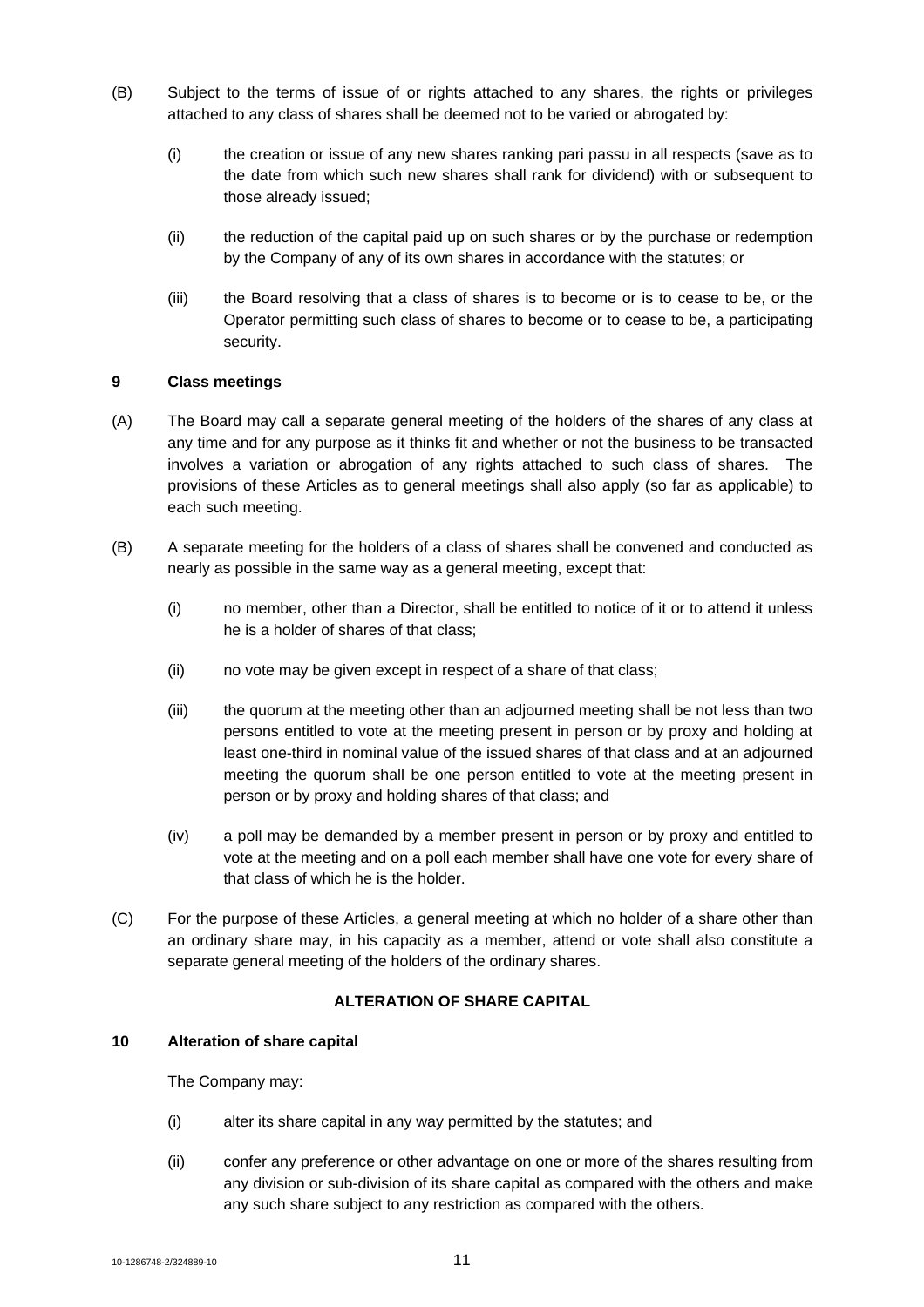(B) Subject to the terms of issue of or rights attached to any shares, the rights or privileges attached to any class of shares shall be deemed not to be varied or abrogated by:

(i) the creation or issue of any new shares ranking pari passu in all respects (save as to the date from which such new shares shall rank for dividend) with or subsequent to those already issued;

(ii) the reduction of the capital paid up on such shares or by the purchase or redemption by the Company of any of its own shares in accordance with the statutes; or

(iii) the Board resolving that a class of shares is to become or is to cease to be, or the Operator permitting such class of shares to become or to cease to be, a participating security.

**9 Class meetings**

(A) The Board may call a separate general meeting of the holders of the shares of any class at any time and for any purpose as it thinks fit and whether or not the business to be transacted involves a variation or abrogation of any rights attached to such class of shares. The provisions of these Articles as to general meetings shall also apply (so far as applicable) to each such meeting.

(B) A separate meeting for the holders of a class of shares shall be convened and conducted as nearly as possible in the same way as a general meeting, except that:

(i) no member, other than a Director, shall be entitled to notice of it or to attend it unless he is a holder of shares of that class;

(ii) no vote may be given except in respect of a share of that class;

(iii) the quorum at the meeting other than an adjourned meeting shall be not less than two persons entitled to vote at the meeting present in person or by proxy and holding at least one-third in nominal value of the issued shares of that class and at an adjourned meeting the quorum shall be one person entitled to vote at the meeting present in person or by proxy and holding shares of that class; and

(iv) a poll may be demanded by a member present in person or by proxy and entitled to vote at the meeting and on a poll each member shall have one vote for every share of that class of which he is the holder.

(C) For the purpose of these Articles, a general meeting at which no holder of a share other than an ordinary share may, in his capacity as a member, attend or vote shall also constitute a separate general meeting of the holders of the ordinary shares.

## ALTERATION OF SHARE CAPITAL

**10 Alteration of share capital**

The Company may:

(i) alter its share capital in any way permitted by the statutes; and

(ii) confer any preference or other advantage on one or more of the shares resulting from any division or sub-division of its share capital as compared with the others and make any such share subject to any restriction as compared with the others.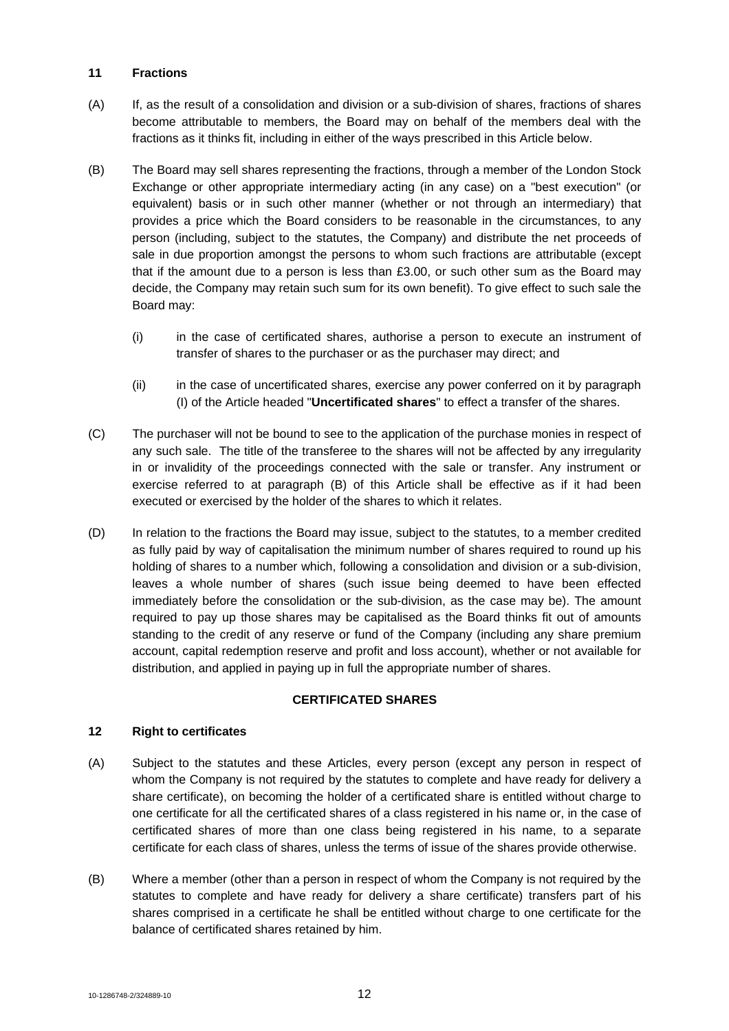**11 Fractions**

(A) If, as the result of a consolidation and division or a sub-division of shares, fractions of shares become attributable to members, the Board may on behalf of the members deal with the fractions as it thinks fit, including in either of the ways prescribed in this Article below.

(B) The Board may sell shares representing the fractions, through a member of the London Stock Exchange or other appropriate intermediary acting (in any case) on a "best execution" (or equivalent) basis or in such other manner (whether or not through an intermediary) that provides a price which the Board considers to be reasonable in the circumstances, to any person (including, subject to the statutes, the Company) and distribute the net proceeds of sale in due proportion amongst the persons to whom such fractions are attributable (except that if the amount due to a person is less than £3.00, or such other sum as the Board may decide, the Company may retain such sum for its own benefit). To give effect to such sale the Board may:

(i) in the case of certificated shares, authorise a person to execute an instrument of transfer of shares to the purchaser or as the purchaser may direct; and

(ii) in the case of uncertificated shares, exercise any power conferred on it by paragraph (I) of the Article headed "**Uncertificated shares**" to effect a transfer of the shares.

(C) The purchaser will not be bound to see to the application of the purchase monies in respect of any such sale. The title of the transferee to the shares will not be affected by any irregularity in or invalidity of the proceedings connected with the sale or transfer. Any instrument or exercise referred to at paragraph (B) of this Article shall be effective as if it had been executed or exercised by the holder of the shares to which it relates.

(D) In relation to the fractions the Board may issue, subject to the statutes, to a member credited as fully paid by way of capitalisation the minimum number of shares required to round up his holding of shares to a number which, following a consolidation and division or a sub-division, leaves a whole number of shares (such issue being deemed to have been effected immediately before the consolidation or the sub-division, as the case may be). The amount required to pay up those shares may be capitalised as the Board thinks fit out of amounts standing to the credit of any reserve or fund of the Company (including any share premium account, capital redemption reserve and profit and loss account), whether or not available for distribution, and applied in paying up in full the appropriate number of shares.

**CERTIFICATED SHARES**

**12 Right to certificates**

(A) Subject to the statutes and these Articles, every person (except any person in respect of whom the Company is not required by the statutes to complete and have ready for delivery a share certificate), on becoming the holder of a certificated share is entitled without charge to one certificate for all the certificated shares of a class registered in his name or, in the case of certificated shares of more than one class being registered in his name, to a separate certificate for each class of shares, unless the terms of issue of the shares provide otherwise.

(B) Where a member (other than a person in respect of whom the Company is not required by the statutes to complete and have ready for delivery a share certificate) transfers part of his shares comprised in a certificate he shall be entitled without charge to one certificate for the balance of certificated shares retained by him.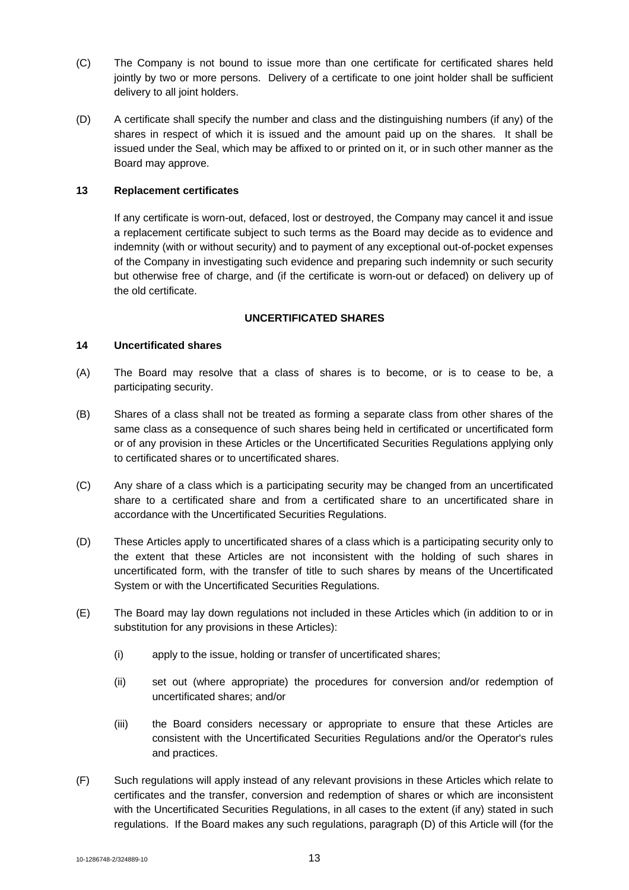(C) The Company is not bound to issue more than one certificate for certificated shares held jointly by two or more persons. Delivery of a certificate to one joint holder shall be sufficient delivery to all joint holders.

(D) A certificate shall specify the number and class and the distinguishing numbers (if any) of the shares in respect of which it is issued and the amount paid up on the shares. It shall be issued under the Seal, which may be affixed to or printed on it, or in such other manner as the Board may approve.

**13 Replacement certificates**

If any certificate is worn-out, defaced, lost or destroyed, the Company may cancel it and issue a replacement certificate subject to such terms as the Board may decide as to evidence and indemnity (with or without security) and to payment of any exceptional out-of-pocket expenses of the Company in investigating such evidence and preparing such indemnity or such security but otherwise free of charge, and (if the certificate is worn-out or defaced) on delivery up of the old certificate.

**UNCERTIFICATED SHARES**

**14 Uncertificated shares**

(A) The Board may resolve that a class of shares is to become, or is to cease to be, a participating security.

(B) Shares of a class shall not be treated as forming a separate class from other shares of the same class as a consequence of such shares being held in certificated or uncertificated form or of any provision in these Articles or the Uncertificated Securities Regulations applying only to certificated shares or to uncertificated shares.

(C) Any share of a class which is a participating security may be changed from an uncertificated share to a certificated share and from a certificated share to an uncertificated share in accordance with the Uncertificated Securities Regulations.

(D) These Articles apply to uncertificated shares of a class which is a participating security only to the extent that these Articles are not inconsistent with the holding of such shares in uncertificated form, with the transfer of title to such shares by means of the Uncertificated System or with the Uncertificated Securities Regulations.

(E) The Board may lay down regulations not included in these Articles which (in addition to or in substitution for any provisions in these Articles):

(i) apply to the issue, holding or transfer of uncertificated shares;

(ii) set out (where appropriate) the procedures for conversion and/or redemption of uncertificated shares; and/or

(iii) the Board considers necessary or appropriate to ensure that these Articles are consistent with the Uncertificated Securities Regulations and/or the Operator's rules and practices.

(F) Such regulations will apply instead of any relevant provisions in these Articles which relate to certificates and the transfer, conversion and redemption of shares or which are inconsistent with the Uncertificated Securities Regulations, in all cases to the extent (if any) stated in such regulations. If the Board makes any such regulations, paragraph (D) of this Article will (for the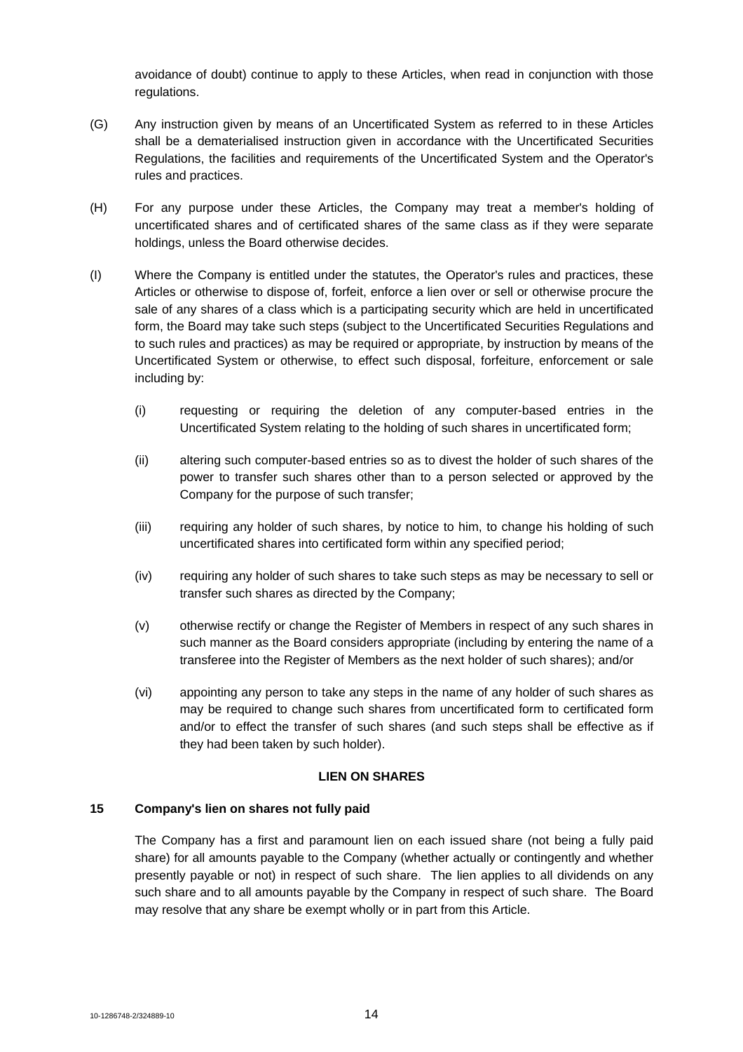avoidance of doubt) continue to apply to these Articles, when read in conjunction with those regulations.

(G) Any instruction given by means of an Uncertificated System as referred to in these Articles shall be a dematerialised instruction given in accordance with the Uncertificated Securities Regulations, the facilities and requirements of the Uncertificated System and the Operator's rules and practices.

(H) For any purpose under these Articles, the Company may treat a member's holding of uncertificated shares and of certificated shares of the same class as if they were separate holdings, unless the Board otherwise decides.

(I) Where the Company is entitled under the statutes, the Operator's rules and practices, these Articles or otherwise to dispose of, forfeit, enforce a lien over or sell or otherwise procure the sale of any shares of a class which is a participating security which are held in uncertificated form, the Board may take such steps (subject to the Uncertificated Securities Regulations and to such rules and practices) as may be required or appropriate, by instruction by means of the Uncertificated System or otherwise, to effect such disposal, forfeiture, enforcement or sale including by:

(i) requesting or requiring the deletion of any computer-based entries in the Uncertificated System relating to the holding of such shares in uncertificated form;

(ii) altering such computer-based entries so as to divest the holder of such shares of the power to transfer such shares other than to a person selected or approved by the Company for the purpose of such transfer;

(iii) requiring any holder of such shares, by notice to him, to change his holding of such uncertificated shares into certificated form within any specified period;

(iv) requiring any holder of such shares to take such steps as may be necessary to sell or transfer such shares as directed by the Company;

(v) otherwise rectify or change the Register of Members in respect of any such shares in such manner as the Board considers appropriate (including by entering the name of a transferee into the Register of Members as the next holder of such shares); and/or

(vi) appointing any person to take any steps in the name of any holder of such shares as may be required to change such shares from uncertificated form to certificated form and/or to effect the transfer of such shares (and such steps shall be effective as if they had been taken by such holder).

## LIEN ON SHARES

### 15 Company's lien on shares not fully paid

The Company has a first and paramount lien on each issued share (not being a fully paid share) for all amounts payable to the Company (whether actually or contingently and whether presently payable or not) in respect of such share. The lien applies to all dividends on any such share and to all amounts payable by the Company in respect of such share. The Board may resolve that any share be exempt wholly or in part from this Article.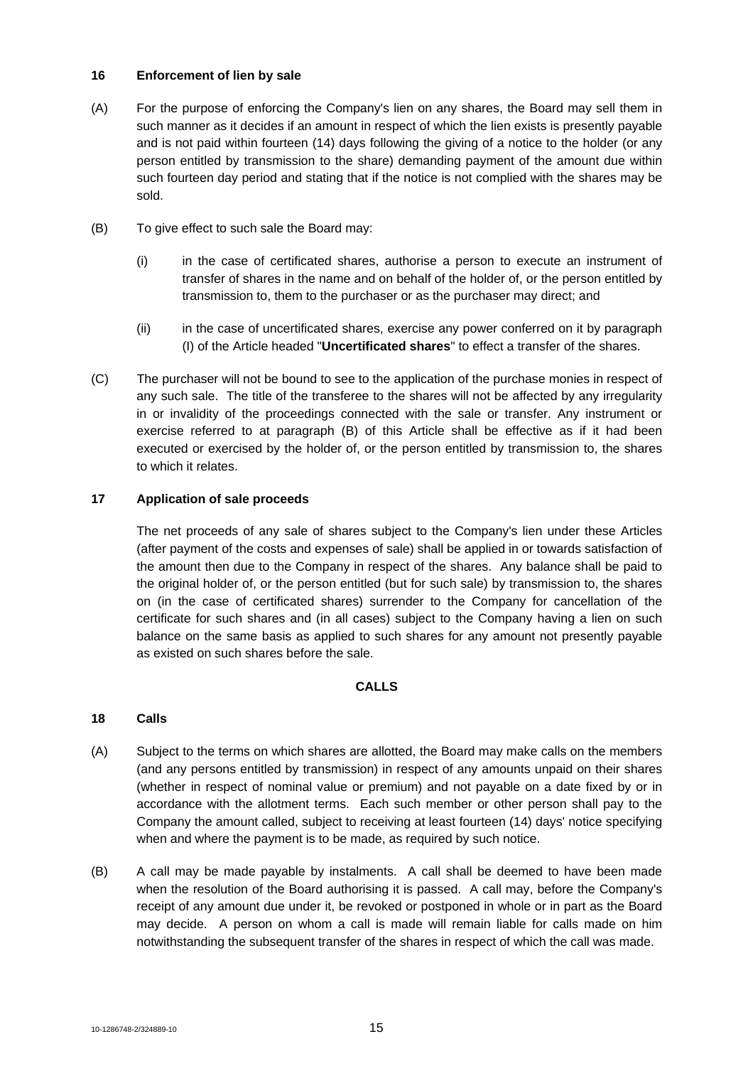### 16 Enforcement of lien by sale

(A) For the purpose of enforcing the Company's lien on any shares, the Board may sell them in such manner as it decides if an amount in respect of which the lien exists is presently payable and is not paid within fourteen (14) days following the giving of a notice to the holder (or any person entitled by transmission to the share) demanding payment of the amount due within such fourteen day period and stating that if the notice is not complied with the shares may be sold.

(B) To give effect to such sale the Board may:

(i) in the case of certificated shares, authorise a person to execute an instrument of transfer of shares in the name and on behalf of the holder of, or the person entitled by transmission to, them to the purchaser or as the purchaser may direct; and

(ii) in the case of uncertificated shares, exercise any power conferred on it by paragraph (I) of the Article headed "**Uncertificated shares**" to effect a transfer of the shares.

(C) The purchaser will not be bound to see to the application of the purchase monies in respect of any such sale. The title of the transferee to the shares will not be affected by any irregularity in or invalidity of the proceedings connected with the sale or transfer. Any instrument or exercise referred to at paragraph (B) of this Article shall be effective as if it had been executed or exercised by the holder of, or the person entitled by transmission to, the shares to which it relates.

### 17 Application of sale proceeds

The net proceeds of any sale of shares subject to the Company's lien under these Articles (after payment of the costs and expenses of sale) shall be applied in or towards satisfaction of the amount then due to the Company in respect of the shares. Any balance shall be paid to the original holder of, or the person entitled (but for such sale) by transmission to, the shares on (in the case of certificated shares) surrender to the Company for cancellation of the certificate for such shares and (in all cases) subject to the Company having a lien on such balance on the same basis as applied to such shares for any amount not presently payable as existed on such shares before the sale.

## CALLS

### 18 Calls

(A) Subject to the terms on which shares are allotted, the Board may make calls on the members (and any persons entitled by transmission) in respect of any amounts unpaid on their shares (whether in respect of nominal value or premium) and not payable on a date fixed by or in accordance with the allotment terms. Each such member or other person shall pay to the Company the amount called, subject to receiving at least fourteen (14) days' notice specifying when and where the payment is to be made, as required by such notice.

(B) A call may be made payable by instalments. A call shall be deemed to have been made when the resolution of the Board authorising it is passed. A call may, before the Company's receipt of any amount due under it, be revoked or postponed in whole or in part as the Board may decide. A person on whom a call is made will remain liable for calls made on him notwithstanding the subsequent transfer of the shares in respect of which the call was made.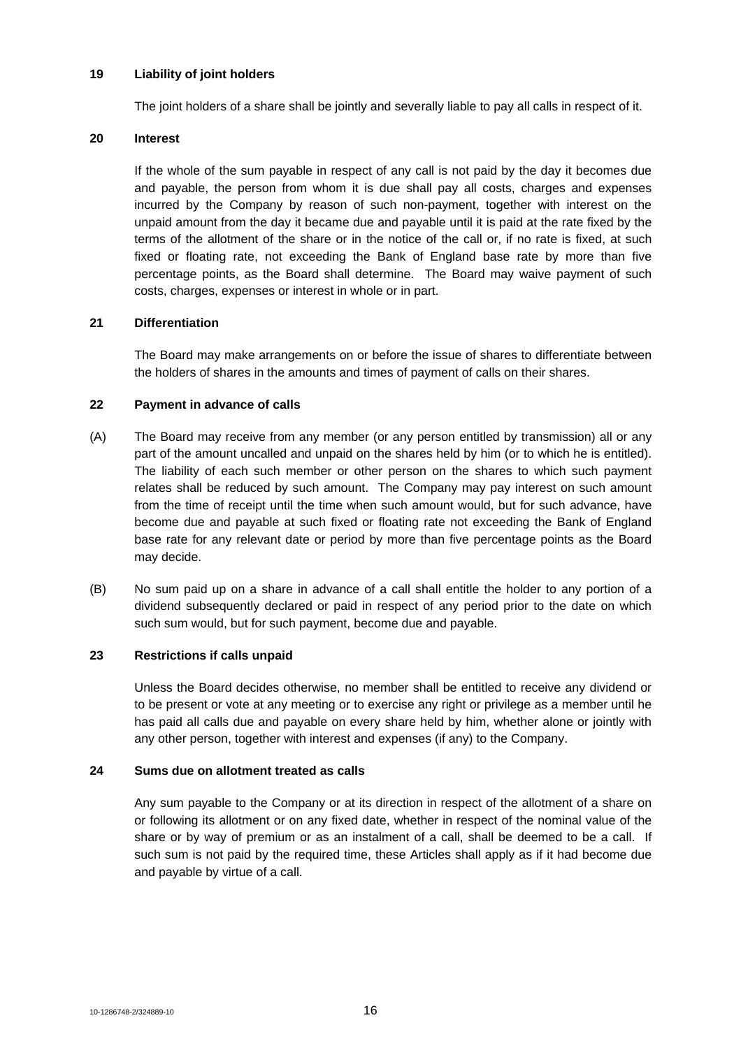## 19 Liability of joint holders

The joint holders of a share shall be jointly and severally liable to pay all calls in respect of it.

## 20 Interest

If the whole of the sum payable in respect of any call is not paid by the day it becomes due and payable, the person from whom it is due shall pay all costs, charges and expenses incurred by the Company by reason of such non-payment, together with interest on the unpaid amount from the day it became due and payable until it is paid at the rate fixed by the terms of the allotment of the share or in the notice of the call or, if no rate is fixed, at such fixed or floating rate, not exceeding the Bank of England base rate by more than five percentage points, as the Board shall determine. The Board may waive payment of such costs, charges, expenses or interest in whole or in part.

## 21 Differentiation

The Board may make arrangements on or before the issue of shares to differentiate between the holders of shares in the amounts and times of payment of calls on their shares.

## 22 Payment in advance of calls

(A) The Board may receive from any member (or any person entitled by transmission) all or any part of the amount uncalled and unpaid on the shares held by him (or to which he is entitled). The liability of each such member or other person on the shares to which such payment relates shall be reduced by such amount. The Company may pay interest on such amount from the time of receipt until the time when such amount would, but for such advance, have become due and payable at such fixed or floating rate not exceeding the Bank of England base rate for any relevant date or period by more than five percentage points as the Board may decide.

(B) No sum paid up on a share in advance of a call shall entitle the holder to any portion of a dividend subsequently declared or paid in respect of any period prior to the date on which such sum would, but for such payment, become due and payable.

## 23 Restrictions if calls unpaid

Unless the Board decides otherwise, no member shall be entitled to receive any dividend or to be present or vote at any meeting or to exercise any right or privilege as a member until he has paid all calls due and payable on every share held by him, whether alone or jointly with any other person, together with interest and expenses (if any) to the Company.

## 24 Sums due on allotment treated as calls

Any sum payable to the Company or at its direction in respect of the allotment of a share on or following its allotment or on any fixed date, whether in respect of the nominal value of the share or by way of premium or as an instalment of a call, shall be deemed to be a call. If such sum is not paid by the required time, these Articles shall apply as if it had become due and payable by virtue of a call.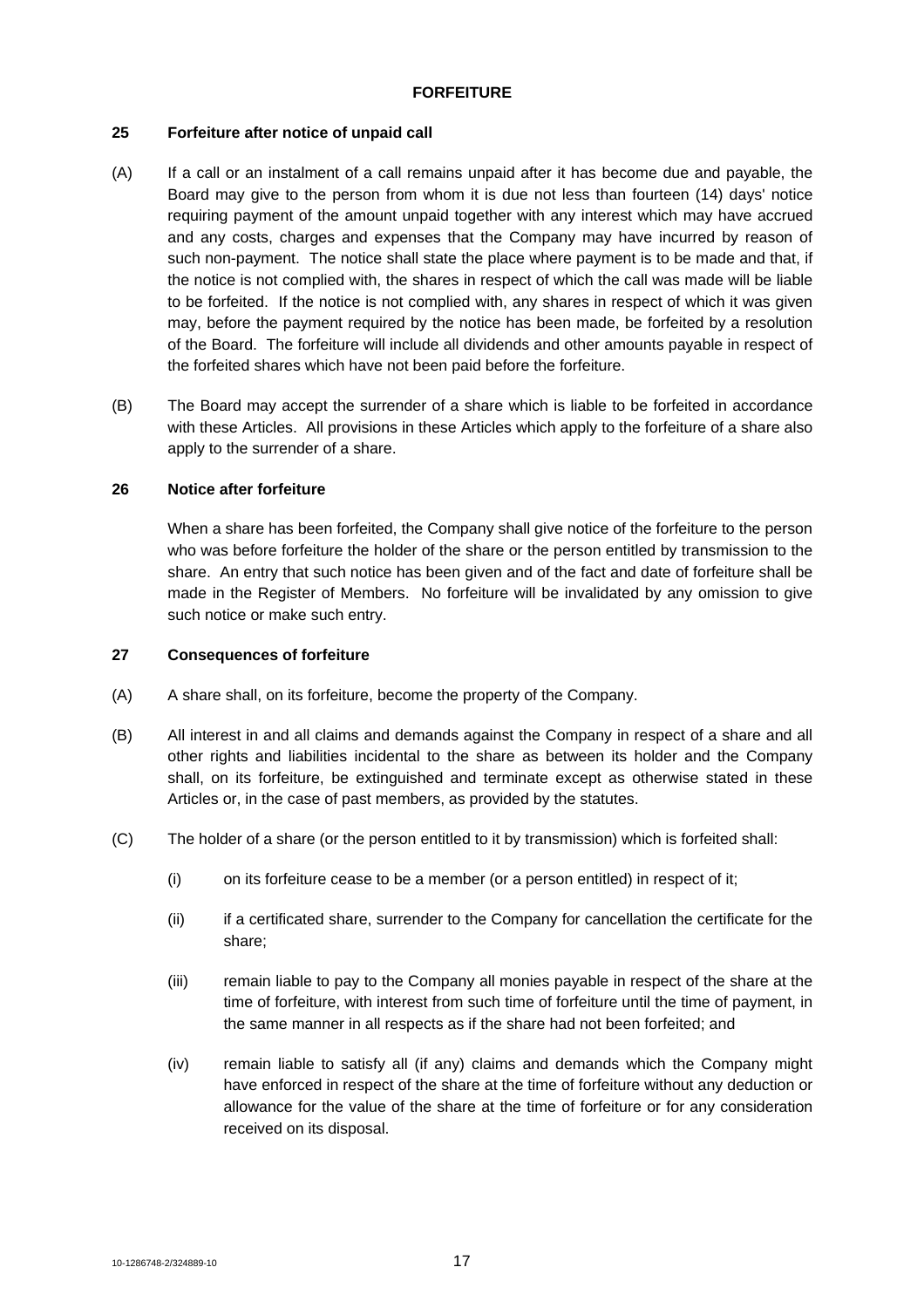## FORFEITURE

### 25 Forfeiture after notice of unpaid call

(A) If a call or an instalment of a call remains unpaid after it has become due and payable, the Board may give to the person from whom it is due not less than fourteen (14) days' notice requiring payment of the amount unpaid together with any interest which may have accrued and any costs, charges and expenses that the Company may have incurred by reason of such non-payment. The notice shall state the place where payment is to be made and that, if the notice is not complied with, the shares in respect of which the call was made will be liable to be forfeited. If the notice is not complied with, any shares in respect of which it was given may, before the payment required by the notice has been made, be forfeited by a resolution of the Board. The forfeiture will include all dividends and other amounts payable in respect of the forfeited shares which have not been paid before the forfeiture.

(B) The Board may accept the surrender of a share which is liable to be forfeited in accordance with these Articles. All provisions in these Articles which apply to the forfeiture of a share also apply to the surrender of a share.

### 26 Notice after forfeiture

When a share has been forfeited, the Company shall give notice of the forfeiture to the person who was before forfeiture the holder of the share or the person entitled by transmission to the share. An entry that such notice has been given and of the fact and date of forfeiture shall be made in the Register of Members. No forfeiture will be invalidated by any omission to give such notice or make such entry.

### 27 Consequences of forfeiture

(A) A share shall, on its forfeiture, become the property of the Company.

(B) All interest in and all claims and demands against the Company in respect of a share and all other rights and liabilities incidental to the share as between its holder and the Company shall, on its forfeiture, be extinguished and terminate except as otherwise stated in these Articles or, in the case of past members, as provided by the statutes.

(C) The holder of a share (or the person entitled to it by transmission) which is forfeited shall:

(i) on its forfeiture cease to be a member (or a person entitled) in respect of it;

(ii) if a certificated share, surrender to the Company for cancellation the certificate for the share;

(iii) remain liable to pay to the Company all monies payable in respect of the share at the time of forfeiture, with interest from such time of forfeiture until the time of payment, in the same manner in all respects as if the share had not been forfeited; and

(iv) remain liable to satisfy all (if any) claims and demands which the Company might have enforced in respect of the share at the time of forfeiture without any deduction or allowance for the value of the share at the time of forfeiture or for any consideration received on its disposal.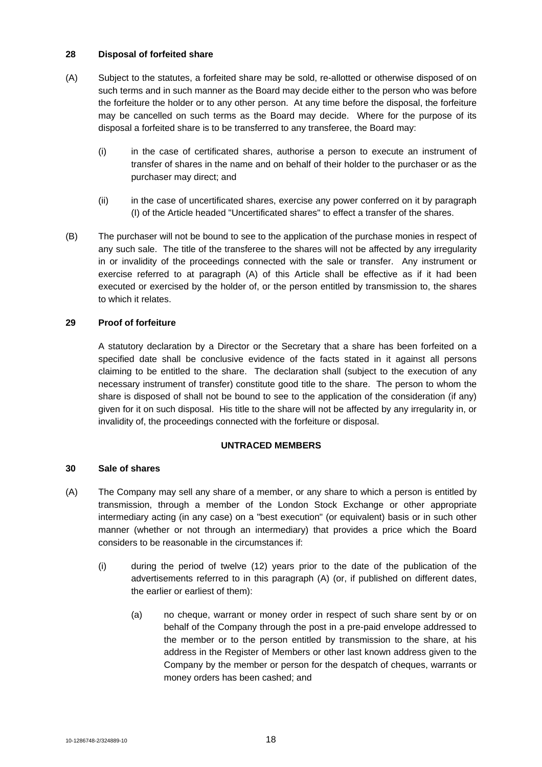**28 Disposal of forfeited share**

(A) Subject to the statutes, a forfeited share may be sold, re-allotted or otherwise disposed of on such terms and in such manner as the Board may decide either to the person who was before the forfeiture the holder or to any other person. At any time before the disposal, the forfeiture may be cancelled on such terms as the Board may decide. Where for the purpose of its disposal a forfeited share is to be transferred to any transferee, the Board may:

(i) in the case of certificated shares, authorise a person to execute an instrument of transfer of shares in the name and on behalf of their holder to the purchaser or as the purchaser may direct; and

(ii) in the case of uncertificated shares, exercise any power conferred on it by paragraph (I) of the Article headed "Uncertificated shares" to effect a transfer of the shares.

(B) The purchaser will not be bound to see to the application of the purchase monies in respect of any such sale. The title of the transferee to the shares will not be affected by any irregularity in or invalidity of the proceedings connected with the sale or transfer. Any instrument or exercise referred to at paragraph (A) of this Article shall be effective as if it had been executed or exercised by the holder of, or the person entitled by transmission to, the shares to which it relates.

**29 Proof of forfeiture**

A statutory declaration by a Director or the Secretary that a share has been forfeited on a specified date shall be conclusive evidence of the facts stated in it against all persons claiming to be entitled to the share. The declaration shall (subject to the execution of any necessary instrument of transfer) constitute good title to the share. The person to whom the share is disposed of shall not be bound to see to the application of the consideration (if any) given for it on such disposal. His title to the share will not be affected by any irregularity in, or invalidity of, the proceedings connected with the forfeiture or disposal.

**UNTRACED MEMBERS**

**30 Sale of shares**

(A) The Company may sell any share of a member, or any share to which a person is entitled by transmission, through a member of the London Stock Exchange or other appropriate intermediary acting (in any case) on a "best execution" (or equivalent) basis or in such other manner (whether or not through an intermediary) that provides a price which the Board considers to be reasonable in the circumstances if:

(i) during the period of twelve (12) years prior to the date of the publication of the advertisements referred to in this paragraph (A) (or, if published on different dates, the earlier or earliest of them):

(a) no cheque, warrant or money order in respect of such share sent by or on behalf of the Company through the post in a pre-paid envelope addressed to the member or to the person entitled by transmission to the share, at his address in the Register of Members or other last known address given to the Company by the member or person for the despatch of cheques, warrants or money orders has been cashed; and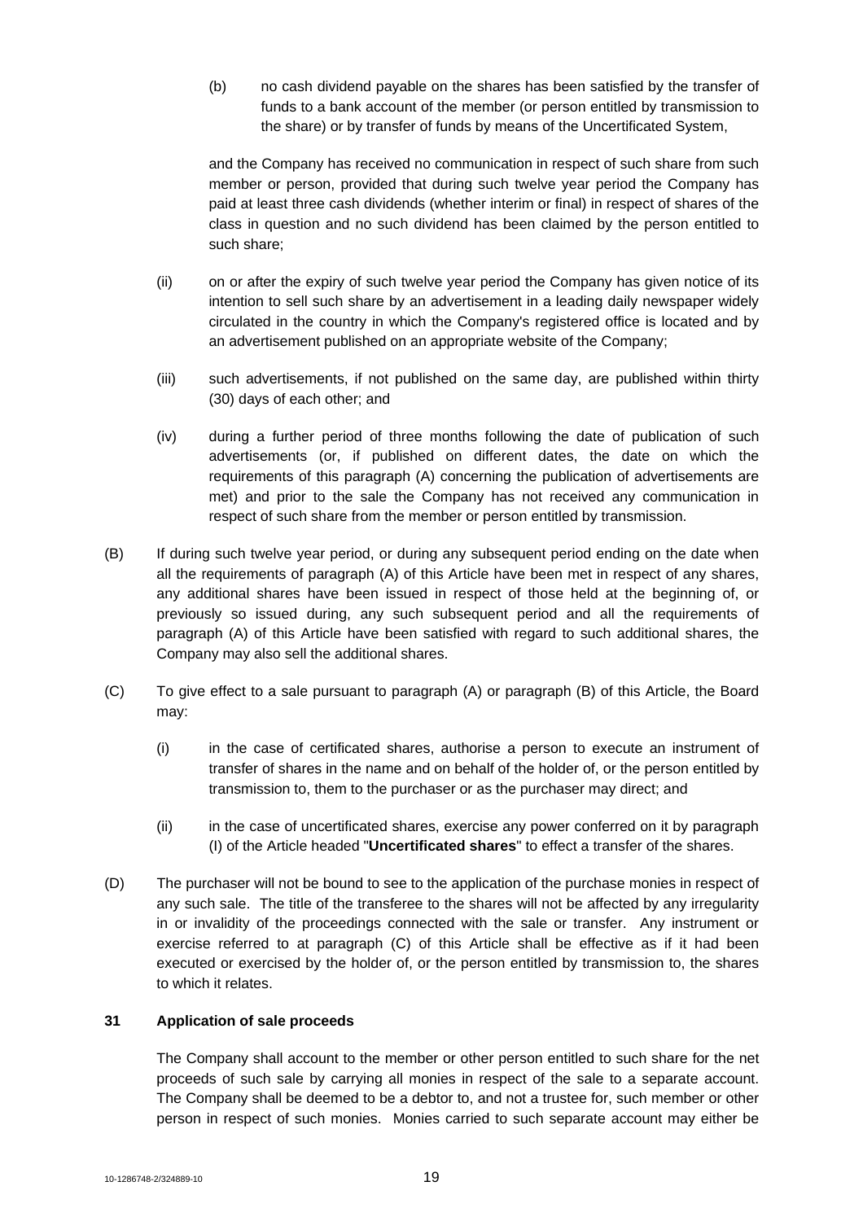(b) no cash dividend payable on the shares has been satisfied by the transfer of funds to a bank account of the member (or person entitled by transmission to the share) or by transfer of funds by means of the Uncertificated System,

and the Company has received no communication in respect of such share from such member or person, provided that during such twelve year period the Company has paid at least three cash dividends (whether interim or final) in respect of shares of the class in question and no such dividend has been claimed by the person entitled to such share;

(ii) on or after the expiry of such twelve year period the Company has given notice of its intention to sell such share by an advertisement in a leading daily newspaper widely circulated in the country in which the Company's registered office is located and by an advertisement published on an appropriate website of the Company;

(iii) such advertisements, if not published on the same day, are published within thirty (30) days of each other; and

(iv) during a further period of three months following the date of publication of such advertisements (or, if published on different dates, the date on which the requirements of this paragraph (A) concerning the publication of advertisements are met) and prior to the sale the Company has not received any communication in respect of such share from the member or person entitled by transmission.

(B) If during such twelve year period, or during any subsequent period ending on the date when all the requirements of paragraph (A) of this Article have been met in respect of any shares, any additional shares have been issued in respect of those held at the beginning of, or previously so issued during, any such subsequent period and all the requirements of paragraph (A) of this Article have been satisfied with regard to such additional shares, the Company may also sell the additional shares.

(C) To give effect to a sale pursuant to paragraph (A) or paragraph (B) of this Article, the Board may:

(i) in the case of certificated shares, authorise a person to execute an instrument of transfer of shares in the name and on behalf of the holder of, or the person entitled by transmission to, them to the purchaser or as the purchaser may direct; and

(ii) in the case of uncertificated shares, exercise any power conferred on it by paragraph (I) of the Article headed "**Uncertificated shares**" to effect a transfer of the shares.

(D) The purchaser will not be bound to see to the application of the purchase monies in respect of any such sale. The title of the transferee to the shares will not be affected by any irregularity in or invalidity of the proceedings connected with the sale or transfer. Any instrument or exercise referred to at paragraph (C) of this Article shall be effective as if it had been executed or exercised by the holder of, or the person entitled by transmission to, the shares to which it relates.

### 31 Application of sale proceeds

The Company shall account to the member or other person entitled to such share for the net proceeds of such sale by carrying all monies in respect of the sale to a separate account. The Company shall be deemed to be a debtor to, and not a trustee for, such member or other person in respect of such monies. Monies carried to such separate account may either be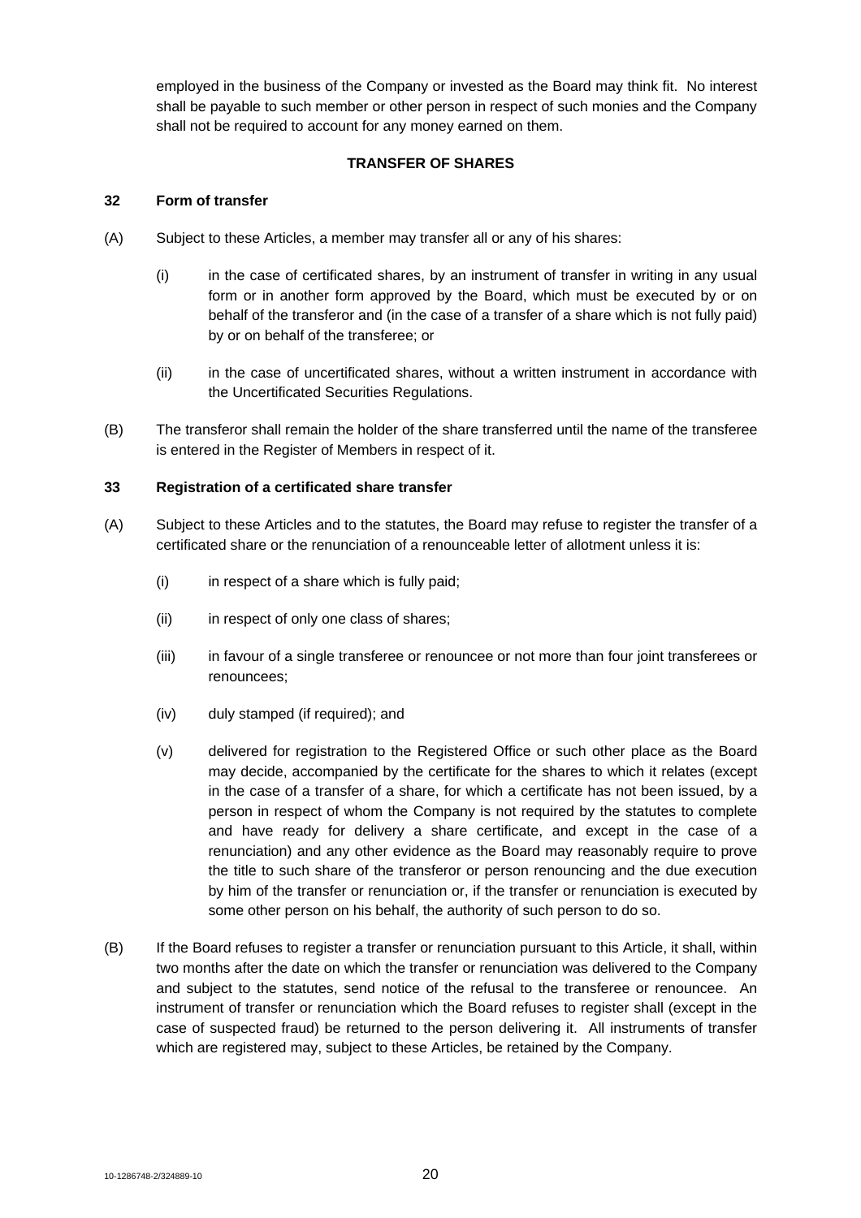employed in the business of the Company or invested as the Board may think fit. No interest shall be payable to such member or other person in respect of such monies and the Company shall not be required to account for any money earned on them.

## TRANSFER OF SHARES

### 32 Form of transfer

(A) Subject to these Articles, a member may transfer all or any of his shares:

(i) in the case of certificated shares, by an instrument of transfer in writing in any usual form or in another form approved by the Board, which must be executed by or on behalf of the transferor and (in the case of a transfer of a share which is not fully paid) by or on behalf of the transferee; or

(ii) in the case of uncertificated shares, without a written instrument in accordance with the Uncertificated Securities Regulations.

(B) The transferor shall remain the holder of the share transferred until the name of the transferee is entered in the Register of Members in respect of it.

### 33 Registration of a certificated share transfer

(A) Subject to these Articles and to the statutes, the Board may refuse to register the transfer of a certificated share or the renunciation of a renounceable letter of allotment unless it is:

(i) in respect of a share which is fully paid;

(ii) in respect of only one class of shares;

(iii) in favour of a single transferee or renouncee or not more than four joint transferees or renouncees;

(iv) duly stamped (if required); and

(v) delivered for registration to the Registered Office or such other place as the Board may decide, accompanied by the certificate for the shares to which it relates (except in the case of a transfer of a share, for which a certificate has not been issued, by a person in respect of whom the Company is not required by the statutes to complete and have ready for delivery a share certificate, and except in the case of a renunciation) and any other evidence as the Board may reasonably require to prove the title to such share of the transferor or person renouncing and the due execution by him of the transfer or renunciation or, if the transfer or renunciation is executed by some other person on his behalf, the authority of such person to do so.

(B) If the Board refuses to register a transfer or renunciation pursuant to this Article, it shall, within two months after the date on which the transfer or renunciation was delivered to the Company and subject to the statutes, send notice of the refusal to the transferee or renouncee. An instrument of transfer or renunciation which the Board refuses to register shall (except in the case of suspected fraud) be returned to the person delivering it. All instruments of transfer which are registered may, subject to these Articles, be retained by the Company.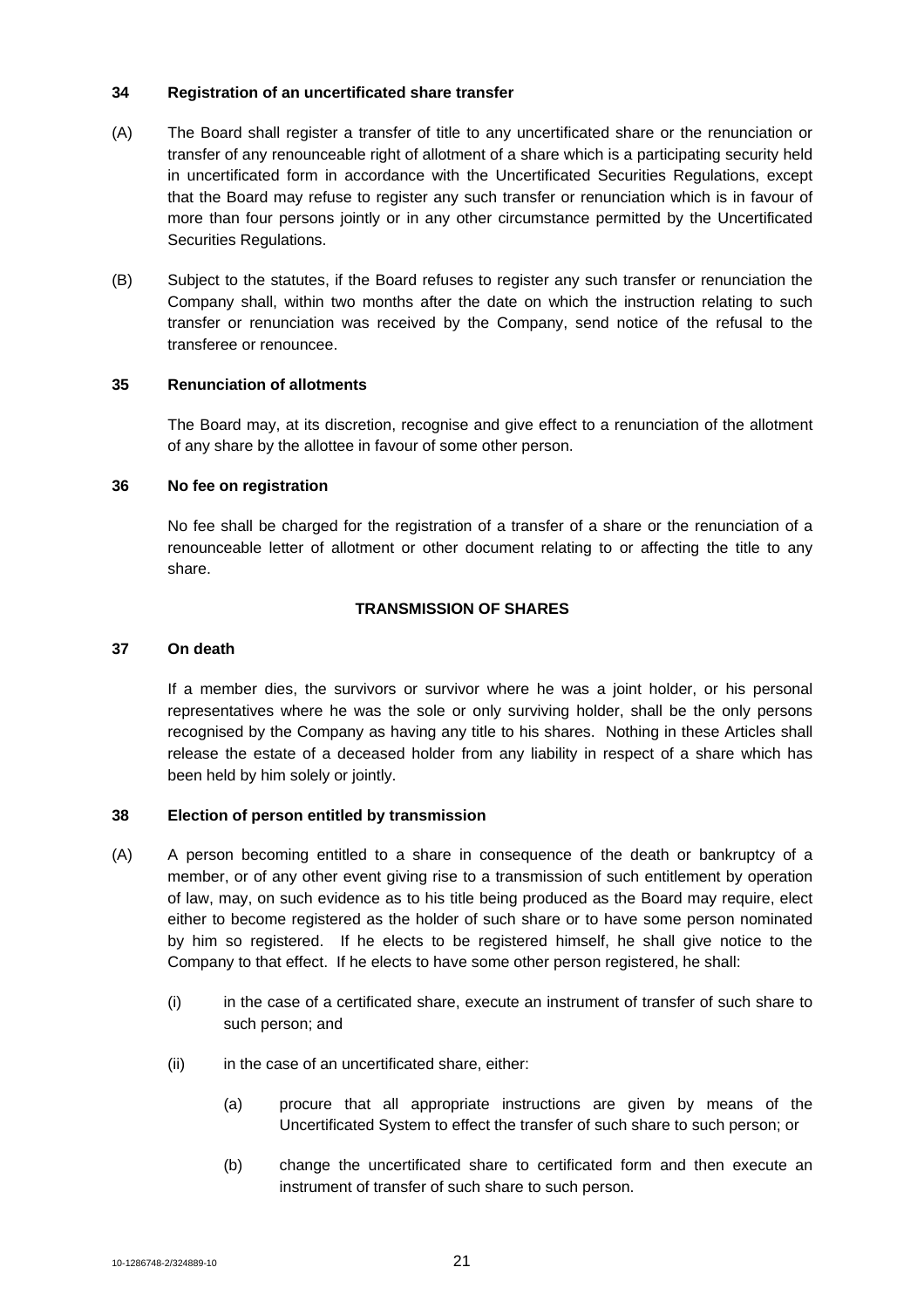### 34 Registration of an uncertificated share transfer

(A) The Board shall register a transfer of title to any uncertificated share or the renunciation or transfer of any renounceable right of allotment of a share which is a participating security held in uncertificated form in accordance with the Uncertificated Securities Regulations, except that the Board may refuse to register any such transfer or renunciation which is in favour of more than four persons jointly or in any other circumstance permitted by the Uncertificated Securities Regulations.

(B) Subject to the statutes, if the Board refuses to register any such transfer or renunciation the Company shall, within two months after the date on which the instruction relating to such transfer or renunciation was received by the Company, send notice of the refusal to the transferee or renouncee.

### 35 Renunciation of allotments

The Board may, at its discretion, recognise and give effect to a renunciation of the allotment of any share by the allottee in favour of some other person.

### 36 No fee on registration

No fee shall be charged for the registration of a transfer of a share or the renunciation of a renounceable letter of allotment or other document relating to or affecting the title to any share.

## TRANSMISSION OF SHARES

### 37 On death

If a member dies, the survivors or survivor where he was a joint holder, or his personal representatives where he was the sole or only surviving holder, shall be the only persons recognised by the Company as having any title to his shares. Nothing in these Articles shall release the estate of a deceased holder from any liability in respect of a share which has been held by him solely or jointly.

### 38 Election of person entitled by transmission

(A) A person becoming entitled to a share in consequence of the death or bankruptcy of a member, or of any other event giving rise to a transmission of such entitlement by operation of law, may, on such evidence as to his title being produced as the Board may require, elect either to become registered as the holder of such share or to have some person nominated by him so registered. If he elects to be registered himself, he shall give notice to the Company to that effect. If he elects to have some other person registered, he shall:

- (i) in the case of a certificated share, execute an instrument of transfer of such share to such person; and

- (ii) in the case of an uncertificated share, either:

  - (a) procure that all appropriate instructions are given by means of the Uncertificated System to effect the transfer of such share to such person; or

  - (b) change the uncertificated share to certificated form and then execute an instrument of transfer of such share to such person.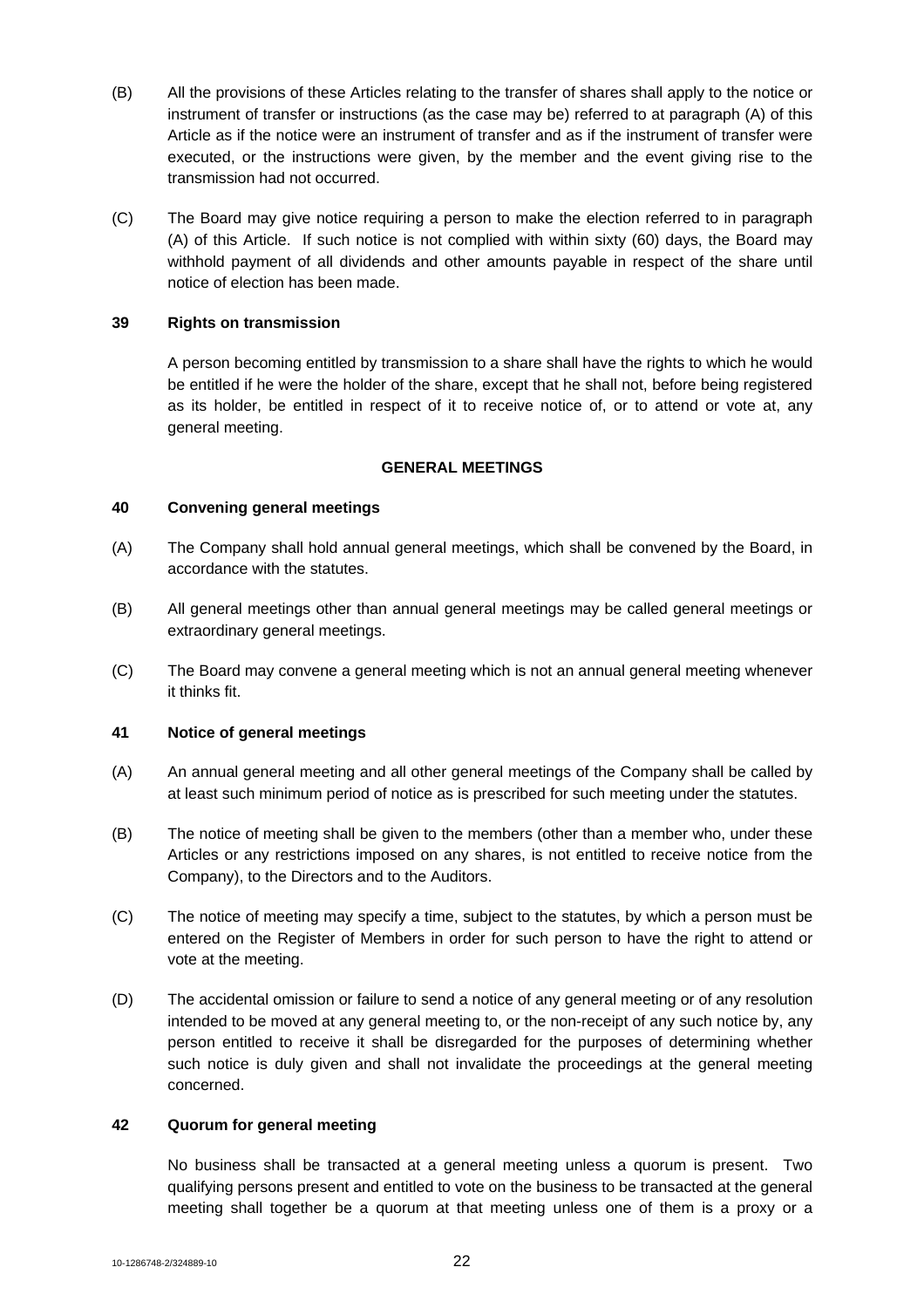(B) All the provisions of these Articles relating to the transfer of shares shall apply to the notice or instrument of transfer or instructions (as the case may be) referred to at paragraph (A) of this Article as if the notice were an instrument of transfer and as if the instrument of transfer were executed, or the instructions were given, by the member and the event giving rise to the transmission had not occurred.

(C) The Board may give notice requiring a person to make the election referred to in paragraph (A) of this Article. If such notice is not complied with within sixty (60) days, the Board may withhold payment of all dividends and other amounts payable in respect of the share until notice of election has been made.

**39 Rights on transmission**

A person becoming entitled by transmission to a share shall have the rights to which he would be entitled if he were the holder of the share, except that he shall not, before being registered as its holder, be entitled in respect of it to receive notice of, or to attend or vote at, any general meeting.

## GENERAL MEETINGS

**40 Convening general meetings**

(A) The Company shall hold annual general meetings, which shall be convened by the Board, in accordance with the statutes.

(B) All general meetings other than annual general meetings may be called general meetings or extraordinary general meetings.

(C) The Board may convene a general meeting which is not an annual general meeting whenever it thinks fit.

**41 Notice of general meetings**

(A) An annual general meeting and all other general meetings of the Company shall be called by at least such minimum period of notice as is prescribed for such meeting under the statutes.

(B) The notice of meeting shall be given to the members (other than a member who, under these Articles or any restrictions imposed on any shares, is not entitled to receive notice from the Company), to the Directors and to the Auditors.

(C) The notice of meeting may specify a time, subject to the statutes, by which a person must be entered on the Register of Members in order for such person to have the right to attend or vote at the meeting.

(D) The accidental omission or failure to send a notice of any general meeting or of any resolution intended to be moved at any general meeting to, or the non-receipt of any such notice by, any person entitled to receive it shall be disregarded for the purposes of determining whether such notice is duly given and shall not invalidate the proceedings at the general meeting concerned.

**42 Quorum for general meeting**

No business shall be transacted at a general meeting unless a quorum is present. Two qualifying persons present and entitled to vote on the business to be transacted at the general meeting shall together be a quorum at that meeting unless one of them is a proxy or a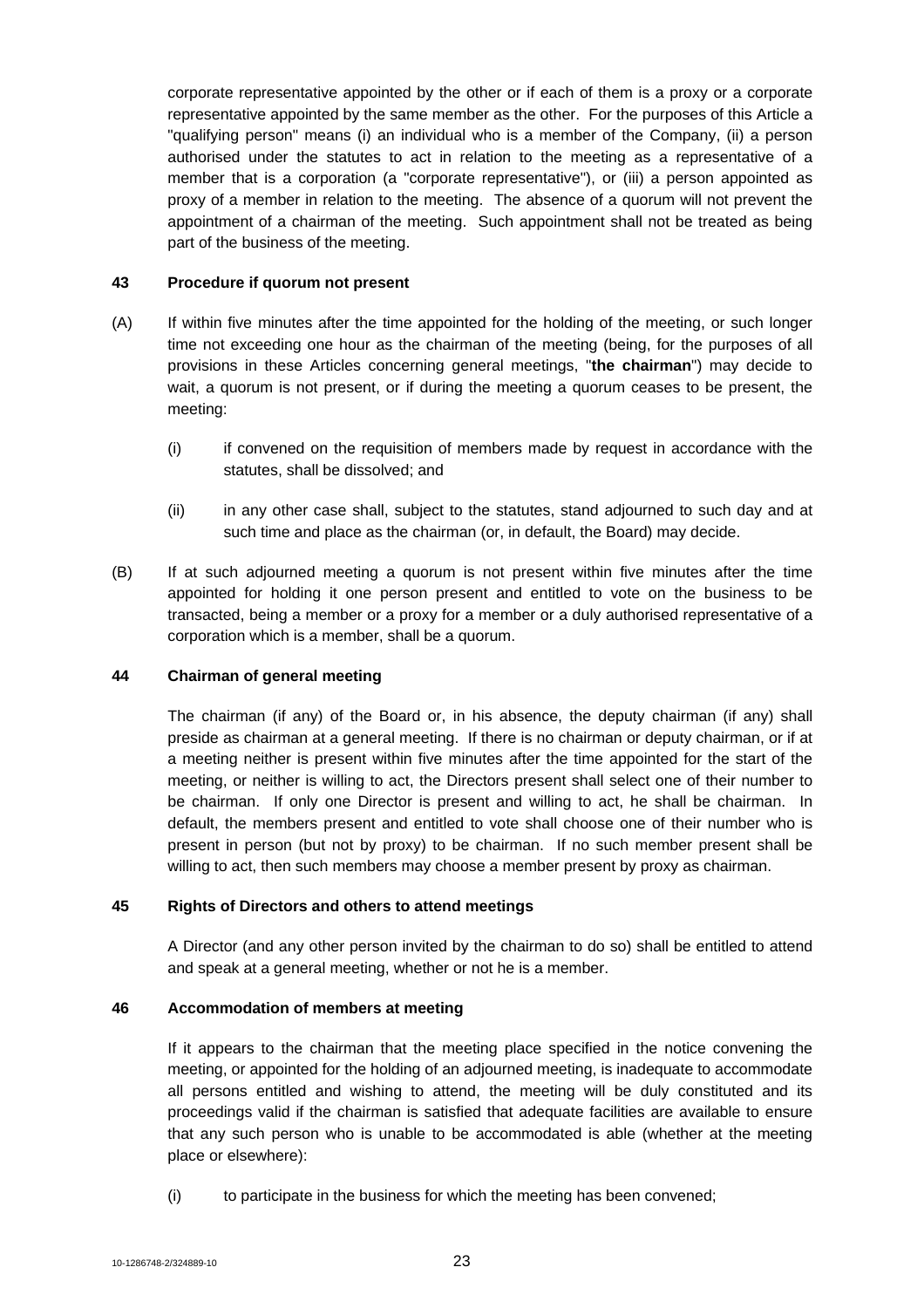corporate representative appointed by the other or if each of them is a proxy or a corporate representative appointed by the same member as the other. For the purposes of this Article a "qualifying person" means (i) an individual who is a member of the Company, (ii) a person authorised under the statutes to act in relation to the meeting as a representative of a member that is a corporation (a "corporate representative"), or (iii) a person appointed as proxy of a member in relation to the meeting. The absence of a quorum will not prevent the appointment of a chairman of the meeting. Such appointment shall not be treated as being part of the business of the meeting.

**43 Procedure if quorum not present**

(A) If within five minutes after the time appointed for the holding of the meeting, or such longer time not exceeding one hour as the chairman of the meeting (being, for the purposes of all provisions in these Articles concerning general meetings, "**the chairman**") may decide to wait, a quorum is not present, or if during the meeting a quorum ceases to be present, the meeting:

(i) if convened on the requisition of members made by request in accordance with the statutes, shall be dissolved; and

(ii) in any other case shall, subject to the statutes, stand adjourned to such day and at such time and place as the chairman (or, in default, the Board) may decide.

(B) If at such adjourned meeting a quorum is not present within five minutes after the time appointed for holding it one person present and entitled to vote on the business to be transacted, being a member or a proxy for a member or a duly authorised representative of a corporation which is a member, shall be a quorum.

**44 Chairman of general meeting**

The chairman (if any) of the Board or, in his absence, the deputy chairman (if any) shall preside as chairman at a general meeting. If there is no chairman or deputy chairman, or if at a meeting neither is present within five minutes after the time appointed for the start of the meeting, or neither is willing to act, the Directors present shall select one of their number to be chairman. If only one Director is present and willing to act, he shall be chairman. In default, the members present and entitled to vote shall choose one of their number who is present in person (but not by proxy) to be chairman. If no such member present shall be willing to act, then such members may choose a member present by proxy as chairman.

**45 Rights of Directors and others to attend meetings**

A Director (and any other person invited by the chairman to do so) shall be entitled to attend and speak at a general meeting, whether or not he is a member.

**46 Accommodation of members at meeting**

If it appears to the chairman that the meeting place specified in the notice convening the meeting, or appointed for the holding of an adjourned meeting, is inadequate to accommodate all persons entitled and wishing to attend, the meeting will be duly constituted and its proceedings valid if the chairman is satisfied that adequate facilities are available to ensure that any such person who is unable to be accommodated is able (whether at the meeting place or elsewhere):

(i) to participate in the business for which the meeting has been convened;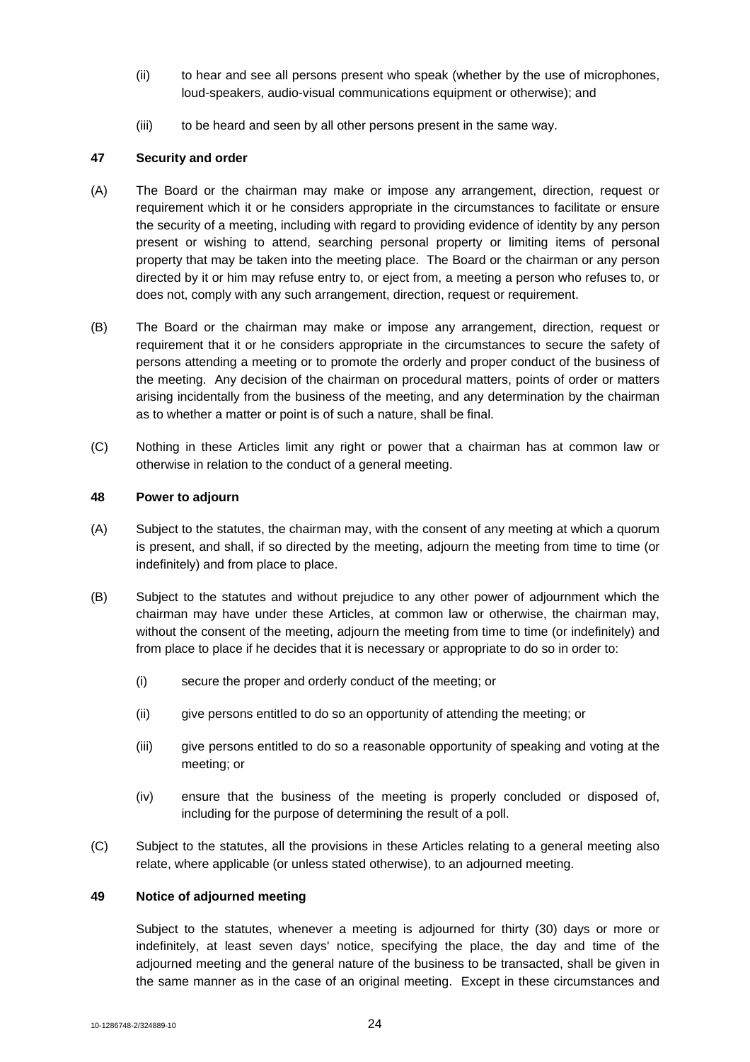(ii) to hear and see all persons present who speak (whether by the use of microphones, loud-speakers, audio-visual communications equipment or otherwise); and

(iii) to be heard and seen by all other persons present in the same way.

**47 Security and order**

(A) The Board or the chairman may make or impose any arrangement, direction, request or requirement which it or he considers appropriate in the circumstances to facilitate or ensure the security of a meeting, including with regard to providing evidence of identity by any person present or wishing to attend, searching personal property or limiting items of personal property that may be taken into the meeting place. The Board or the chairman or any person directed by it or him may refuse entry to, or eject from, a meeting a person who refuses to, or does not, comply with any such arrangement, direction, request or requirement.

(B) The Board or the chairman may make or impose any arrangement, direction, request or requirement that it or he considers appropriate in the circumstances to secure the safety of persons attending a meeting or to promote the orderly and proper conduct of the business of the meeting. Any decision of the chairman on procedural matters, points of order or matters arising incidentally from the business of the meeting, and any determination by the chairman as to whether a matter or point is of such a nature, shall be final.

(C) Nothing in these Articles limit any right or power that a chairman has at common law or otherwise in relation to the conduct of a general meeting.

**48 Power to adjourn**

(A) Subject to the statutes, the chairman may, with the consent of any meeting at which a quorum is present, and shall, if so directed by the meeting, adjourn the meeting from time to time (or indefinitely) and from place to place.

(B) Subject to the statutes and without prejudice to any other power of adjournment which the chairman may have under these Articles, at common law or otherwise, the chairman may, without the consent of the meeting, adjourn the meeting from time to time (or indefinitely) and from place to place if he decides that it is necessary or appropriate to do so in order to:

(i) secure the proper and orderly conduct of the meeting; or

(ii) give persons entitled to do so an opportunity of attending the meeting; or

(iii) give persons entitled to do so a reasonable opportunity of speaking and voting at the meeting; or

(iv) ensure that the business of the meeting is properly concluded or disposed of, including for the purpose of determining the result of a poll.

(C) Subject to the statutes, all the provisions in these Articles relating to a general meeting also relate, where applicable (or unless stated otherwise), to an adjourned meeting.

**49 Notice of adjourned meeting**

Subject to the statutes, whenever a meeting is adjourned for thirty (30) days or more or indefinitely, at least seven days' notice, specifying the place, the day and time of the adjourned meeting and the general nature of the business to be transacted, shall be given in the same manner as in the case of an original meeting. Except in these circumstances and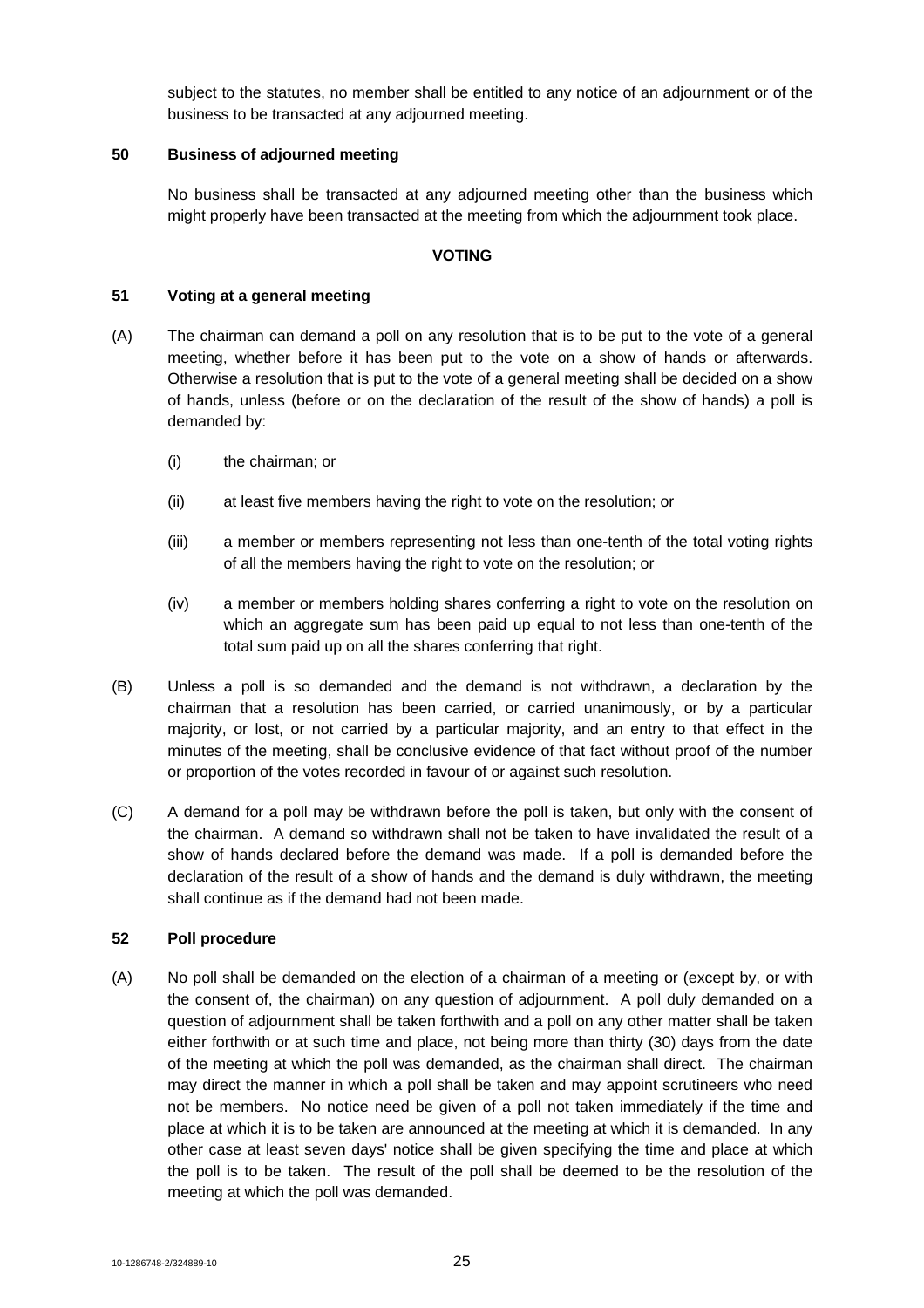subject to the statutes, no member shall be entitled to any notice of an adjournment or of the business to be transacted at any adjourned meeting.

**50 Business of adjourned meeting**

No business shall be transacted at any adjourned meeting other than the business which might properly have been transacted at the meeting from which the adjournment took place.

**VOTING**

**51 Voting at a general meeting**

(A) The chairman can demand a poll on any resolution that is to be put to the vote of a general meeting, whether before it has been put to the vote on a show of hands or afterwards. Otherwise a resolution that is put to the vote of a general meeting shall be decided on a show of hands, unless (before or on the declaration of the result of the show of hands) a poll is demanded by:

(i) the chairman; or

(ii) at least five members having the right to vote on the resolution; or

(iii) a member or members representing not less than one-tenth of the total voting rights of all the members having the right to vote on the resolution; or

(iv) a member or members holding shares conferring a right to vote on the resolution on which an aggregate sum has been paid up equal to not less than one-tenth of the total sum paid up on all the shares conferring that right.

(B) Unless a poll is so demanded and the demand is not withdrawn, a declaration by the chairman that a resolution has been carried, or carried unanimously, or by a particular majority, or lost, or not carried by a particular majority, and an entry to that effect in the minutes of the meeting, shall be conclusive evidence of that fact without proof of the number or proportion of the votes recorded in favour of or against such resolution.

(C) A demand for a poll may be withdrawn before the poll is taken, but only with the consent of the chairman. A demand so withdrawn shall not be taken to have invalidated the result of a show of hands declared before the demand was made. If a poll is demanded before the declaration of the result of a show of hands and the demand is duly withdrawn, the meeting shall continue as if the demand had not been made.

**52 Poll procedure**

(A) No poll shall be demanded on the election of a chairman of a meeting or (except by, or with the consent of, the chairman) on any question of adjournment. A poll duly demanded on a question of adjournment shall be taken forthwith and a poll on any other matter shall be taken either forthwith or at such time and place, not being more than thirty (30) days from the date of the meeting at which the poll was demanded, as the chairman shall direct. The chairman may direct the manner in which a poll shall be taken and may appoint scrutineers who need not be members. No notice need be given of a poll not taken immediately if the time and place at which it is to be taken are announced at the meeting at which it is demanded. In any other case at least seven days' notice shall be given specifying the time and place at which the poll is to be taken. The result of the poll shall be deemed to be the resolution of the meeting at which the poll was demanded.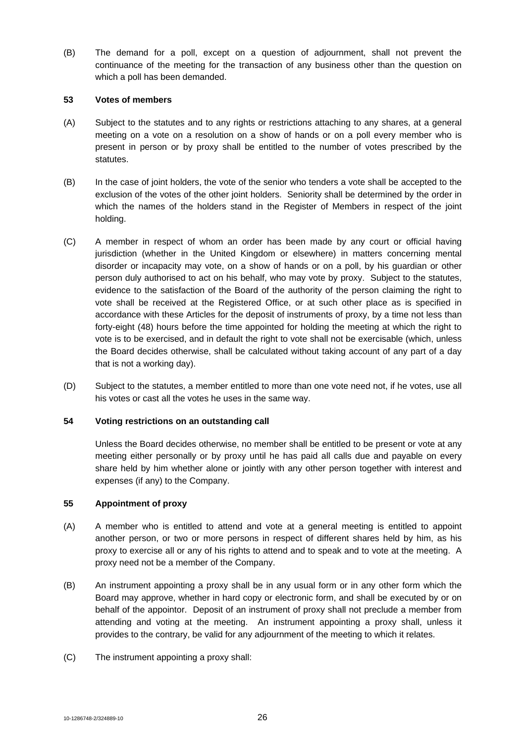(B) The demand for a poll, except on a question of adjournment, shall not prevent the continuance of the meeting for the transaction of any business other than the question on which a poll has been demanded.

**53 Votes of members**

(A) Subject to the statutes and to any rights or restrictions attaching to any shares, at a general meeting on a vote on a resolution on a show of hands or on a poll every member who is present in person or by proxy shall be entitled to the number of votes prescribed by the statutes.

(B) In the case of joint holders, the vote of the senior who tenders a vote shall be accepted to the exclusion of the votes of the other joint holders. Seniority shall be determined by the order in which the names of the holders stand in the Register of Members in respect of the joint holding.

(C) A member in respect of whom an order has been made by any court or official having jurisdiction (whether in the United Kingdom or elsewhere) in matters concerning mental disorder or incapacity may vote, on a show of hands or on a poll, by his guardian or other person duly authorised to act on his behalf, who may vote by proxy. Subject to the statutes, evidence to the satisfaction of the Board of the authority of the person claiming the right to vote shall be received at the Registered Office, or at such other place as is specified in accordance with these Articles for the deposit of instruments of proxy, by a time not less than forty-eight (48) hours before the time appointed for holding the meeting at which the right to vote is to be exercised, and in default the right to vote shall not be exercisable (which, unless the Board decides otherwise, shall be calculated without taking account of any part of a day that is not a working day).

(D) Subject to the statutes, a member entitled to more than one vote need not, if he votes, use all his votes or cast all the votes he uses in the same way.

**54 Voting restrictions on an outstanding call**

Unless the Board decides otherwise, no member shall be entitled to be present or vote at any meeting either personally or by proxy until he has paid all calls due and payable on every share held by him whether alone or jointly with any other person together with interest and expenses (if any) to the Company.

**55 Appointment of proxy**

(A) A member who is entitled to attend and vote at a general meeting is entitled to appoint another person, or two or more persons in respect of different shares held by him, as his proxy to exercise all or any of his rights to attend and to speak and to vote at the meeting. A proxy need not be a member of the Company.

(B) An instrument appointing a proxy shall be in any usual form or in any other form which the Board may approve, whether in hard copy or electronic form, and shall be executed by or on behalf of the appointor. Deposit of an instrument of proxy shall not preclude a member from attending and voting at the meeting. An instrument appointing a proxy shall, unless it provides to the contrary, be valid for any adjournment of the meeting to which it relates.

(C) The instrument appointing a proxy shall: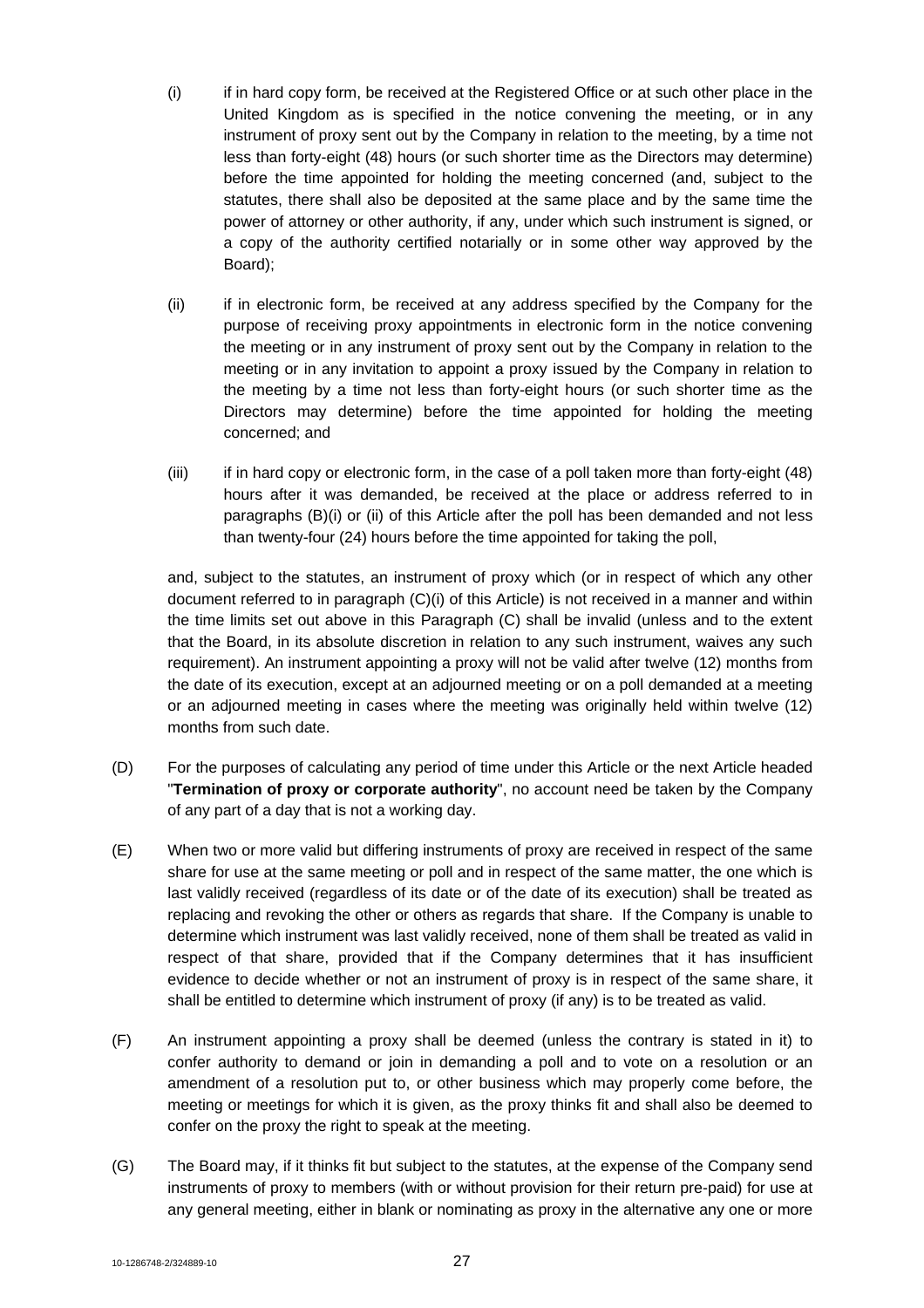(i) if in hard copy form, be received at the Registered Office or at such other place in the United Kingdom as is specified in the notice convening the meeting, or in any instrument of proxy sent out by the Company in relation to the meeting, by a time not less than forty-eight (48) hours (or such shorter time as the Directors may determine) before the time appointed for holding the meeting concerned (and, subject to the statutes, there shall also be deposited at the same place and by the same time the power of attorney or other authority, if any, under which such instrument is signed, or a copy of the authority certified notarially or in some other way approved by the Board);

(ii) if in electronic form, be received at any address specified by the Company for the purpose of receiving proxy appointments in electronic form in the notice convening the meeting or in any instrument of proxy sent out by the Company in relation to the meeting or in any invitation to appoint a proxy issued by the Company in relation to the meeting by a time not less than forty-eight hours (or such shorter time as the Directors may determine) before the time appointed for holding the meeting concerned; and

(iii) if in hard copy or electronic form, in the case of a poll taken more than forty-eight (48) hours after it was demanded, be received at the place or address referred to in paragraphs (B)(i) or (ii) of this Article after the poll has been demanded and not less than twenty-four (24) hours before the time appointed for taking the poll,

and, subject to the statutes, an instrument of proxy which (or in respect of which any other document referred to in paragraph (C)(i) of this Article) is not received in a manner and within the time limits set out above in this Paragraph (C) shall be invalid (unless and to the extent that the Board, in its absolute discretion in relation to any such instrument, waives any such requirement). An instrument appointing a proxy will not be valid after twelve (12) months from the date of its execution, except at an adjourned meeting or on a poll demanded at a meeting or an adjourned meeting in cases where the meeting was originally held within twelve (12) months from such date.

(D) For the purposes of calculating any period of time under this Article or the next Article headed "**Termination of proxy or corporate authority**", no account need be taken by the Company of any part of a day that is not a working day.

(E) When two or more valid but differing instruments of proxy are received in respect of the same share for use at the same meeting or poll and in respect of the same matter, the one which is last validly received (regardless of its date or of the date of its execution) shall be treated as replacing and revoking the other or others as regards that share. If the Company is unable to determine which instrument was last validly received, none of them shall be treated as valid in respect of that share, provided that if the Company determines that it has insufficient evidence to decide whether or not an instrument of proxy is in respect of the same share, it shall be entitled to determine which instrument of proxy (if any) is to be treated as valid.

(F) An instrument appointing a proxy shall be deemed (unless the contrary is stated in it) to confer authority to demand or join in demanding a poll and to vote on a resolution or an amendment of a resolution put to, or other business which may properly come before, the meeting or meetings for which it is given, as the proxy thinks fit and shall also be deemed to confer on the proxy the right to speak at the meeting.

(G) The Board may, if it thinks fit but subject to the statutes, at the expense of the Company send instruments of proxy to members (with or without provision for their return pre-paid) for use at any general meeting, either in blank or nominating as proxy in the alternative any one or more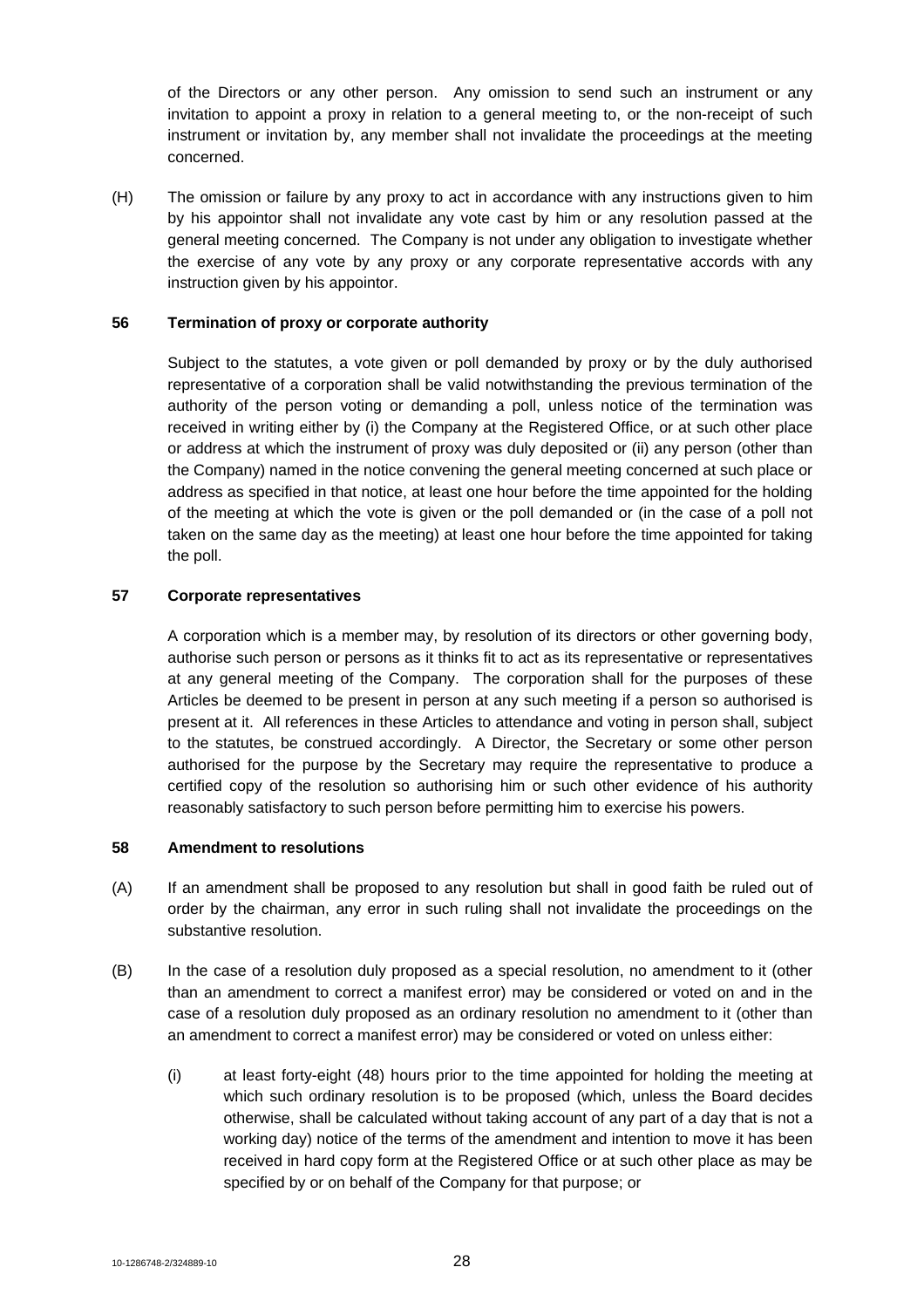of the Directors or any other person. Any omission to send such an instrument or any invitation to appoint a proxy in relation to a general meeting to, or the non-receipt of such instrument or invitation by, any member shall not invalidate the proceedings at the meeting concerned.

(H) The omission or failure by any proxy to act in accordance with any instructions given to him by his appointor shall not invalidate any vote cast by him or any resolution passed at the general meeting concerned. The Company is not under any obligation to investigate whether the exercise of any vote by any proxy or any corporate representative accords with any instruction given by his appointor.

**56 Termination of proxy or corporate authority**

Subject to the statutes, a vote given or poll demanded by proxy or by the duly authorised representative of a corporation shall be valid notwithstanding the previous termination of the authority of the person voting or demanding a poll, unless notice of the termination was received in writing either by (i) the Company at the Registered Office, or at such other place or address at which the instrument of proxy was duly deposited or (ii) any person (other than the Company) named in the notice convening the general meeting concerned at such place or address as specified in that notice, at least one hour before the time appointed for the holding of the meeting at which the vote is given or the poll demanded or (in the case of a poll not taken on the same day as the meeting) at least one hour before the time appointed for taking the poll.

**57 Corporate representatives**

A corporation which is a member may, by resolution of its directors or other governing body, authorise such person or persons as it thinks fit to act as its representative or representatives at any general meeting of the Company. The corporation shall for the purposes of these Articles be deemed to be present in person at any such meeting if a person so authorised is present at it. All references in these Articles to attendance and voting in person shall, subject to the statutes, be construed accordingly. A Director, the Secretary or some other person authorised for the purpose by the Secretary may require the representative to produce a certified copy of the resolution so authorising him or such other evidence of his authority reasonably satisfactory to such person before permitting him to exercise his powers.

**58 Amendment to resolutions**

(A) If an amendment shall be proposed to any resolution but shall in good faith be ruled out of order by the chairman, any error in such ruling shall not invalidate the proceedings on the substantive resolution.

(B) In the case of a resolution duly proposed as a special resolution, no amendment to it (other than an amendment to correct a manifest error) may be considered or voted on and in the case of a resolution duly proposed as an ordinary resolution no amendment to it (other than an amendment to correct a manifest error) may be considered or voted on unless either:

(i) at least forty-eight (48) hours prior to the time appointed for holding the meeting at which such ordinary resolution is to be proposed (which, unless the Board decides otherwise, shall be calculated without taking account of any part of a day that is not a working day) notice of the terms of the amendment and intention to move it has been received in hard copy form at the Registered Office or at such other place as may be specified by or on behalf of the Company for that purpose; or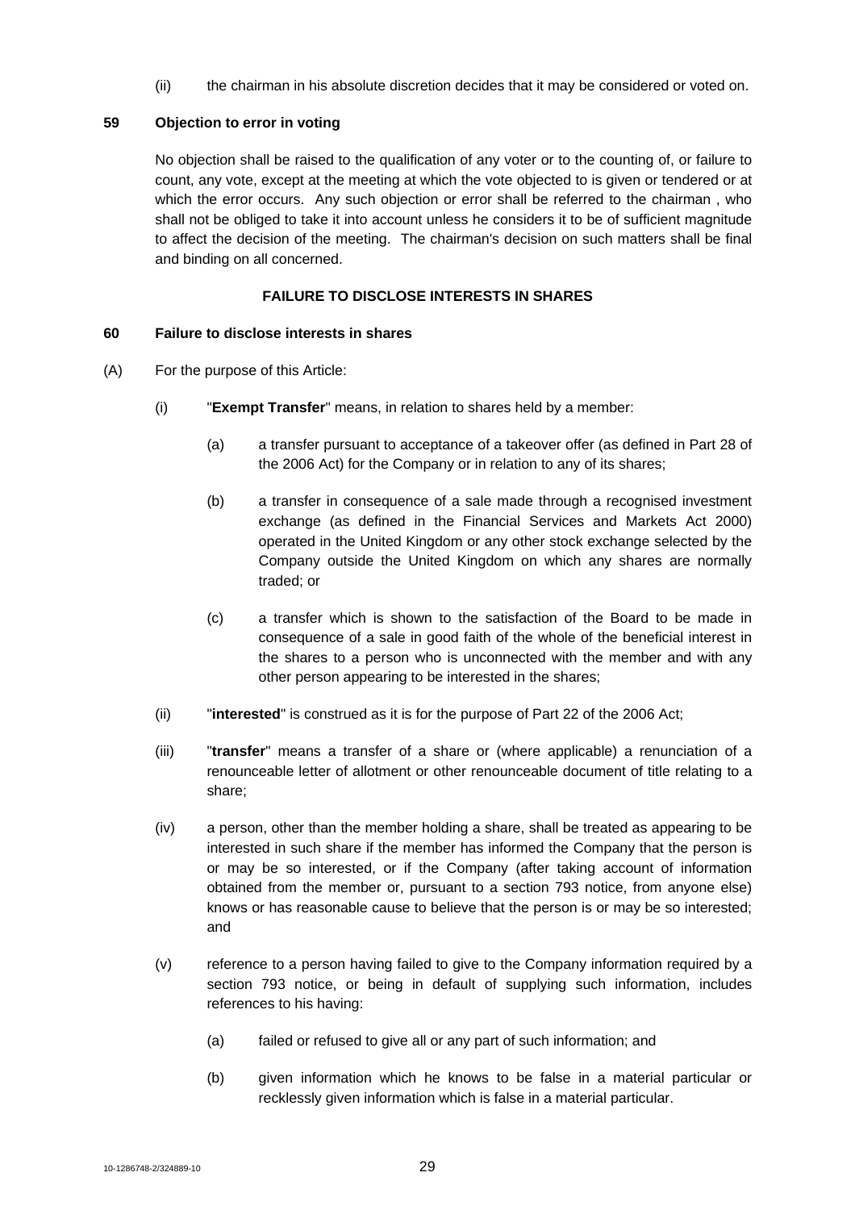(ii) the chairman in his absolute discretion decides that it may be considered or voted on.

**59 Objection to error in voting**

No objection shall be raised to the qualification of any voter or to the counting of, or failure to count, any vote, except at the meeting at which the vote objected to is given or tendered or at which the error occurs. Any such objection or error shall be referred to the chairman , who shall not be obliged to take it into account unless he considers it to be of sufficient magnitude to affect the decision of the meeting. The chairman's decision on such matters shall be final and binding on all concerned.

**FAILURE TO DISCLOSE INTERESTS IN SHARES**

**60 Failure to disclose interests in shares**

(A) For the purpose of this Article:

(i) "**Exempt Transfer**" means, in relation to shares held by a member:

(a) a transfer pursuant to acceptance of a takeover offer (as defined in Part 28 of the 2006 Act) for the Company or in relation to any of its shares;

(b) a transfer in consequence of a sale made through a recognised investment exchange (as defined in the Financial Services and Markets Act 2000) operated in the United Kingdom or any other stock exchange selected by the Company outside the United Kingdom on which any shares are normally traded; or

(c) a transfer which is shown to the satisfaction of the Board to be made in consequence of a sale in good faith of the whole of the beneficial interest in the shares to a person who is unconnected with the member and with any other person appearing to be interested in the shares;

(ii) "**interested**" is construed as it is for the purpose of Part 22 of the 2006 Act;

(iii) "**transfer**" means a transfer of a share or (where applicable) a renunciation of a renounceable letter of allotment or other renounceable document of title relating to a share;

(iv) a person, other than the member holding a share, shall be treated as appearing to be interested in such share if the member has informed the Company that the person is or may be so interested, or if the Company (after taking account of information obtained from the member or, pursuant to a section 793 notice, from anyone else) knows or has reasonable cause to believe that the person is or may be so interested; and

(v) reference to a person having failed to give to the Company information required by a section 793 notice, or being in default of supplying such information, includes references to his having:

(a) failed or refused to give all or any part of such information; and

(b) given information which he knows to be false in a material particular or recklessly given information which is false in a material particular.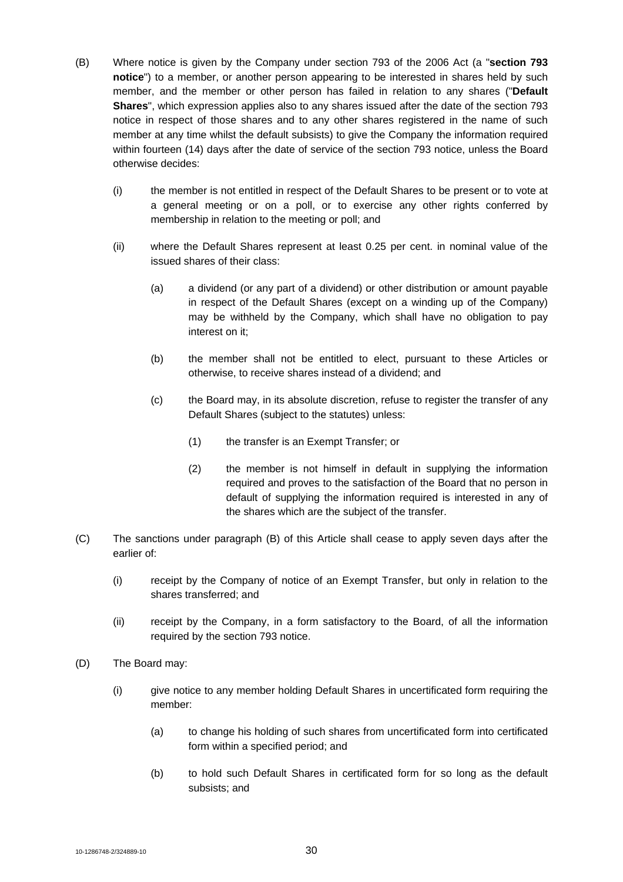(B) Where notice is given by the Company under section 793 of the 2006 Act (a "**section 793 notice**") to a member, or another person appearing to be interested in shares held by such member, and the member or other person has failed in relation to any shares ("**Default Shares**", which expression applies also to any shares issued after the date of the section 793 notice in respect of those shares and to any other shares registered in the name of such member at any time whilst the default subsists) to give the Company the information required within fourteen (14) days after the date of service of the section 793 notice, unless the Board otherwise decides:

 (i) the member is not entitled in respect of the Default Shares to be present or to vote at a general meeting or on a poll, or to exercise any other rights conferred by membership in relation to the meeting or poll; and

 (ii) where the Default Shares represent at least 0.25 per cent. in nominal value of the issued shares of their class:

  (a) a dividend (or any part of a dividend) or other distribution or amount payable in respect of the Default Shares (except on a winding up of the Company) may be withheld by the Company, which shall have no obligation to pay interest on it;

  (b) the member shall not be entitled to elect, pursuant to these Articles or otherwise, to receive shares instead of a dividend; and

  (c) the Board may, in its absolute discretion, refuse to register the transfer of any Default Shares (subject to the statutes) unless:

   (1) the transfer is an Exempt Transfer; or

   (2) the member is not himself in default in supplying the information required and proves to the satisfaction of the Board that no person in default of supplying the information required is interested in any of the shares which are the subject of the transfer.

(C) The sanctions under paragraph (B) of this Article shall cease to apply seven days after the earlier of:

 (i) receipt by the Company of notice of an Exempt Transfer, but only in relation to the shares transferred; and

 (ii) receipt by the Company, in a form satisfactory to the Board, of all the information required by the section 793 notice.

(D) The Board may:

 (i) give notice to any member holding Default Shares in uncertificated form requiring the member:

  (a) to change his holding of such shares from uncertificated form into certificated form within a specified period; and

  (b) to hold such Default Shares in certificated form for so long as the default subsists; and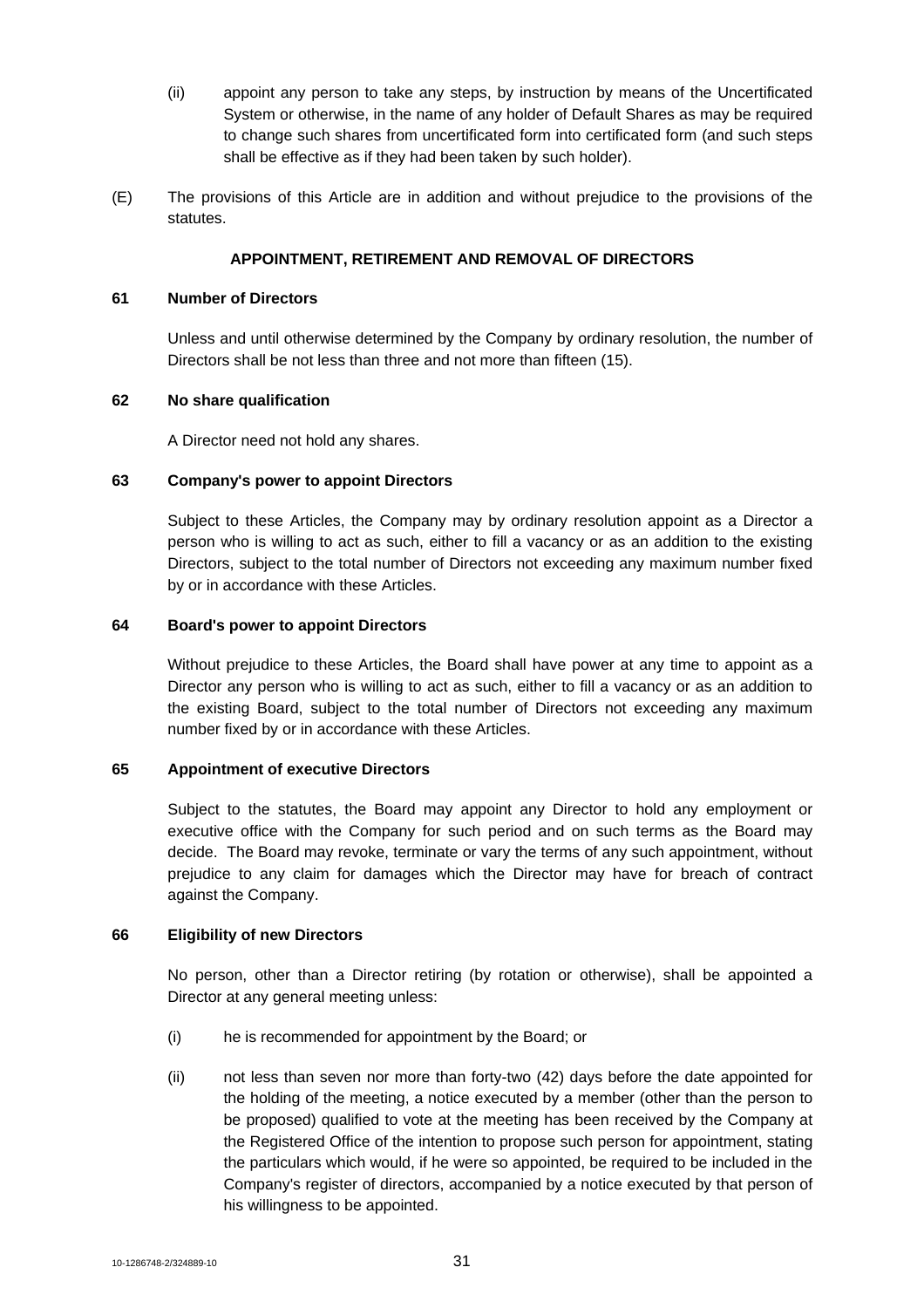(ii) appoint any person to take any steps, by instruction by means of the Uncertificated System or otherwise, in the name of any holder of Default Shares as may be required to change such shares from uncertificated form into certificated form (and such steps shall be effective as if they had been taken by such holder).

(E) The provisions of this Article are in addition and without prejudice to the provisions of the statutes.

## APPOINTMENT, RETIREMENT AND REMOVAL OF DIRECTORS

### 61 Number of Directors

Unless and until otherwise determined by the Company by ordinary resolution, the number of Directors shall be not less than three and not more than fifteen (15).

### 62 No share qualification

A Director need not hold any shares.

### 63 Company's power to appoint Directors

Subject to these Articles, the Company may by ordinary resolution appoint as a Director a person who is willing to act as such, either to fill a vacancy or as an addition to the existing Directors, subject to the total number of Directors not exceeding any maximum number fixed by or in accordance with these Articles.

### 64 Board's power to appoint Directors

Without prejudice to these Articles, the Board shall have power at any time to appoint as a Director any person who is willing to act as such, either to fill a vacancy or as an addition to the existing Board, subject to the total number of Directors not exceeding any maximum number fixed by or in accordance with these Articles.

### 65 Appointment of executive Directors

Subject to the statutes, the Board may appoint any Director to hold any employment or executive office with the Company for such period and on such terms as the Board may decide. The Board may revoke, terminate or vary the terms of any such appointment, without prejudice to any claim for damages which the Director may have for breach of contract against the Company.

### 66 Eligibility of new Directors

No person, other than a Director retiring (by rotation or otherwise), shall be appointed a Director at any general meeting unless:

(i) he is recommended for appointment by the Board; or

(ii) not less than seven nor more than forty-two (42) days before the date appointed for the holding of the meeting, a notice executed by a member (other than the person to be proposed) qualified to vote at the meeting has been received by the Company at the Registered Office of the intention to propose such person for appointment, stating the particulars which would, if he were so appointed, be required to be included in the Company's register of directors, accompanied by a notice executed by that person of his willingness to be appointed.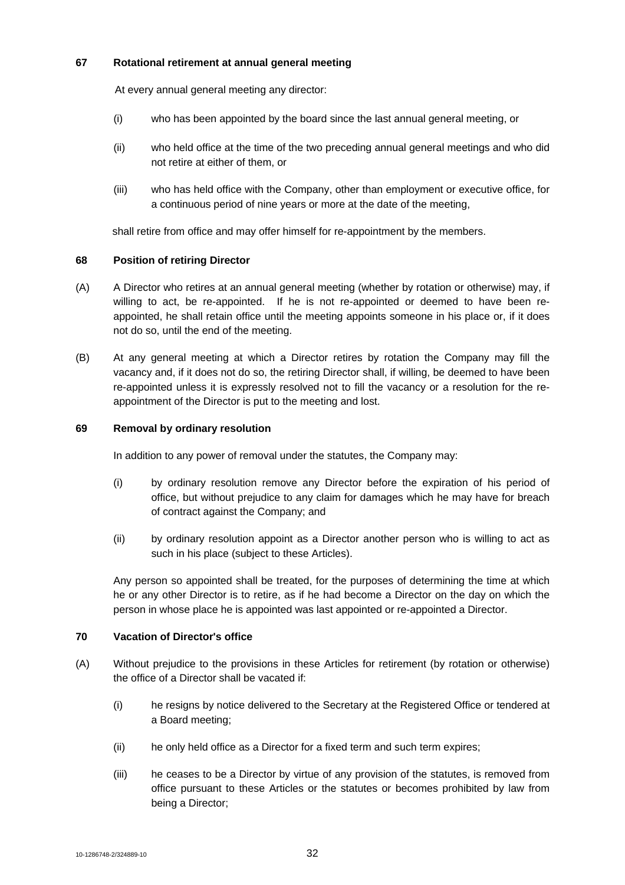### 67 Rotational retirement at annual general meeting

At every annual general meeting any director:

(i) who has been appointed by the board since the last annual general meeting, or

(ii) who held office at the time of the two preceding annual general meetings and who did not retire at either of them, or

(iii) who has held office with the Company, other than employment or executive office, for a continuous period of nine years or more at the date of the meeting,

shall retire from office and may offer himself for re-appointment by the members.

### 68 Position of retiring Director

(A) A Director who retires at an annual general meeting (whether by rotation or otherwise) may, if willing to act, be re-appointed. If he is not re-appointed or deemed to have been re-appointed, he shall retain office until the meeting appoints someone in his place or, if it does not do so, until the end of the meeting.

(B) At any general meeting at which a Director retires by rotation the Company may fill the vacancy and, if it does not do so, the retiring Director shall, if willing, be deemed to have been re-appointed unless it is expressly resolved not to fill the vacancy or a resolution for the re-appointment of the Director is put to the meeting and lost.

### 69 Removal by ordinary resolution

In addition to any power of removal under the statutes, the Company may:

(i) by ordinary resolution remove any Director before the expiration of his period of office, but without prejudice to any claim for damages which he may have for breach of contract against the Company; and

(ii) by ordinary resolution appoint as a Director another person who is willing to act as such in his place (subject to these Articles).

Any person so appointed shall be treated, for the purposes of determining the time at which he or any other Director is to retire, as if he had become a Director on the day on which the person in whose place he is appointed was last appointed or re-appointed a Director.

### 70 Vacation of Director's office

(A) Without prejudice to the provisions in these Articles for retirement (by rotation or otherwise) the office of a Director shall be vacated if:

(i) he resigns by notice delivered to the Secretary at the Registered Office or tendered at a Board meeting;

(ii) he only held office as a Director for a fixed term and such term expires;

(iii) he ceases to be a Director by virtue of any provision of the statutes, is removed from office pursuant to these Articles or the statutes or becomes prohibited by law from being a Director;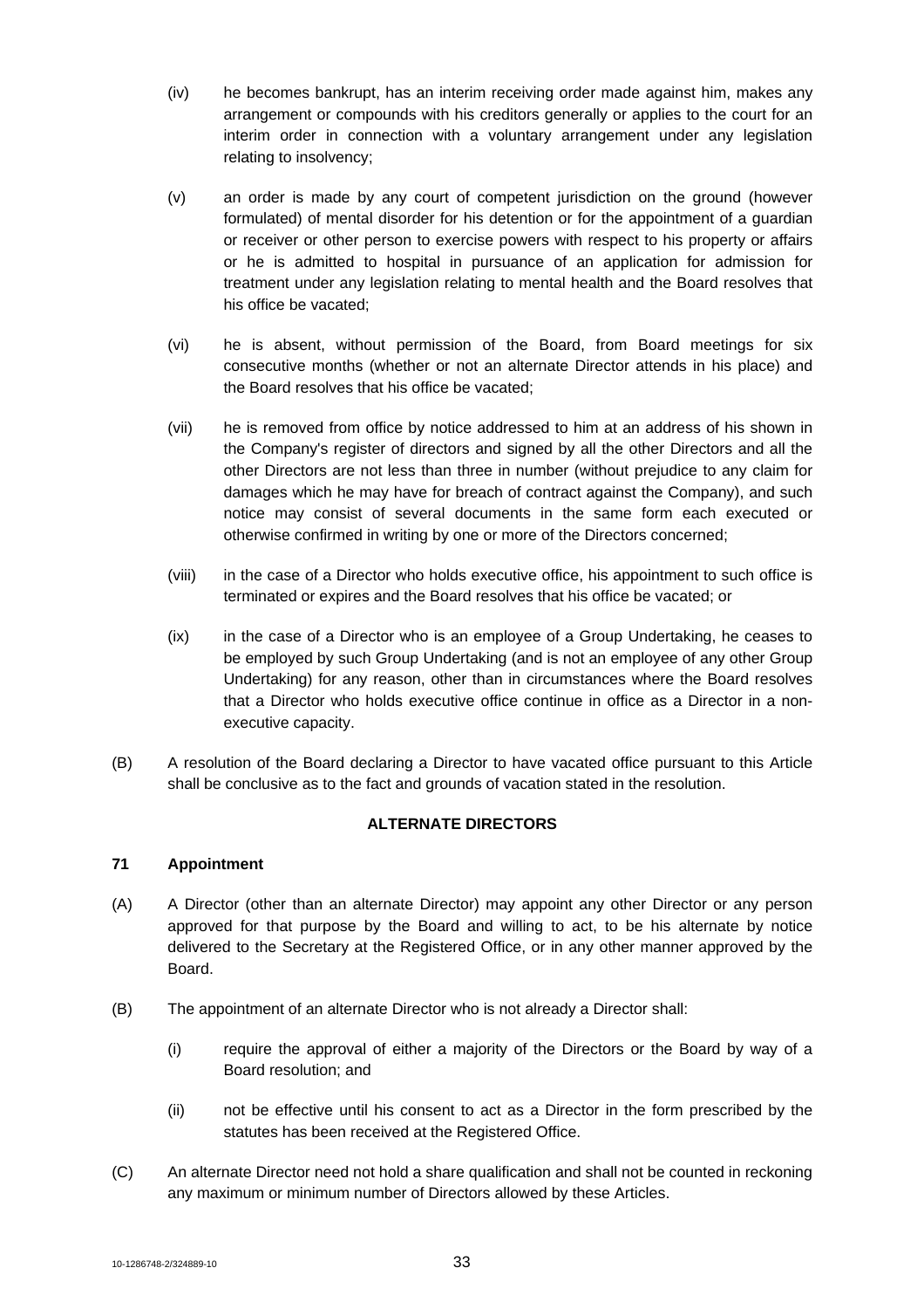(iv) he becomes bankrupt, has an interim receiving order made against him, makes any arrangement or compounds with his creditors generally or applies to the court for an interim order in connection with a voluntary arrangement under any legislation relating to insolvency;

(v) an order is made by any court of competent jurisdiction on the ground (however formulated) of mental disorder for his detention or for the appointment of a guardian or receiver or other person to exercise powers with respect to his property or affairs or he is admitted to hospital in pursuance of an application for admission for treatment under any legislation relating to mental health and the Board resolves that his office be vacated;

(vi) he is absent, without permission of the Board, from Board meetings for six consecutive months (whether or not an alternate Director attends in his place) and the Board resolves that his office be vacated;

(vii) he is removed from office by notice addressed to him at an address of his shown in the Company's register of directors and signed by all the other Directors and all the other Directors are not less than three in number (without prejudice to any claim for damages which he may have for breach of contract against the Company), and such notice may consist of several documents in the same form each executed or otherwise confirmed in writing by one or more of the Directors concerned;

(viii) in the case of a Director who holds executive office, his appointment to such office is terminated or expires and the Board resolves that his office be vacated; or

(ix) in the case of a Director who is an employee of a Group Undertaking, he ceases to be employed by such Group Undertaking (and is not an employee of any other Group Undertaking) for any reason, other than in circumstances where the Board resolves that a Director who holds executive office continue in office as a Director in a non-executive capacity.

(B) A resolution of the Board declaring a Director to have vacated office pursuant to this Article shall be conclusive as to the fact and grounds of vacation stated in the resolution.

## ALTERNATE DIRECTORS

### 71 Appointment

(A) A Director (other than an alternate Director) may appoint any other Director or any person approved for that purpose by the Board and willing to act, to be his alternate by notice delivered to the Secretary at the Registered Office, or in any other manner approved by the Board.

(B) The appointment of an alternate Director who is not already a Director shall:

(i) require the approval of either a majority of the Directors or the Board by way of a Board resolution; and

(ii) not be effective until his consent to act as a Director in the form prescribed by the statutes has been received at the Registered Office.

(C) An alternate Director need not hold a share qualification and shall not be counted in reckoning any maximum or minimum number of Directors allowed by these Articles.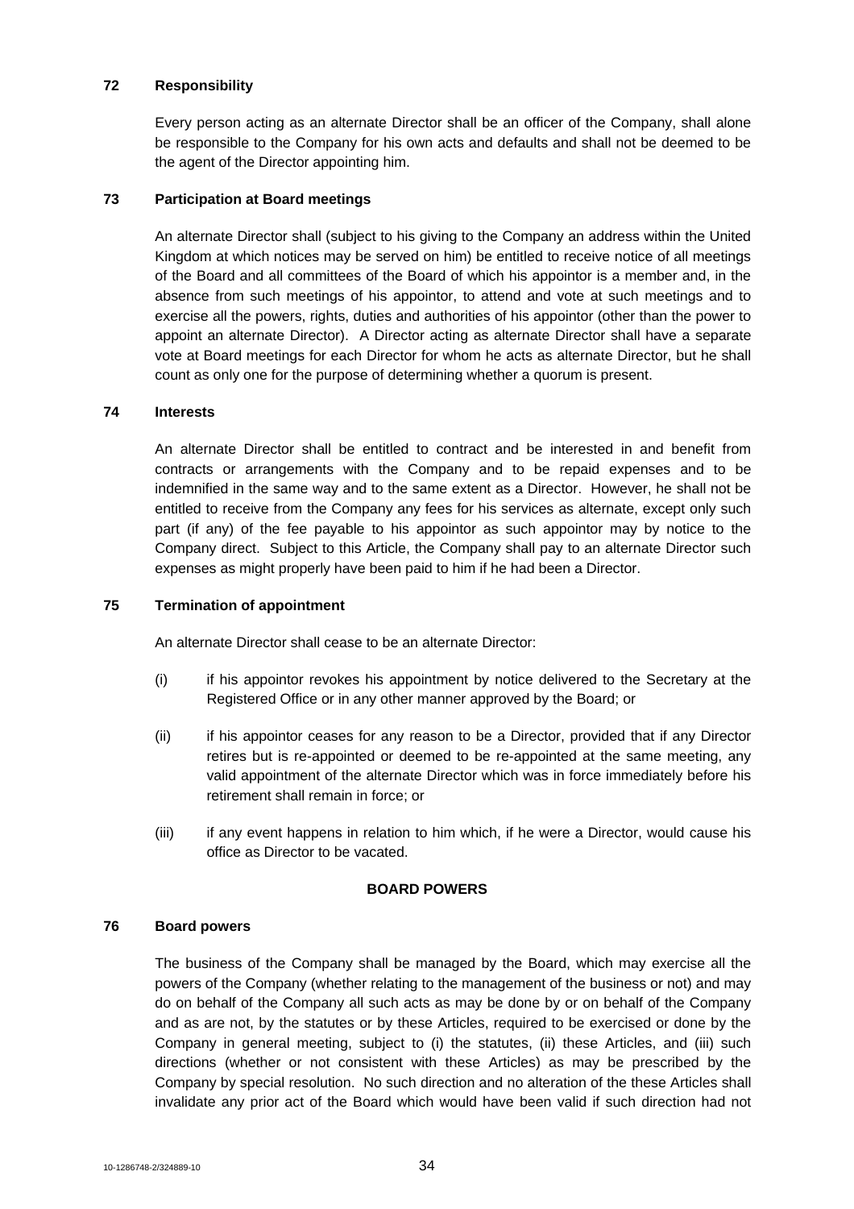**72 Responsibility**

Every person acting as an alternate Director shall be an officer of the Company, shall alone be responsible to the Company for his own acts and defaults and shall not be deemed to be the agent of the Director appointing him.

**73 Participation at Board meetings**

An alternate Director shall (subject to his giving to the Company an address within the United Kingdom at which notices may be served on him) be entitled to receive notice of all meetings of the Board and all committees of the Board of which his appointor is a member and, in the absence from such meetings of his appointor, to attend and vote at such meetings and to exercise all the powers, rights, duties and authorities of his appointor (other than the power to appoint an alternate Director). A Director acting as alternate Director shall have a separate vote at Board meetings for each Director for whom he acts as alternate Director, but he shall count as only one for the purpose of determining whether a quorum is present.

**74 Interests**

An alternate Director shall be entitled to contract and be interested in and benefit from contracts or arrangements with the Company and to be repaid expenses and to be indemnified in the same way and to the same extent as a Director. However, he shall not be entitled to receive from the Company any fees for his services as alternate, except only such part (if any) of the fee payable to his appointor as such appointor may by notice to the Company direct. Subject to this Article, the Company shall pay to an alternate Director such expenses as might properly have been paid to him if he had been a Director.

**75 Termination of appointment**

An alternate Director shall cease to be an alternate Director:

(i) if his appointor revokes his appointment by notice delivered to the Secretary at the Registered Office or in any other manner approved by the Board; or

(ii) if his appointor ceases for any reason to be a Director, provided that if any Director retires but is re-appointed or deemed to be re-appointed at the same meeting, any valid appointment of the alternate Director which was in force immediately before his retirement shall remain in force; or

(iii) if any event happens in relation to him which, if he were a Director, would cause his office as Director to be vacated.

## BOARD POWERS

**76 Board powers**

The business of the Company shall be managed by the Board, which may exercise all the powers of the Company (whether relating to the management of the business or not) and may do on behalf of the Company all such acts as may be done by or on behalf of the Company and as are not, by the statutes or by these Articles, required to be exercised or done by the Company in general meeting, subject to (i) the statutes, (ii) these Articles, and (iii) such directions (whether or not consistent with these Articles) as may be prescribed by the Company by special resolution. No such direction and no alteration of the these Articles shall invalidate any prior act of the Board which would have been valid if such direction had not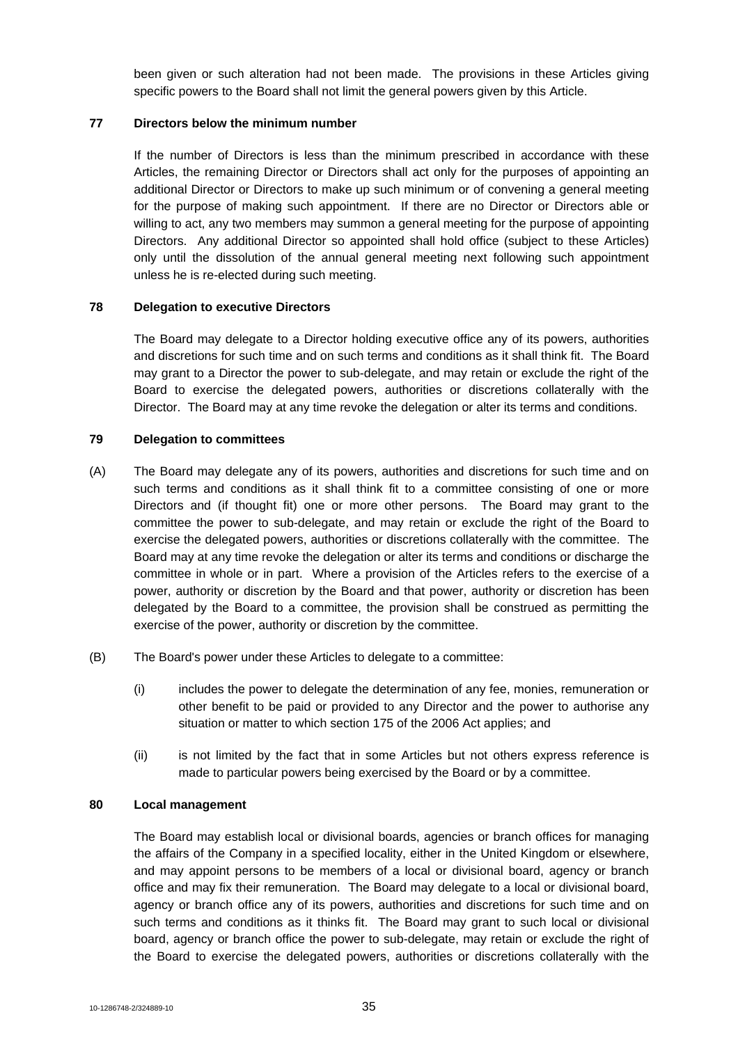been given or such alteration had not been made. The provisions in these Articles giving specific powers to the Board shall not limit the general powers given by this Article.

### 77 Directors below the minimum number

If the number of Directors is less than the minimum prescribed in accordance with these Articles, the remaining Director or Directors shall act only for the purposes of appointing an additional Director or Directors to make up such minimum or of convening a general meeting for the purpose of making such appointment. If there are no Director or Directors able or willing to act, any two members may summon a general meeting for the purpose of appointing Directors. Any additional Director so appointed shall hold office (subject to these Articles) only until the dissolution of the annual general meeting next following such appointment unless he is re-elected during such meeting.

### 78 Delegation to executive Directors

The Board may delegate to a Director holding executive office any of its powers, authorities and discretions for such time and on such terms and conditions as it shall think fit. The Board may grant to a Director the power to sub-delegate, and may retain or exclude the right of the Board to exercise the delegated powers, authorities or discretions collaterally with the Director. The Board may at any time revoke the delegation or alter its terms and conditions.

### 79 Delegation to committees

(A) The Board may delegate any of its powers, authorities and discretions for such time and on such terms and conditions as it shall think fit to a committee consisting of one or more Directors and (if thought fit) one or more other persons. The Board may grant to the committee the power to sub-delegate, and may retain or exclude the right of the Board to exercise the delegated powers, authorities or discretions collaterally with the committee. The Board may at any time revoke the delegation or alter its terms and conditions or discharge the committee in whole or in part. Where a provision of the Articles refers to the exercise of a power, authority or discretion by the Board and that power, authority or discretion has been delegated by the Board to a committee, the provision shall be construed as permitting the exercise of the power, authority or discretion by the committee.

(B) The Board's power under these Articles to delegate to a committee:

(i) includes the power to delegate the determination of any fee, monies, remuneration or other benefit to be paid or provided to any Director and the power to authorise any situation or matter to which section 175 of the 2006 Act applies; and

(ii) is not limited by the fact that in some Articles but not others express reference is made to particular powers being exercised by the Board or by a committee.

### 80 Local management

The Board may establish local or divisional boards, agencies or branch offices for managing the affairs of the Company in a specified locality, either in the United Kingdom or elsewhere, and may appoint persons to be members of a local or divisional board, agency or branch office and may fix their remuneration. The Board may delegate to a local or divisional board, agency or branch office any of its powers, authorities and discretions for such time and on such terms and conditions as it thinks fit. The Board may grant to such local or divisional board, agency or branch office the power to sub-delegate, may retain or exclude the right of the Board to exercise the delegated powers, authorities or discretions collaterally with the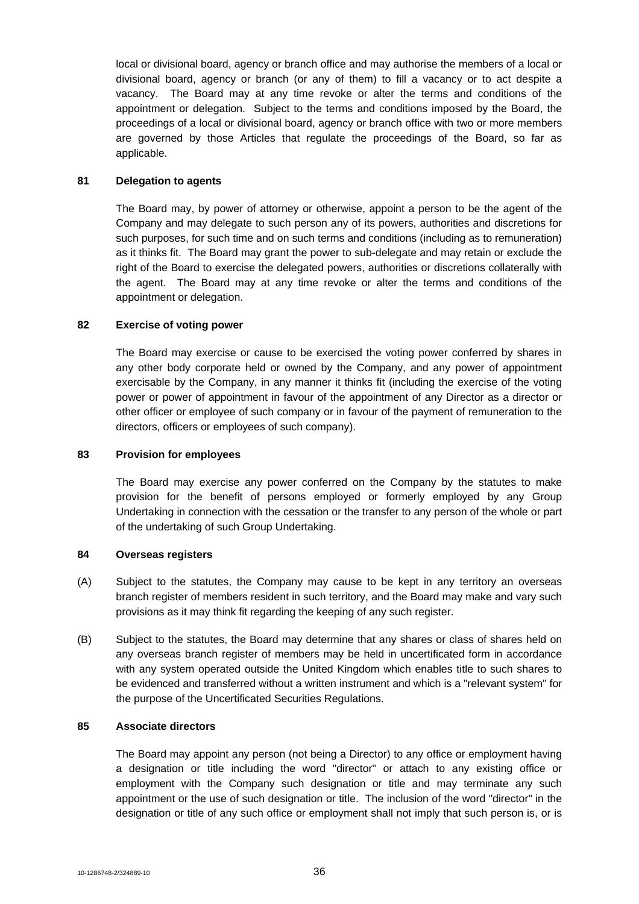local or divisional board, agency or branch office and may authorise the members of a local or divisional board, agency or branch (or any of them) to fill a vacancy or to act despite a vacancy. The Board may at any time revoke or alter the terms and conditions of the appointment or delegation. Subject to the terms and conditions imposed by the Board, the proceedings of a local or divisional board, agency or branch office with two or more members are governed by those Articles that regulate the proceedings of the Board, so far as applicable.

**81 Delegation to agents**

The Board may, by power of attorney or otherwise, appoint a person to be the agent of the Company and may delegate to such person any of its powers, authorities and discretions for such purposes, for such time and on such terms and conditions (including as to remuneration) as it thinks fit. The Board may grant the power to sub-delegate and may retain or exclude the right of the Board to exercise the delegated powers, authorities or discretions collaterally with the agent. The Board may at any time revoke or alter the terms and conditions of the appointment or delegation.

**82 Exercise of voting power**

The Board may exercise or cause to be exercised the voting power conferred by shares in any other body corporate held or owned by the Company, and any power of appointment exercisable by the Company, in any manner it thinks fit (including the exercise of the voting power or power of appointment in favour of the appointment of any Director as a director or other officer or employee of such company or in favour of the payment of remuneration to the directors, officers or employees of such company).

**83 Provision for employees**

The Board may exercise any power conferred on the Company by the statutes to make provision for the benefit of persons employed or formerly employed by any Group Undertaking in connection with the cessation or the transfer to any person of the whole or part of the undertaking of such Group Undertaking.

**84 Overseas registers**

(A) Subject to the statutes, the Company may cause to be kept in any territory an overseas branch register of members resident in such territory, and the Board may make and vary such provisions as it may think fit regarding the keeping of any such register.

(B) Subject to the statutes, the Board may determine that any shares or class of shares held on any overseas branch register of members may be held in uncertificated form in accordance with any system operated outside the United Kingdom which enables title to such shares to be evidenced and transferred without a written instrument and which is a "relevant system" for the purpose of the Uncertificated Securities Regulations.

**85 Associate directors**

The Board may appoint any person (not being a Director) to any office or employment having a designation or title including the word "director" or attach to any existing office or employment with the Company such designation or title and may terminate any such appointment or the use of such designation or title. The inclusion of the word "director" in the designation or title of any such office or employment shall not imply that such person is, or is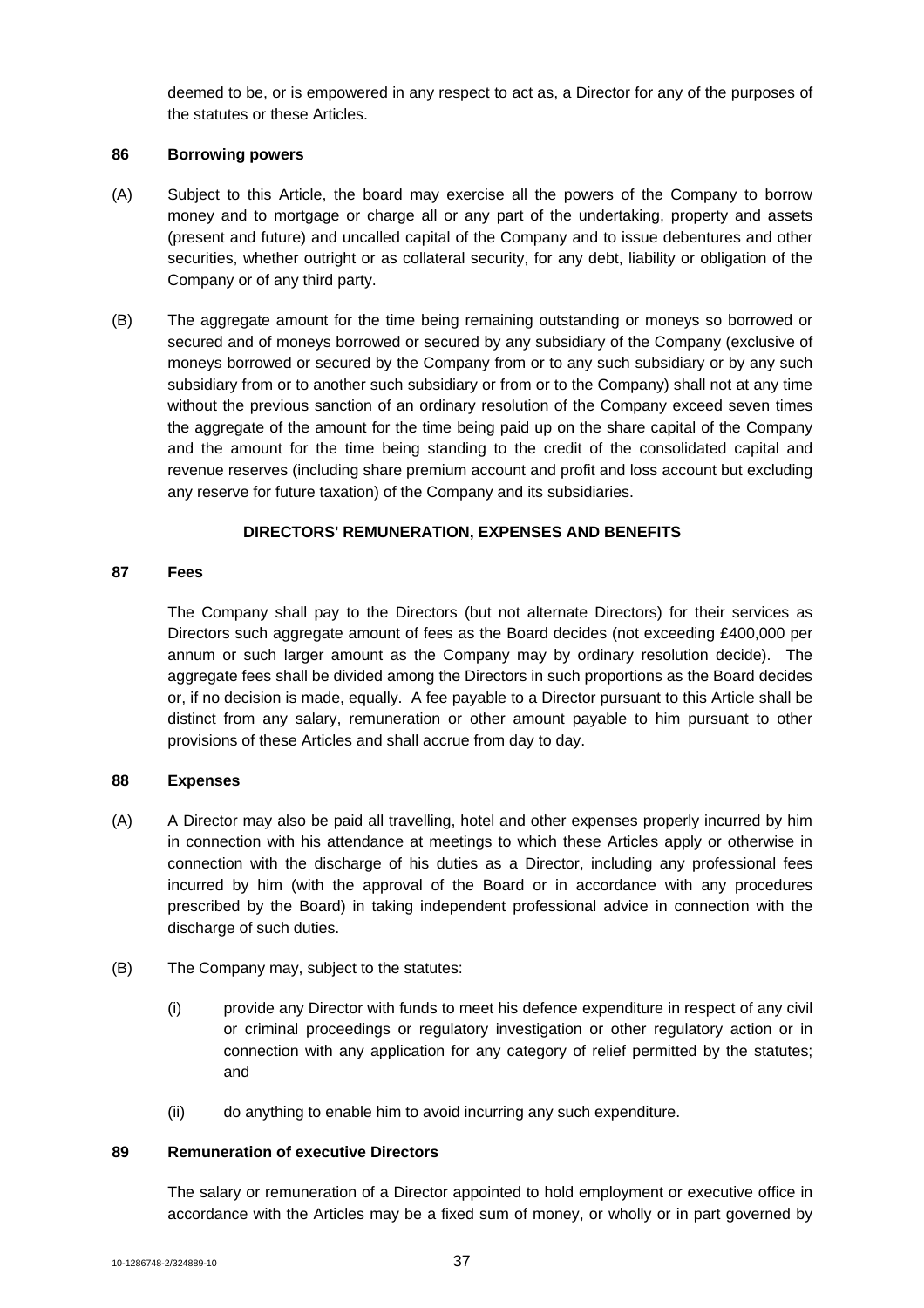deemed to be, or is empowered in any respect to act as, a Director for any of the purposes of the statutes or these Articles.

**86 Borrowing powers**

(A) Subject to this Article, the board may exercise all the powers of the Company to borrow money and to mortgage or charge all or any part of the undertaking, property and assets (present and future) and uncalled capital of the Company and to issue debentures and other securities, whether outright or as collateral security, for any debt, liability or obligation of the Company or of any third party.

(B) The aggregate amount for the time being remaining outstanding or moneys so borrowed or secured and of moneys borrowed or secured by any subsidiary of the Company (exclusive of moneys borrowed or secured by the Company from or to any such subsidiary or by any such subsidiary from or to another such subsidiary or from or to the Company) shall not at any time without the previous sanction of an ordinary resolution of the Company exceed seven times the aggregate of the amount for the time being paid up on the share capital of the Company and the amount for the time being standing to the credit of the consolidated capital and revenue reserves (including share premium account and profit and loss account but excluding any reserve for future taxation) of the Company and its subsidiaries.

## DIRECTORS' REMUNERATION, EXPENSES AND BENEFITS

**87 Fees**

The Company shall pay to the Directors (but not alternate Directors) for their services as Directors such aggregate amount of fees as the Board decides (not exceeding £400,000 per annum or such larger amount as the Company may by ordinary resolution decide). The aggregate fees shall be divided among the Directors in such proportions as the Board decides or, if no decision is made, equally. A fee payable to a Director pursuant to this Article shall be distinct from any salary, remuneration or other amount payable to him pursuant to other provisions of these Articles and shall accrue from day to day.

**88 Expenses**

(A) A Director may also be paid all travelling, hotel and other expenses properly incurred by him in connection with his attendance at meetings to which these Articles apply or otherwise in connection with the discharge of his duties as a Director, including any professional fees incurred by him (with the approval of the Board or in accordance with any procedures prescribed by the Board) in taking independent professional advice in connection with the discharge of such duties.

(B) The Company may, subject to the statutes:

(i) provide any Director with funds to meet his defence expenditure in respect of any civil or criminal proceedings or regulatory investigation or other regulatory action or in connection with any application for any category of relief permitted by the statutes; and

(ii) do anything to enable him to avoid incurring any such expenditure.

**89 Remuneration of executive Directors**

The salary or remuneration of a Director appointed to hold employment or executive office in accordance with the Articles may be a fixed sum of money, or wholly or in part governed by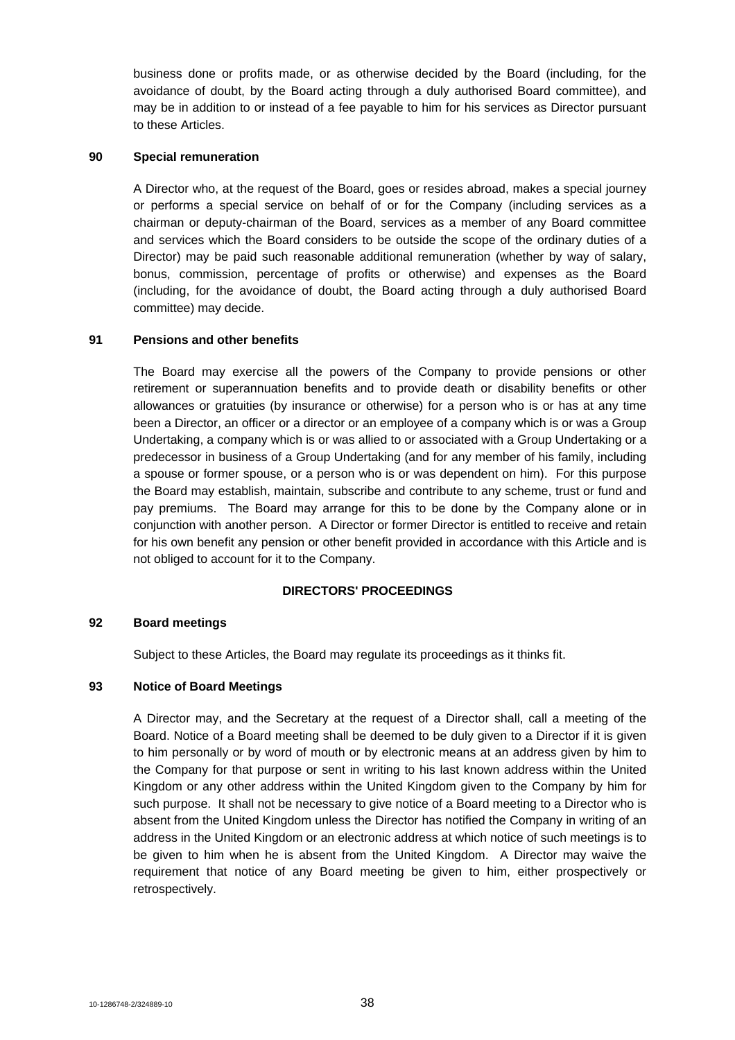business done or profits made, or as otherwise decided by the Board (including, for the avoidance of doubt, by the Board acting through a duly authorised Board committee), and may be in addition to or instead of a fee payable to him for his services as Director pursuant to these Articles.

**90 Special remuneration**

A Director who, at the request of the Board, goes or resides abroad, makes a special journey or performs a special service on behalf of or for the Company (including services as a chairman or deputy-chairman of the Board, services as a member of any Board committee and services which the Board considers to be outside the scope of the ordinary duties of a Director) may be paid such reasonable additional remuneration (whether by way of salary, bonus, commission, percentage of profits or otherwise) and expenses as the Board (including, for the avoidance of doubt, the Board acting through a duly authorised Board committee) may decide.

**91 Pensions and other benefits**

The Board may exercise all the powers of the Company to provide pensions or other retirement or superannuation benefits and to provide death or disability benefits or other allowances or gratuities (by insurance or otherwise) for a person who is or has at any time been a Director, an officer or a director or an employee of a company which is or was a Group Undertaking, a company which is or was allied to or associated with a Group Undertaking or a predecessor in business of a Group Undertaking (and for any member of his family, including a spouse or former spouse, or a person who is or was dependent on him). For this purpose the Board may establish, maintain, subscribe and contribute to any scheme, trust or fund and pay premiums. The Board may arrange for this to be done by the Company alone or in conjunction with another person. A Director or former Director is entitled to receive and retain for his own benefit any pension or other benefit provided in accordance with this Article and is not obliged to account for it to the Company.

**DIRECTORS' PROCEEDINGS**

**92 Board meetings**

Subject to these Articles, the Board may regulate its proceedings as it thinks fit.

**93 Notice of Board Meetings**

A Director may, and the Secretary at the request of a Director shall, call a meeting of the Board. Notice of a Board meeting shall be deemed to be duly given to a Director if it is given to him personally or by word of mouth or by electronic means at an address given by him to the Company for that purpose or sent in writing to his last known address within the United Kingdom or any other address within the United Kingdom given to the Company by him for such purpose. It shall not be necessary to give notice of a Board meeting to a Director who is absent from the United Kingdom unless the Director has notified the Company in writing of an address in the United Kingdom or an electronic address at which notice of such meetings is to be given to him when he is absent from the United Kingdom. A Director may waive the requirement that notice of any Board meeting be given to him, either prospectively or retrospectively.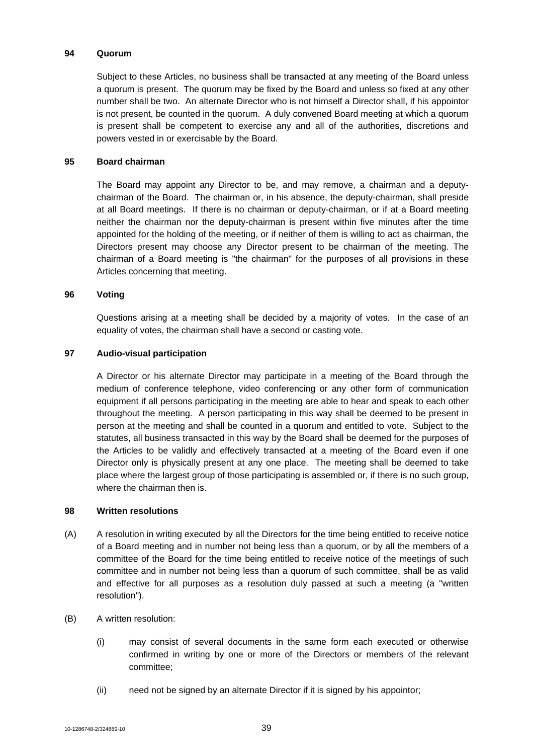## 94 Quorum

Subject to these Articles, no business shall be transacted at any meeting of the Board unless a quorum is present. The quorum may be fixed by the Board and unless so fixed at any other number shall be two. An alternate Director who is not himself a Director shall, if his appointor is not present, be counted in the quorum. A duly convened Board meeting at which a quorum is present shall be competent to exercise any and all of the authorities, discretions and powers vested in or exercisable by the Board.

## 95 Board chairman

The Board may appoint any Director to be, and may remove, a chairman and a deputy-chairman of the Board. The chairman or, in his absence, the deputy-chairman, shall preside at all Board meetings. If there is no chairman or deputy-chairman, or if at a Board meeting neither the chairman nor the deputy-chairman is present within five minutes after the time appointed for the holding of the meeting, or if neither of them is willing to act as chairman, the Directors present may choose any Director present to be chairman of the meeting. The chairman of a Board meeting is "the chairman" for the purposes of all provisions in these Articles concerning that meeting.

## 96 Voting

Questions arising at a meeting shall be decided by a majority of votes. In the case of an equality of votes, the chairman shall have a second or casting vote.

## 97 Audio-visual participation

A Director or his alternate Director may participate in a meeting of the Board through the medium of conference telephone, video conferencing or any other form of communication equipment if all persons participating in the meeting are able to hear and speak to each other throughout the meeting. A person participating in this way shall be deemed to be present in person at the meeting and shall be counted in a quorum and entitled to vote. Subject to the statutes, all business transacted in this way by the Board shall be deemed for the purposes of the Articles to be validly and effectively transacted at a meeting of the Board even if one Director only is physically present at any one place. The meeting shall be deemed to take place where the largest group of those participating is assembled or, if there is no such group, where the chairman then is.

## 98 Written resolutions

(A) A resolution in writing executed by all the Directors for the time being entitled to receive notice of a Board meeting and in number not being less than a quorum, or by all the members of a committee of the Board for the time being entitled to receive notice of the meetings of such committee and in number not being less than a quorum of such committee, shall be as valid and effective for all purposes as a resolution duly passed at such a meeting (a "written resolution").

(B) A written resolution:

(i) may consist of several documents in the same form each executed or otherwise confirmed in writing by one or more of the Directors or members of the relevant committee;

(ii) need not be signed by an alternate Director if it is signed by his appointor;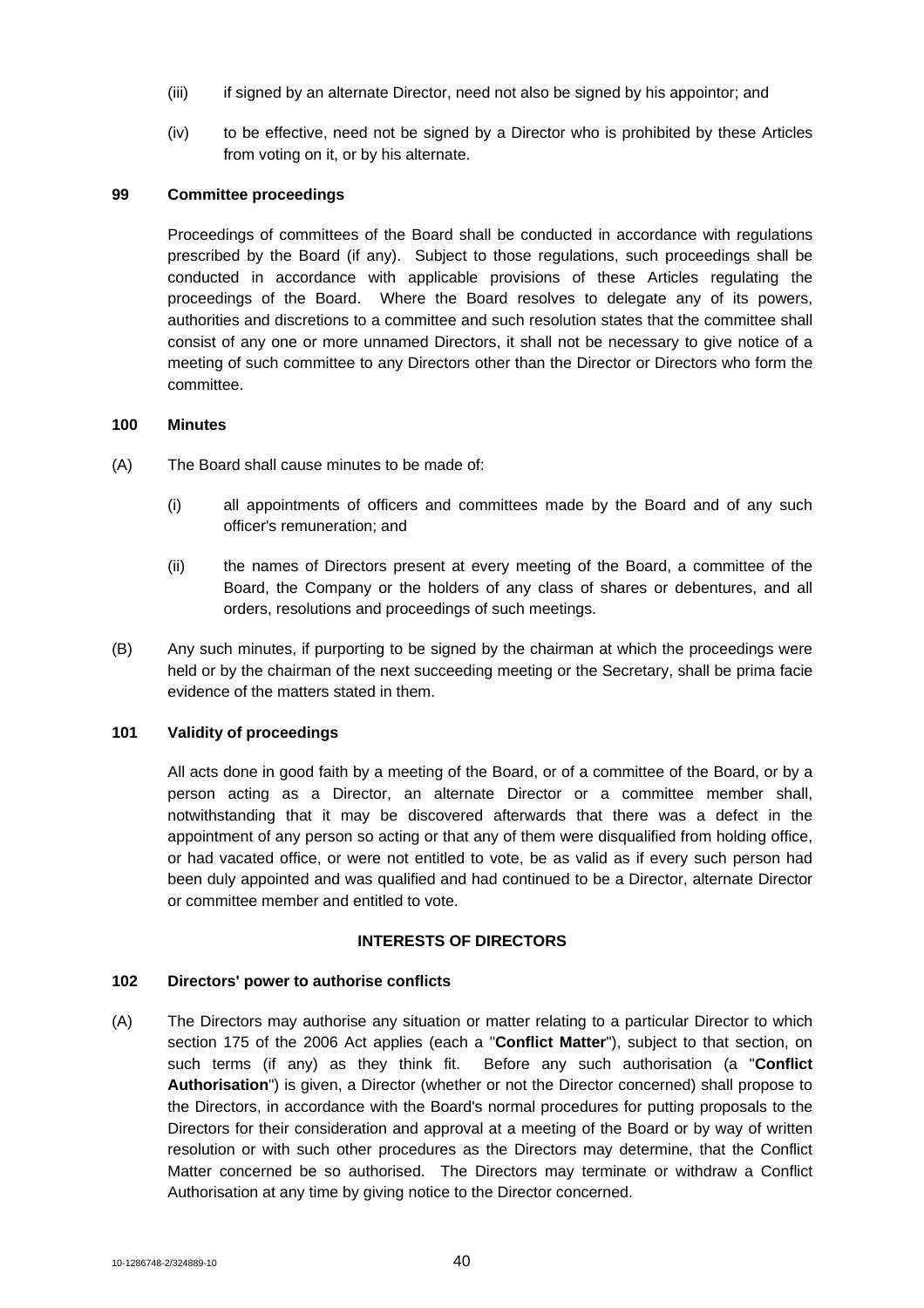(iii) if signed by an alternate Director, need not also be signed by his appointor; and

(iv) to be effective, need not be signed by a Director who is prohibited by these Articles from voting on it, or by his alternate.

**99 Committee proceedings**

Proceedings of committees of the Board shall be conducted in accordance with regulations prescribed by the Board (if any). Subject to those regulations, such proceedings shall be conducted in accordance with applicable provisions of these Articles regulating the proceedings of the Board. Where the Board resolves to delegate any of its powers, authorities and discretions to a committee and such resolution states that the committee shall consist of any one or more unnamed Directors, it shall not be necessary to give notice of a meeting of such committee to any Directors other than the Director or Directors who form the committee.

**100 Minutes**

(A) The Board shall cause minutes to be made of:

(i) all appointments of officers and committees made by the Board and of any such officer's remuneration; and

(ii) the names of Directors present at every meeting of the Board, a committee of the Board, the Company or the holders of any class of shares or debentures, and all orders, resolutions and proceedings of such meetings.

(B) Any such minutes, if purporting to be signed by the chairman at which the proceedings were held or by the chairman of the next succeeding meeting or the Secretary, shall be prima facie evidence of the matters stated in them.

**101 Validity of proceedings**

All acts done in good faith by a meeting of the Board, or of a committee of the Board, or by a person acting as a Director, an alternate Director or a committee member shall, notwithstanding that it may be discovered afterwards that there was a defect in the appointment of any person so acting or that any of them were disqualified from holding office, or had vacated office, or were not entitled to vote, be as valid as if every such person had been duly appointed and was qualified and had continued to be a Director, alternate Director or committee member and entitled to vote.

**INTERESTS OF DIRECTORS**

**102 Directors' power to authorise conflicts**

(A) The Directors may authorise any situation or matter relating to a particular Director to which section 175 of the 2006 Act applies (each a "**Conflict Matter**"), subject to that section, on such terms (if any) as they think fit. Before any such authorisation (a "**Conflict Authorisation**") is given, a Director (whether or not the Director concerned) shall propose to the Directors, in accordance with the Board's normal procedures for putting proposals to the Directors for their consideration and approval at a meeting of the Board or by way of written resolution or with such other procedures as the Directors may determine, that the Conflict Matter concerned be so authorised. The Directors may terminate or withdraw a Conflict Authorisation at any time by giving notice to the Director concerned.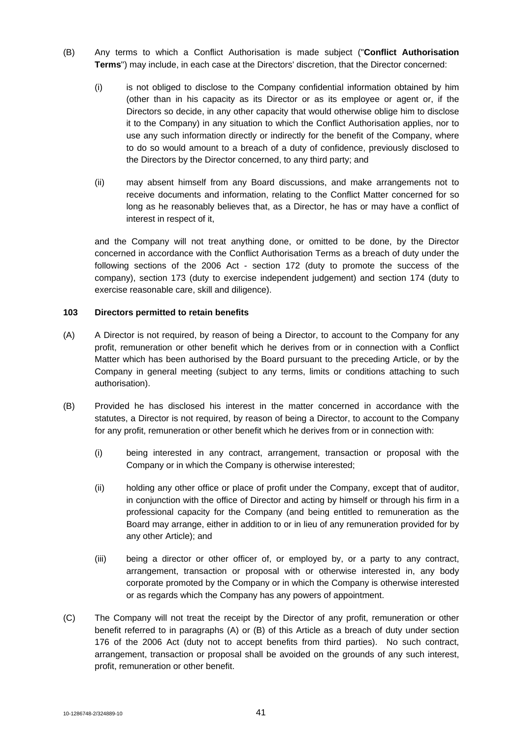(B) Any terms to which a Conflict Authorisation is made subject ("**Conflict Authorisation Terms**") may include, in each case at the Directors' discretion, that the Director concerned:

(i) is not obliged to disclose to the Company confidential information obtained by him (other than in his capacity as its Director or as its employee or agent or, if the Directors so decide, in any other capacity that would otherwise oblige him to disclose it to the Company) in any situation to which the Conflict Authorisation applies, nor to use any such information directly or indirectly for the benefit of the Company, where to do so would amount to a breach of a duty of confidence, previously disclosed to the Directors by the Director concerned, to any third party; and

(ii) may absent himself from any Board discussions, and make arrangements not to receive documents and information, relating to the Conflict Matter concerned for so long as he reasonably believes that, as a Director, he has or may have a conflict of interest in respect of it,

and the Company will not treat anything done, or omitted to be done, by the Director concerned in accordance with the Conflict Authorisation Terms as a breach of duty under the following sections of the 2006 Act - section 172 (duty to promote the success of the company), section 173 (duty to exercise independent judgement) and section 174 (duty to exercise reasonable care, skill and diligence).

**103 Directors permitted to retain benefits**

(A) A Director is not required, by reason of being a Director, to account to the Company for any profit, remuneration or other benefit which he derives from or in connection with a Conflict Matter which has been authorised by the Board pursuant to the preceding Article, or by the Company in general meeting (subject to any terms, limits or conditions attaching to such authorisation).

(B) Provided he has disclosed his interest in the matter concerned in accordance with the statutes, a Director is not required, by reason of being a Director, to account to the Company for any profit, remuneration or other benefit which he derives from or in connection with:

(i) being interested in any contract, arrangement, transaction or proposal with the Company or in which the Company is otherwise interested;

(ii) holding any other office or place of profit under the Company, except that of auditor, in conjunction with the office of Director and acting by himself or through his firm in a professional capacity for the Company (and being entitled to remuneration as the Board may arrange, either in addition to or in lieu of any remuneration provided for by any other Article); and

(iii) being a director or other officer of, or employed by, or a party to any contract, arrangement, transaction or proposal with or otherwise interested in, any body corporate promoted by the Company or in which the Company is otherwise interested or as regards which the Company has any powers of appointment.

(C) The Company will not treat the receipt by the Director of any profit, remuneration or other benefit referred to in paragraphs (A) or (B) of this Article as a breach of duty under section 176 of the 2006 Act (duty not to accept benefits from third parties). No such contract, arrangement, transaction or proposal shall be avoided on the grounds of any such interest, profit, remuneration or other benefit.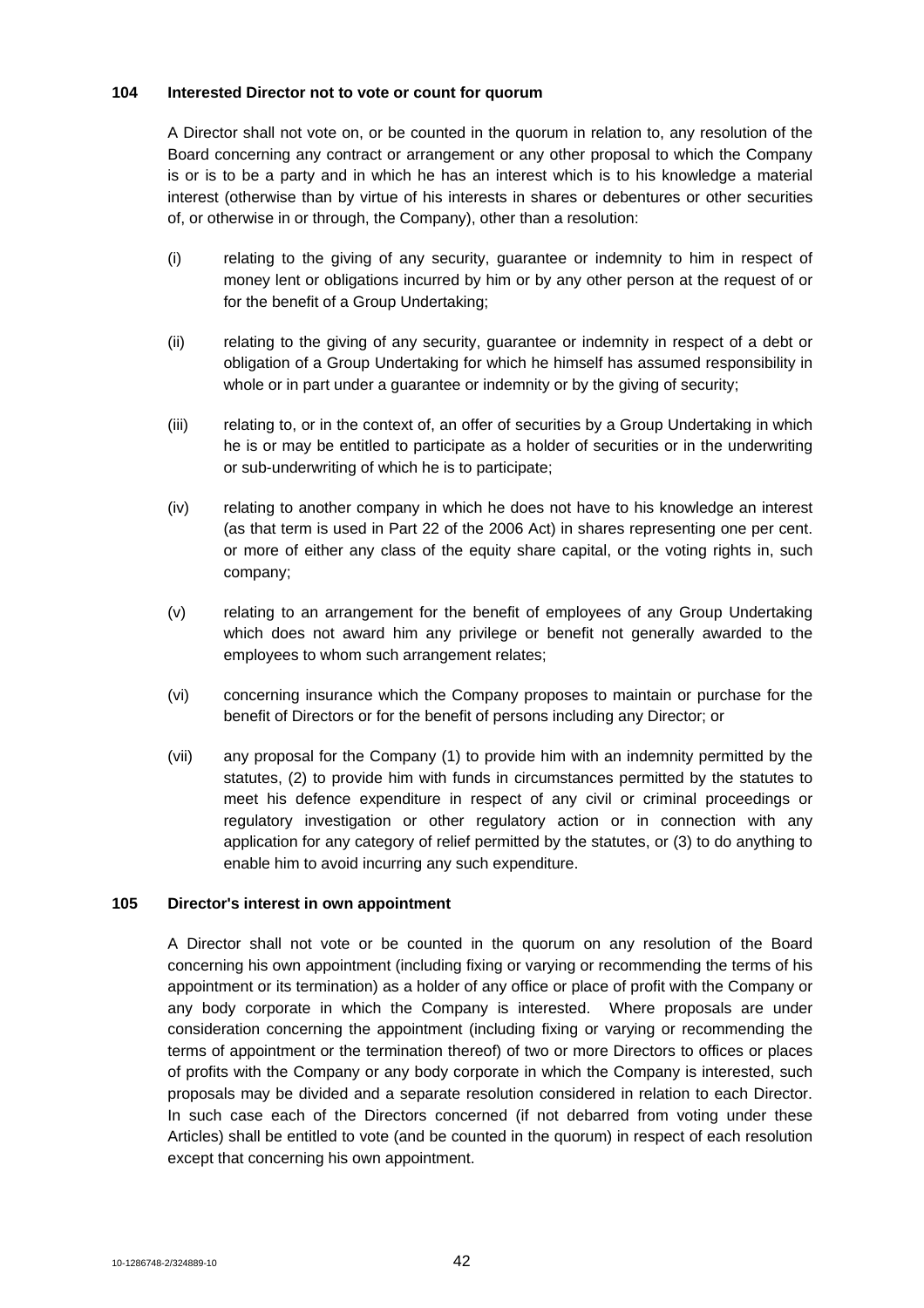### 104 Interested Director not to vote or count for quorum

A Director shall not vote on, or be counted in the quorum in relation to, any resolution of the Board concerning any contract or arrangement or any other proposal to which the Company is or is to be a party and in which he has an interest which is to his knowledge a material interest (otherwise than by virtue of his interests in shares or debentures or other securities of, or otherwise in or through, the Company), other than a resolution:

(i) relating to the giving of any security, guarantee or indemnity to him in respect of money lent or obligations incurred by him or by any other person at the request of or for the benefit of a Group Undertaking;

(ii) relating to the giving of any security, guarantee or indemnity in respect of a debt or obligation of a Group Undertaking for which he himself has assumed responsibility in whole or in part under a guarantee or indemnity or by the giving of security;

(iii) relating to, or in the context of, an offer of securities by a Group Undertaking in which he is or may be entitled to participate as a holder of securities or in the underwriting or sub-underwriting of which he is to participate;

(iv) relating to another company in which he does not have to his knowledge an interest (as that term is used in Part 22 of the 2006 Act) in shares representing one per cent. or more of either any class of the equity share capital, or the voting rights in, such company;

(v) relating to an arrangement for the benefit of employees of any Group Undertaking which does not award him any privilege or benefit not generally awarded to the employees to whom such arrangement relates;

(vi) concerning insurance which the Company proposes to maintain or purchase for the benefit of Directors or for the benefit of persons including any Director; or

(vii) any proposal for the Company (1) to provide him with an indemnity permitted by the statutes, (2) to provide him with funds in circumstances permitted by the statutes to meet his defence expenditure in respect of any civil or criminal proceedings or regulatory investigation or other regulatory action or in connection with any application for any category of relief permitted by the statutes, or (3) to do anything to enable him to avoid incurring any such expenditure.

### 105 Director's interest in own appointment

A Director shall not vote or be counted in the quorum on any resolution of the Board concerning his own appointment (including fixing or varying or recommending the terms of his appointment or its termination) as a holder of any office or place of profit with the Company or any body corporate in which the Company is interested. Where proposals are under consideration concerning the appointment (including fixing or varying or recommending the terms of appointment or the termination thereof) of two or more Directors to offices or places of profits with the Company or any body corporate in which the Company is interested, such proposals may be divided and a separate resolution considered in relation to each Director. In such case each of the Directors concerned (if not debarred from voting under these Articles) shall be entitled to vote (and be counted in the quorum) in respect of each resolution except that concerning his own appointment.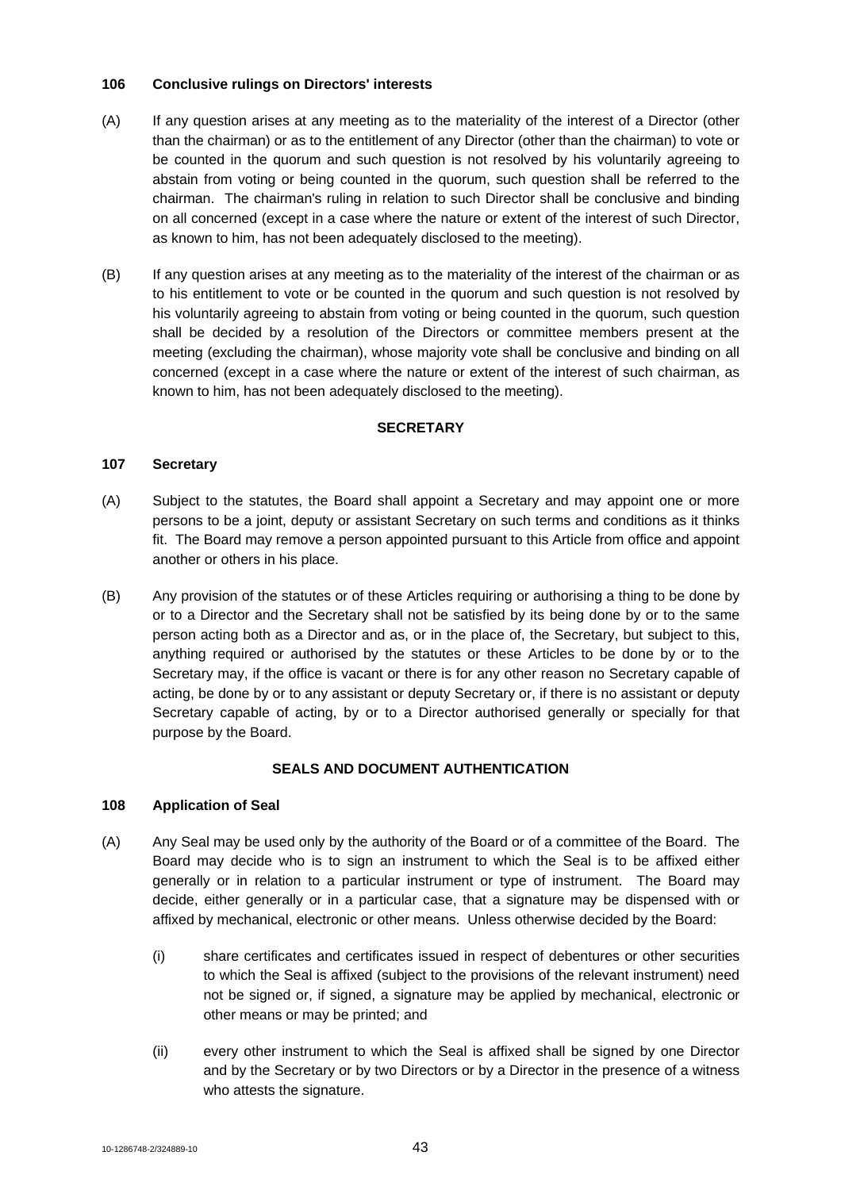**106 Conclusive rulings on Directors' interests**

(A) If any question arises at any meeting as to the materiality of the interest of a Director (other than the chairman) or as to the entitlement of any Director (other than the chairman) to vote or be counted in the quorum and such question is not resolved by his voluntarily agreeing to abstain from voting or being counted in the quorum, such question shall be referred to the chairman. The chairman's ruling in relation to such Director shall be conclusive and binding on all concerned (except in a case where the nature or extent of the interest of such Director, as known to him, has not been adequately disclosed to the meeting).

(B) If any question arises at any meeting as to the materiality of the interest of the chairman or as to his entitlement to vote or be counted in the quorum and such question is not resolved by his voluntarily agreeing to abstain from voting or being counted in the quorum, such question shall be decided by a resolution of the Directors or committee members present at the meeting (excluding the chairman), whose majority vote shall be conclusive and binding on all concerned (except in a case where the nature or extent of the interest of such chairman, as known to him, has not been adequately disclosed to the meeting).

**SECRETARY**

**107 Secretary**

(A) Subject to the statutes, the Board shall appoint a Secretary and may appoint one or more persons to be a joint, deputy or assistant Secretary on such terms and conditions as it thinks fit. The Board may remove a person appointed pursuant to this Article from office and appoint another or others in his place.

(B) Any provision of the statutes or of these Articles requiring or authorising a thing to be done by or to a Director and the Secretary shall not be satisfied by its being done by or to the same person acting both as a Director and as, or in the place of, the Secretary, but subject to this, anything required or authorised by the statutes or these Articles to be done by or to the Secretary may, if the office is vacant or there is for any other reason no Secretary capable of acting, be done by or to any assistant or deputy Secretary or, if there is no assistant or deputy Secretary capable of acting, by or to a Director authorised generally or specially for that purpose by the Board.

**SEALS AND DOCUMENT AUTHENTICATION**

**108 Application of Seal**

(A) Any Seal may be used only by the authority of the Board or of a committee of the Board. The Board may decide who is to sign an instrument to which the Seal is to be affixed either generally or in relation to a particular instrument or type of instrument. The Board may decide, either generally or in a particular case, that a signature may be dispensed with or affixed by mechanical, electronic or other means. Unless otherwise decided by the Board:

(i) share certificates and certificates issued in respect of debentures or other securities to which the Seal is affixed (subject to the provisions of the relevant instrument) need not be signed or, if signed, a signature may be applied by mechanical, electronic or other means or may be printed; and

(ii) every other instrument to which the Seal is affixed shall be signed by one Director and by the Secretary or by two Directors or by a Director in the presence of a witness who attests the signature.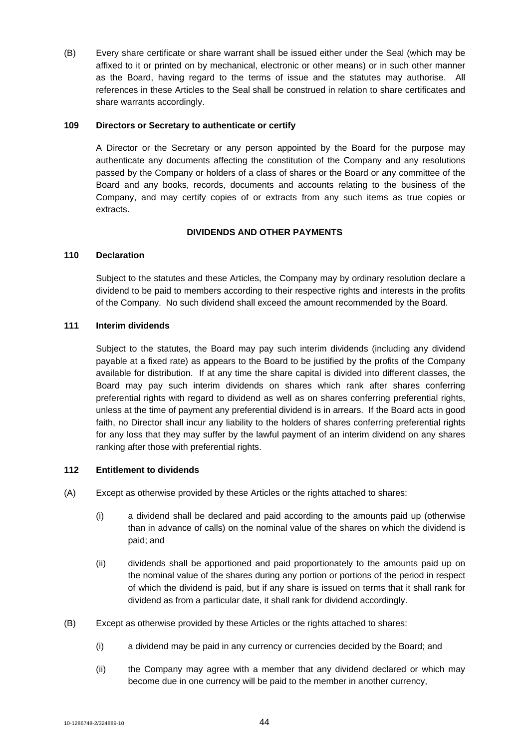(B) Every share certificate or share warrant shall be issued either under the Seal (which may be affixed to it or printed on by mechanical, electronic or other means) or in such other manner as the Board, having regard to the terms of issue and the statutes may authorise. All references in these Articles to the Seal shall be construed in relation to share certificates and share warrants accordingly.

**109 Directors or Secretary to authenticate or certify**

A Director or the Secretary or any person appointed by the Board for the purpose may authenticate any documents affecting the constitution of the Company and any resolutions passed by the Company or holders of a class of shares or the Board or any committee of the Board and any books, records, documents and accounts relating to the business of the Company, and may certify copies of or extracts from any such items as true copies or extracts.

**DIVIDENDS AND OTHER PAYMENTS**

**110 Declaration**

Subject to the statutes and these Articles, the Company may by ordinary resolution declare a dividend to be paid to members according to their respective rights and interests in the profits of the Company. No such dividend shall exceed the amount recommended by the Board.

**111 Interim dividends**

Subject to the statutes, the Board may pay such interim dividends (including any dividend payable at a fixed rate) as appears to the Board to be justified by the profits of the Company available for distribution. If at any time the share capital is divided into different classes, the Board may pay such interim dividends on shares which rank after shares conferring preferential rights with regard to dividend as well as on shares conferring preferential rights, unless at the time of payment any preferential dividend is in arrears. If the Board acts in good faith, no Director shall incur any liability to the holders of shares conferring preferential rights for any loss that they may suffer by the lawful payment of an interim dividend on any shares ranking after those with preferential rights.

**112 Entitlement to dividends**

(A) Except as otherwise provided by these Articles or the rights attached to shares:

(i) a dividend shall be declared and paid according to the amounts paid up (otherwise than in advance of calls) on the nominal value of the shares on which the dividend is paid; and

(ii) dividends shall be apportioned and paid proportionately to the amounts paid up on the nominal value of the shares during any portion or portions of the period in respect of which the dividend is paid, but if any share is issued on terms that it shall rank for dividend as from a particular date, it shall rank for dividend accordingly.

(B) Except as otherwise provided by these Articles or the rights attached to shares:

(i) a dividend may be paid in any currency or currencies decided by the Board; and

(ii) the Company may agree with a member that any dividend declared or which may become due in one currency will be paid to the member in another currency,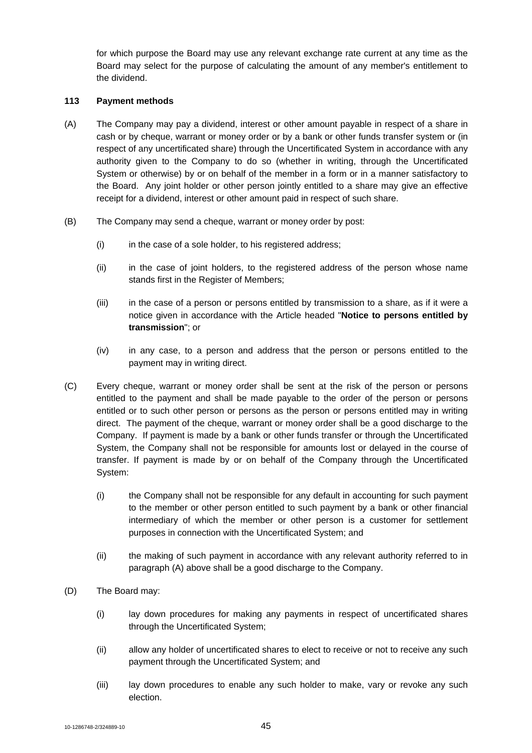for which purpose the Board may use any relevant exchange rate current at any time as the Board may select for the purpose of calculating the amount of any member's entitlement to the dividend.

**113 Payment methods**

(A) The Company may pay a dividend, interest or other amount payable in respect of a share in cash or by cheque, warrant or money order or by a bank or other funds transfer system or (in respect of any uncertificated share) through the Uncertificated System in accordance with any authority given to the Company to do so (whether in writing, through the Uncertificated System or otherwise) by or on behalf of the member in a form or in a manner satisfactory to the Board. Any joint holder or other person jointly entitled to a share may give an effective receipt for a dividend, interest or other amount paid in respect of such share.

(B) The Company may send a cheque, warrant or money order by post:

(i) in the case of a sole holder, to his registered address;

(ii) in the case of joint holders, to the registered address of the person whose name stands first in the Register of Members;

(iii) in the case of a person or persons entitled by transmission to a share, as if it were a notice given in accordance with the Article headed "**Notice to persons entitled by transmission**"; or

(iv) in any case, to a person and address that the person or persons entitled to the payment may in writing direct.

(C) Every cheque, warrant or money order shall be sent at the risk of the person or persons entitled to the payment and shall be made payable to the order of the person or persons entitled or to such other person or persons as the person or persons entitled may in writing direct. The payment of the cheque, warrant or money order shall be a good discharge to the Company. If payment is made by a bank or other funds transfer or through the Uncertificated System, the Company shall not be responsible for amounts lost or delayed in the course of transfer. If payment is made by or on behalf of the Company through the Uncertificated System:

(i) the Company shall not be responsible for any default in accounting for such payment to the member or other person entitled to such payment by a bank or other financial intermediary of which the member or other person is a customer for settlement purposes in connection with the Uncertificated System; and

(ii) the making of such payment in accordance with any relevant authority referred to in paragraph (A) above shall be a good discharge to the Company.

(D) The Board may:

(i) lay down procedures for making any payments in respect of uncertificated shares through the Uncertificated System;

(ii) allow any holder of uncertificated shares to elect to receive or not to receive any such payment through the Uncertificated System; and

(iii) lay down procedures to enable any such holder to make, vary or revoke any such election.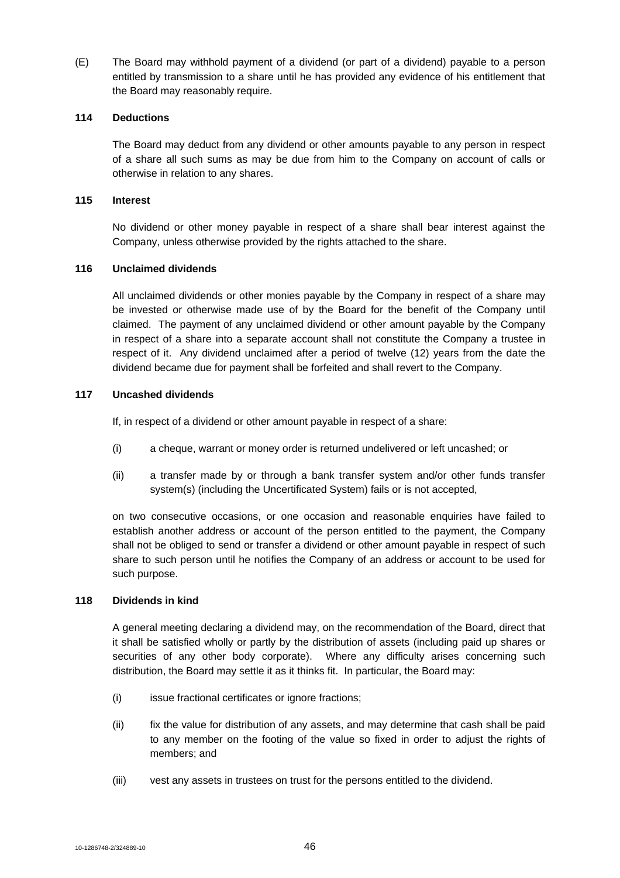(E) The Board may withhold payment of a dividend (or part of a dividend) payable to a person entitled by transmission to a share until he has provided any evidence of his entitlement that the Board may reasonably require.

### 114 Deductions

The Board may deduct from any dividend or other amounts payable to any person in respect of a share all such sums as may be due from him to the Company on account of calls or otherwise in relation to any shares.

### 115 Interest

No dividend or other money payable in respect of a share shall bear interest against the Company, unless otherwise provided by the rights attached to the share.

### 116 Unclaimed dividends

All unclaimed dividends or other monies payable by the Company in respect of a share may be invested or otherwise made use of by the Board for the benefit of the Company until claimed. The payment of any unclaimed dividend or other amount payable by the Company in respect of a share into a separate account shall not constitute the Company a trustee in respect of it. Any dividend unclaimed after a period of twelve (12) years from the date the dividend became due for payment shall be forfeited and shall revert to the Company.

### 117 Uncashed dividends

If, in respect of a dividend or other amount payable in respect of a share:

(i) a cheque, warrant or money order is returned undelivered or left uncashed; or

(ii) a transfer made by or through a bank transfer system and/or other funds transfer system(s) (including the Uncertificated System) fails or is not accepted,

on two consecutive occasions, or one occasion and reasonable enquiries have failed to establish another address or account of the person entitled to the payment, the Company shall not be obliged to send or transfer a dividend or other amount payable in respect of such share to such person until he notifies the Company of an address or account to be used for such purpose.

### 118 Dividends in kind

A general meeting declaring a dividend may, on the recommendation of the Board, direct that it shall be satisfied wholly or partly by the distribution of assets (including paid up shares or securities of any other body corporate). Where any difficulty arises concerning such distribution, the Board may settle it as it thinks fit. In particular, the Board may:

(i) issue fractional certificates or ignore fractions;

(ii) fix the value for distribution of any assets, and may determine that cash shall be paid to any member on the footing of the value so fixed in order to adjust the rights of members; and

(iii) vest any assets in trustees on trust for the persons entitled to the dividend.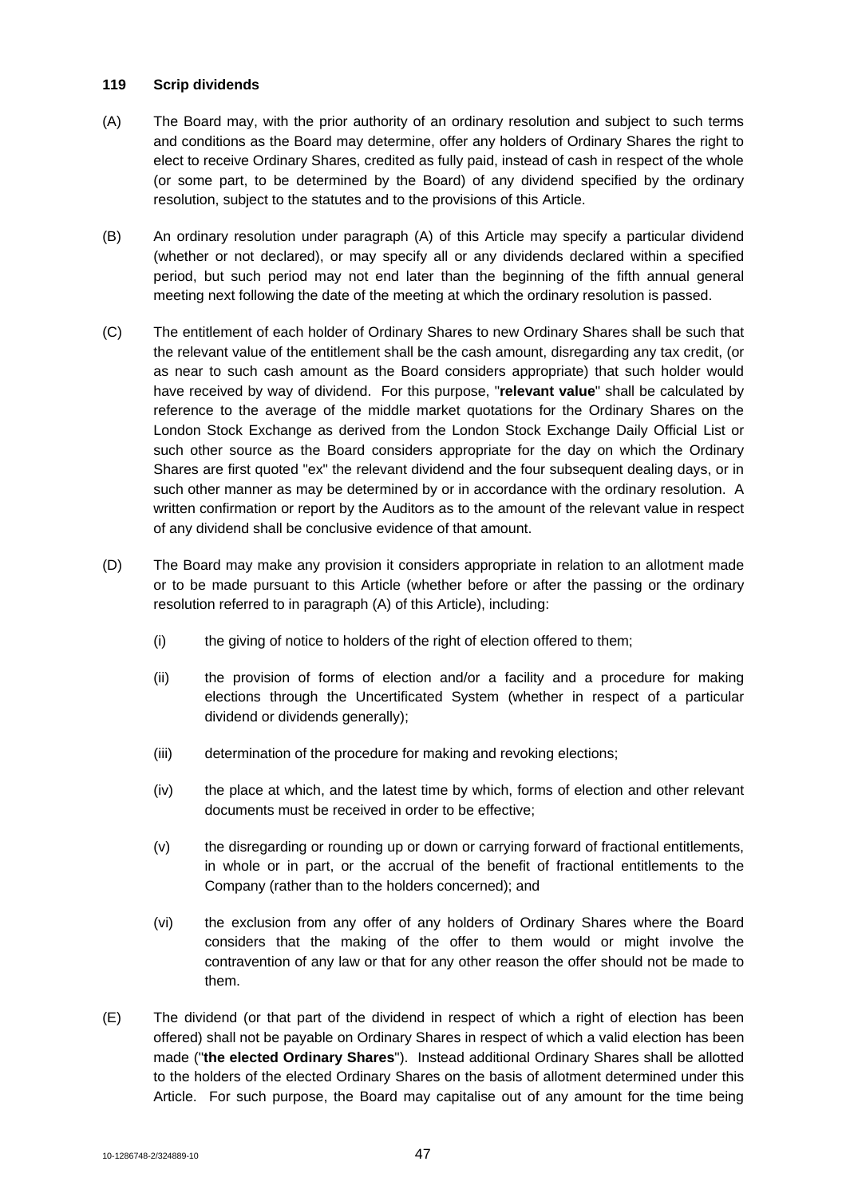**119 Scrip dividends**

(A) The Board may, with the prior authority of an ordinary resolution and subject to such terms and conditions as the Board may determine, offer any holders of Ordinary Shares the right to elect to receive Ordinary Shares, credited as fully paid, instead of cash in respect of the whole (or some part, to be determined by the Board) of any dividend specified by the ordinary resolution, subject to the statutes and to the provisions of this Article.

(B) An ordinary resolution under paragraph (A) of this Article may specify a particular dividend (whether or not declared), or may specify all or any dividends declared within a specified period, but such period may not end later than the beginning of the fifth annual general meeting next following the date of the meeting at which the ordinary resolution is passed.

(C) The entitlement of each holder of Ordinary Shares to new Ordinary Shares shall be such that the relevant value of the entitlement shall be the cash amount, disregarding any tax credit, (or as near to such cash amount as the Board considers appropriate) that such holder would have received by way of dividend. For this purpose, "**relevant value**" shall be calculated by reference to the average of the middle market quotations for the Ordinary Shares on the London Stock Exchange as derived from the London Stock Exchange Daily Official List or such other source as the Board considers appropriate for the day on which the Ordinary Shares are first quoted "ex" the relevant dividend and the four subsequent dealing days, or in such other manner as may be determined by or in accordance with the ordinary resolution. A written confirmation or report by the Auditors as to the amount of the relevant value in respect of any dividend shall be conclusive evidence of that amount.

(D) The Board may make any provision it considers appropriate in relation to an allotment made or to be made pursuant to this Article (whether before or after the passing or the ordinary resolution referred to in paragraph (A) of this Article), including:

(i) the giving of notice to holders of the right of election offered to them;

(ii) the provision of forms of election and/or a facility and a procedure for making elections through the Uncertificated System (whether in respect of a particular dividend or dividends generally);

(iii) determination of the procedure for making and revoking elections;

(iv) the place at which, and the latest time by which, forms of election and other relevant documents must be received in order to be effective;

(v) the disregarding or rounding up or down or carrying forward of fractional entitlements, in whole or in part, or the accrual of the benefit of fractional entitlements to the Company (rather than to the holders concerned); and

(vi) the exclusion from any offer of any holders of Ordinary Shares where the Board considers that the making of the offer to them would or might involve the contravention of any law or that for any other reason the offer should not be made to them.

(E) The dividend (or that part of the dividend in respect of which a right of election has been offered) shall not be payable on Ordinary Shares in respect of which a valid election has been made ("**the elected Ordinary Shares**"). Instead additional Ordinary Shares shall be allotted to the holders of the elected Ordinary Shares on the basis of allotment determined under this Article. For such purpose, the Board may capitalise out of any amount for the time being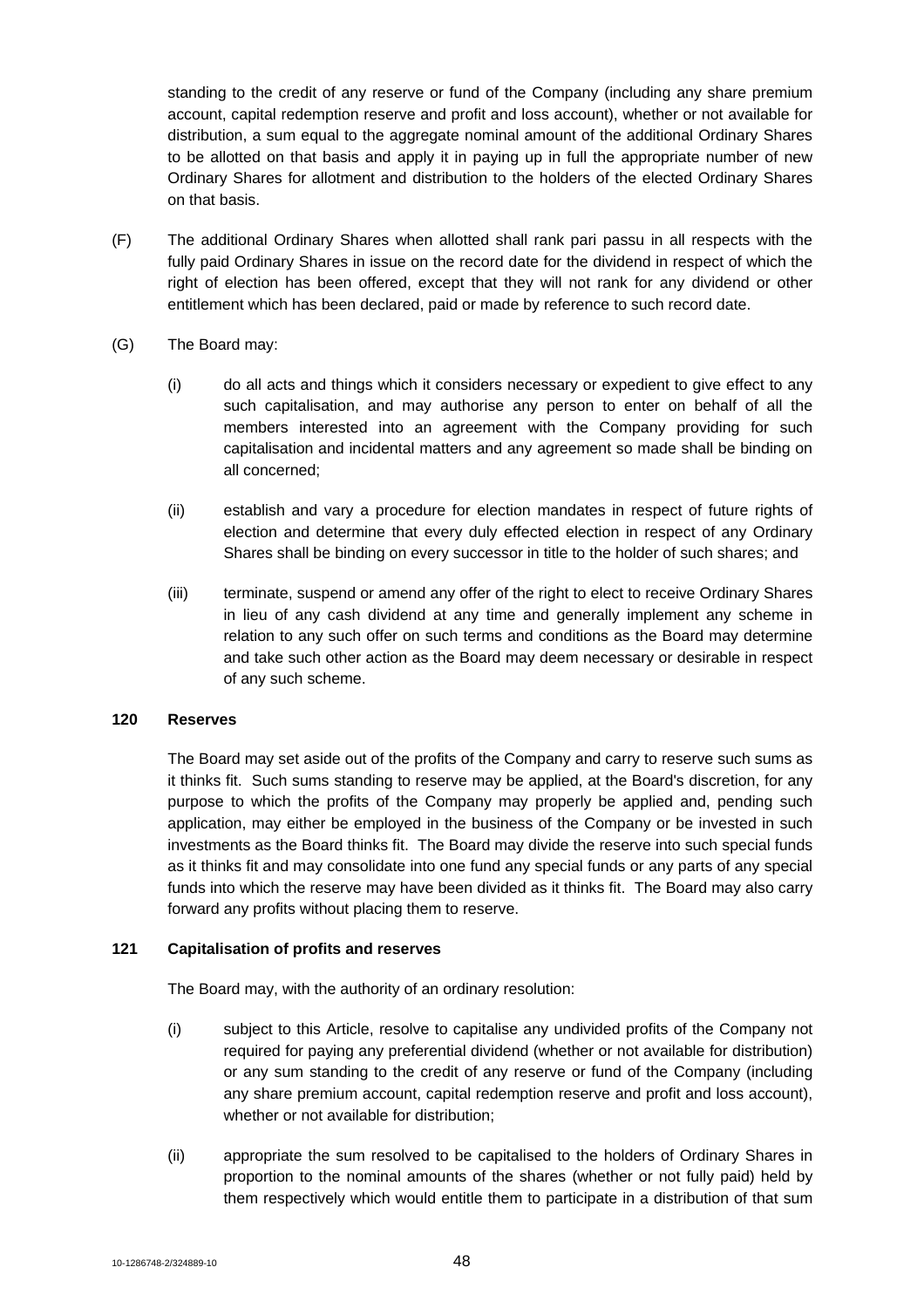standing to the credit of any reserve or fund of the Company (including any share premium account, capital redemption reserve and profit and loss account), whether or not available for distribution, a sum equal to the aggregate nominal amount of the additional Ordinary Shares to be allotted on that basis and apply it in paying up in full the appropriate number of new Ordinary Shares for allotment and distribution to the holders of the elected Ordinary Shares on that basis.

(F) The additional Ordinary Shares when allotted shall rank pari passu in all respects with the fully paid Ordinary Shares in issue on the record date for the dividend in respect of which the right of election has been offered, except that they will not rank for any dividend or other entitlement which has been declared, paid or made by reference to such record date.

(G) The Board may:

(i) do all acts and things which it considers necessary or expedient to give effect to any such capitalisation, and may authorise any person to enter on behalf of all the members interested into an agreement with the Company providing for such capitalisation and incidental matters and any agreement so made shall be binding on all concerned;

(ii) establish and vary a procedure for election mandates in respect of future rights of election and determine that every duly effected election in respect of any Ordinary Shares shall be binding on every successor in title to the holder of such shares; and

(iii) terminate, suspend or amend any offer of the right to elect to receive Ordinary Shares in lieu of any cash dividend at any time and generally implement any scheme in relation to any such offer on such terms and conditions as the Board may determine and take such other action as the Board may deem necessary or desirable in respect of any such scheme.

**120 Reserves**

The Board may set aside out of the profits of the Company and carry to reserve such sums as it thinks fit. Such sums standing to reserve may be applied, at the Board's discretion, for any purpose to which the profits of the Company may properly be applied and, pending such application, may either be employed in the business of the Company or be invested in such investments as the Board thinks fit. The Board may divide the reserve into such special funds as it thinks fit and may consolidate into one fund any special funds or any parts of any special funds into which the reserve may have been divided as it thinks fit. The Board may also carry forward any profits without placing them to reserve.

**121 Capitalisation of profits and reserves**

The Board may, with the authority of an ordinary resolution:

(i) subject to this Article, resolve to capitalise any undivided profits of the Company not required for paying any preferential dividend (whether or not available for distribution) or any sum standing to the credit of any reserve or fund of the Company (including any share premium account, capital redemption reserve and profit and loss account), whether or not available for distribution;

(ii) appropriate the sum resolved to be capitalised to the holders of Ordinary Shares in proportion to the nominal amounts of the shares (whether or not fully paid) held by them respectively which would entitle them to participate in a distribution of that sum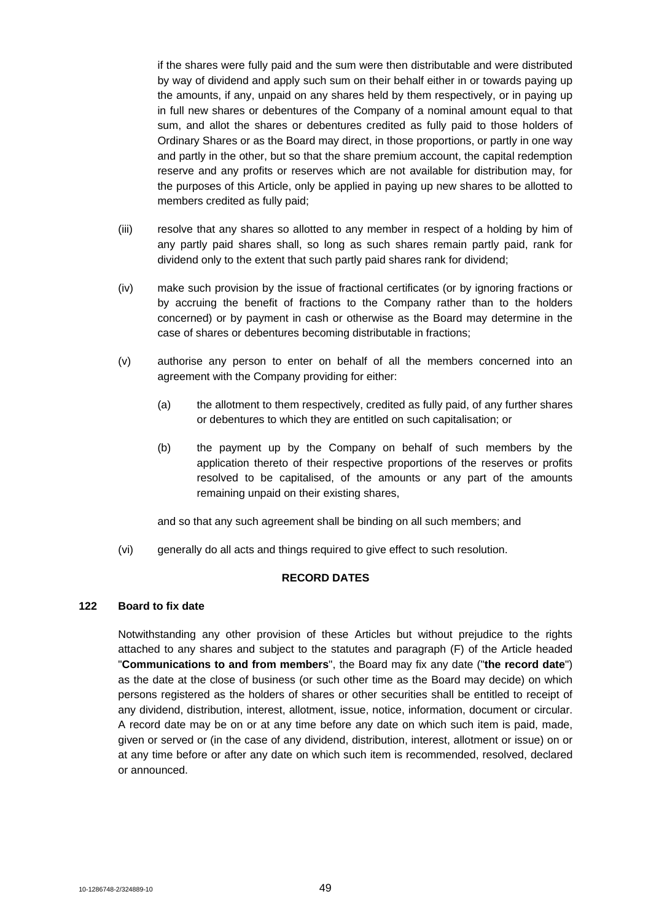if the shares were fully paid and the sum were then distributable and were distributed by way of dividend and apply such sum on their behalf either in or towards paying up the amounts, if any, unpaid on any shares held by them respectively, or in paying up in full new shares or debentures of the Company of a nominal amount equal to that sum, and allot the shares or debentures credited as fully paid to those holders of Ordinary Shares or as the Board may direct, in those proportions, or partly in one way and partly in the other, but so that the share premium account, the capital redemption reserve and any profits or reserves which are not available for distribution may, for the purposes of this Article, only be applied in paying up new shares to be allotted to members credited as fully paid;

(iii) resolve that any shares so allotted to any member in respect of a holding by him of any partly paid shares shall, so long as such shares remain partly paid, rank for dividend only to the extent that such partly paid shares rank for dividend;

(iv) make such provision by the issue of fractional certificates (or by ignoring fractions or by accruing the benefit of fractions to the Company rather than to the holders concerned) or by payment in cash or otherwise as the Board may determine in the case of shares or debentures becoming distributable in fractions;

(v) authorise any person to enter on behalf of all the members concerned into an agreement with the Company providing for either:

(a) the allotment to them respectively, credited as fully paid, of any further shares or debentures to which they are entitled on such capitalisation; or

(b) the payment up by the Company on behalf of such members by the application thereto of their respective proportions of the reserves or profits resolved to be capitalised, of the amounts or any part of the amounts remaining unpaid on their existing shares,

and so that any such agreement shall be binding on all such members; and

(vi) generally do all acts and things required to give effect to such resolution.

## RECORD DATES

### 122 Board to fix date

Notwithstanding any other provision of these Articles but without prejudice to the rights attached to any shares and subject to the statutes and paragraph (F) of the Article headed "**Communications to and from members**", the Board may fix any date ("**the record date**") as the date at the close of business (or such other time as the Board may decide) on which persons registered as the holders of shares or other securities shall be entitled to receipt of any dividend, distribution, interest, allotment, issue, notice, information, document or circular. A record date may be on or at any time before any date on which such item is paid, made, given or served or (in the case of any dividend, distribution, interest, allotment or issue) on or at any time before or after any date on which such item is recommended, resolved, declared or announced.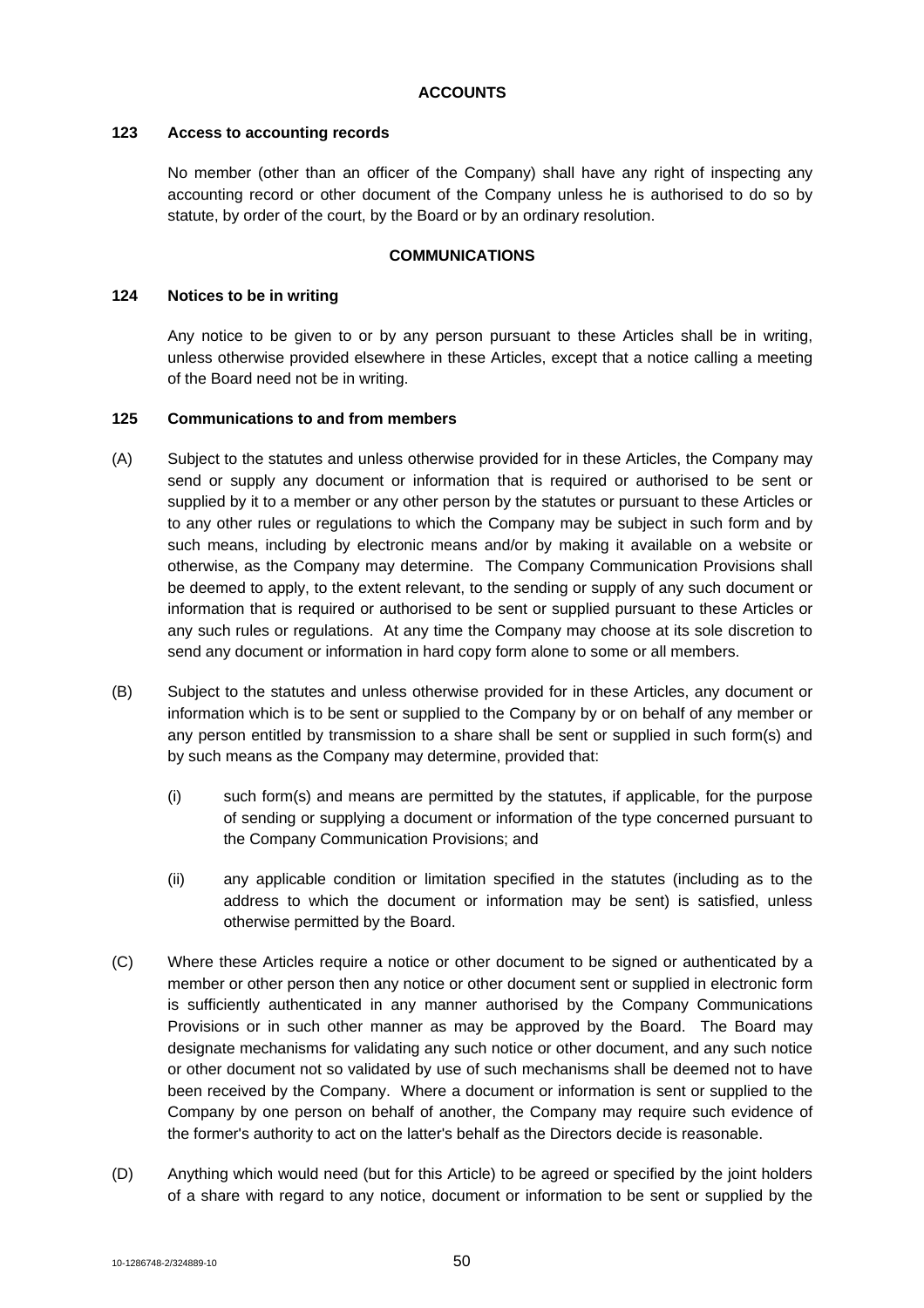## ACCOUNTS

### 123 Access to accounting records

No member (other than an officer of the Company) shall have any right of inspecting any accounting record or other document of the Company unless he is authorised to do so by statute, by order of the court, by the Board or by an ordinary resolution.

## COMMUNICATIONS

### 124 Notices to be in writing

Any notice to be given to or by any person pursuant to these Articles shall be in writing, unless otherwise provided elsewhere in these Articles, except that a notice calling a meeting of the Board need not be in writing.

### 125 Communications to and from members

(A) Subject to the statutes and unless otherwise provided for in these Articles, the Company may send or supply any document or information that is required or authorised to be sent or supplied by it to a member or any other person by the statutes or pursuant to these Articles or to any other rules or regulations to which the Company may be subject in such form and by such means, including by electronic means and/or by making it available on a website or otherwise, as the Company may determine. The Company Communication Provisions shall be deemed to apply, to the extent relevant, to the sending or supply of any such document or information that is required or authorised to be sent or supplied pursuant to these Articles or any such rules or regulations. At any time the Company may choose at its sole discretion to send any document or information in hard copy form alone to some or all members.

(B) Subject to the statutes and unless otherwise provided for in these Articles, any document or information which is to be sent or supplied to the Company by or on behalf of any member or any person entitled by transmission to a share shall be sent or supplied in such form(s) and by such means as the Company may determine, provided that:

(i) such form(s) and means are permitted by the statutes, if applicable, for the purpose of sending or supplying a document or information of the type concerned pursuant to the Company Communication Provisions; and

(ii) any applicable condition or limitation specified in the statutes (including as to the address to which the document or information may be sent) is satisfied, unless otherwise permitted by the Board.

(C) Where these Articles require a notice or other document to be signed or authenticated by a member or other person then any notice or other document sent or supplied in electronic form is sufficiently authenticated in any manner authorised by the Company Communications Provisions or in such other manner as may be approved by the Board. The Board may designate mechanisms for validating any such notice or other document, and any such notice or other document not so validated by use of such mechanisms shall be deemed not to have been received by the Company. Where a document or information is sent or supplied to the Company by one person on behalf of another, the Company may require such evidence of the former's authority to act on the latter's behalf as the Directors decide is reasonable.

(D) Anything which would need (but for this Article) to be agreed or specified by the joint holders of a share with regard to any notice, document or information to be sent or supplied by the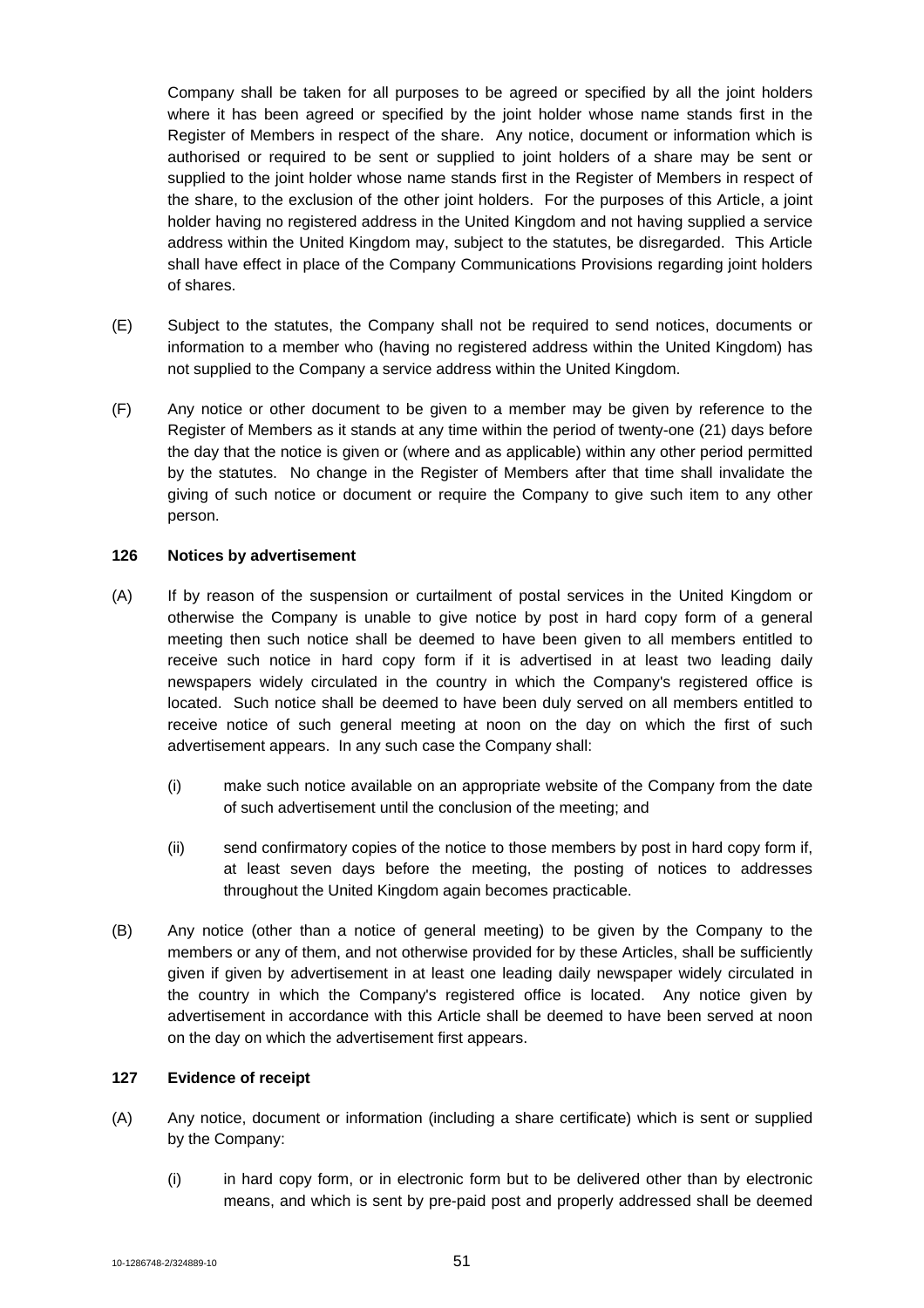Company shall be taken for all purposes to be agreed or specified by all the joint holders where it has been agreed or specified by the joint holder whose name stands first in the Register of Members in respect of the share. Any notice, document or information which is authorised or required to be sent or supplied to joint holders of a share may be sent or supplied to the joint holder whose name stands first in the Register of Members in respect of the share, to the exclusion of the other joint holders. For the purposes of this Article, a joint holder having no registered address in the United Kingdom and not having supplied a service address within the United Kingdom may, subject to the statutes, be disregarded. This Article shall have effect in place of the Company Communications Provisions regarding joint holders of shares.

(E) Subject to the statutes, the Company shall not be required to send notices, documents or information to a member who (having no registered address within the United Kingdom) has not supplied to the Company a service address within the United Kingdom.

(F) Any notice or other document to be given to a member may be given by reference to the Register of Members as it stands at any time within the period of twenty-one (21) days before the day that the notice is given or (where and as applicable) within any other period permitted by the statutes. No change in the Register of Members after that time shall invalidate the giving of such notice or document or require the Company to give such item to any other person.

**126 Notices by advertisement**

(A) If by reason of the suspension or curtailment of postal services in the United Kingdom or otherwise the Company is unable to give notice by post in hard copy form of a general meeting then such notice shall be deemed to have been given to all members entitled to receive such notice in hard copy form if it is advertised in at least two leading daily newspapers widely circulated in the country in which the Company's registered office is located. Such notice shall be deemed to have been duly served on all members entitled to receive notice of such general meeting at noon on the day on which the first of such advertisement appears. In any such case the Company shall:

(i) make such notice available on an appropriate website of the Company from the date of such advertisement until the conclusion of the meeting; and

(ii) send confirmatory copies of the notice to those members by post in hard copy form if, at least seven days before the meeting, the posting of notices to addresses throughout the United Kingdom again becomes practicable.

(B) Any notice (other than a notice of general meeting) to be given by the Company to the members or any of them, and not otherwise provided for by these Articles, shall be sufficiently given if given by advertisement in at least one leading daily newspaper widely circulated in the country in which the Company's registered office is located. Any notice given by advertisement in accordance with this Article shall be deemed to have been served at noon on the day on which the advertisement first appears.

**127 Evidence of receipt**

(A) Any notice, document or information (including a share certificate) which is sent or supplied by the Company:

(i) in hard copy form, or in electronic form but to be delivered other than by electronic means, and which is sent by pre-paid post and properly addressed shall be deemed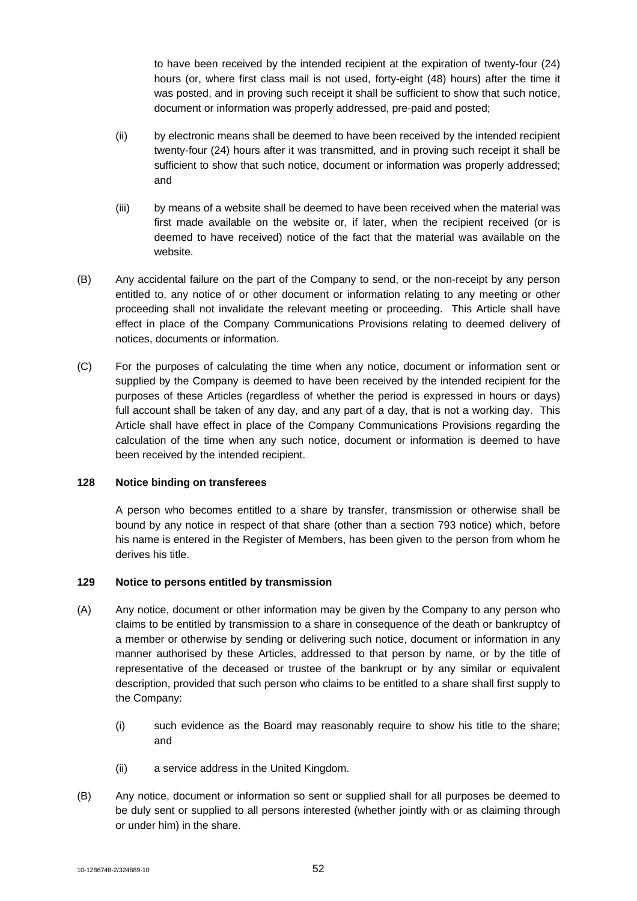to have been received by the intended recipient at the expiration of twenty-four (24) hours (or, where first class mail is not used, forty-eight (48) hours) after the time it was posted, and in proving such receipt it shall be sufficient to show that such notice, document or information was properly addressed, pre-paid and posted;

(ii) by electronic means shall be deemed to have been received by the intended recipient twenty-four (24) hours after it was transmitted, and in proving such receipt it shall be sufficient to show that such notice, document or information was properly addressed; and

(iii) by means of a website shall be deemed to have been received when the material was first made available on the website or, if later, when the recipient received (or is deemed to have received) notice of the fact that the material was available on the website.

(B) Any accidental failure on the part of the Company to send, or the non-receipt by any person entitled to, any notice of or other document or information relating to any meeting or other proceeding shall not invalidate the relevant meeting or proceeding. This Article shall have effect in place of the Company Communications Provisions relating to deemed delivery of notices, documents or information.

(C) For the purposes of calculating the time when any notice, document or information sent or supplied by the Company is deemed to have been received by the intended recipient for the purposes of these Articles (regardless of whether the period is expressed in hours or days) full account shall be taken of any day, and any part of a day, that is not a working day. This Article shall have effect in place of the Company Communications Provisions regarding the calculation of the time when any such notice, document or information is deemed to have been received by the intended recipient.

**128 Notice binding on transferees**

A person who becomes entitled to a share by transfer, transmission or otherwise shall be bound by any notice in respect of that share (other than a section 793 notice) which, before his name is entered in the Register of Members, has been given to the person from whom he derives his title.

**129 Notice to persons entitled by transmission**

(A) Any notice, document or other information may be given by the Company to any person who claims to be entitled by transmission to a share in consequence of the death or bankruptcy of a member or otherwise by sending or delivering such notice, document or information in any manner authorised by these Articles, addressed to that person by name, or by the title of representative of the deceased or trustee of the bankrupt or by any similar or equivalent description, provided that such person who claims to be entitled to a share shall first supply to the Company:

(i) such evidence as the Board may reasonably require to show his title to the share; and

(ii) a service address in the United Kingdom.

(B) Any notice, document or information so sent or supplied shall for all purposes be deemed to be duly sent or supplied to all persons interested (whether jointly with or as claiming through or under him) in the share.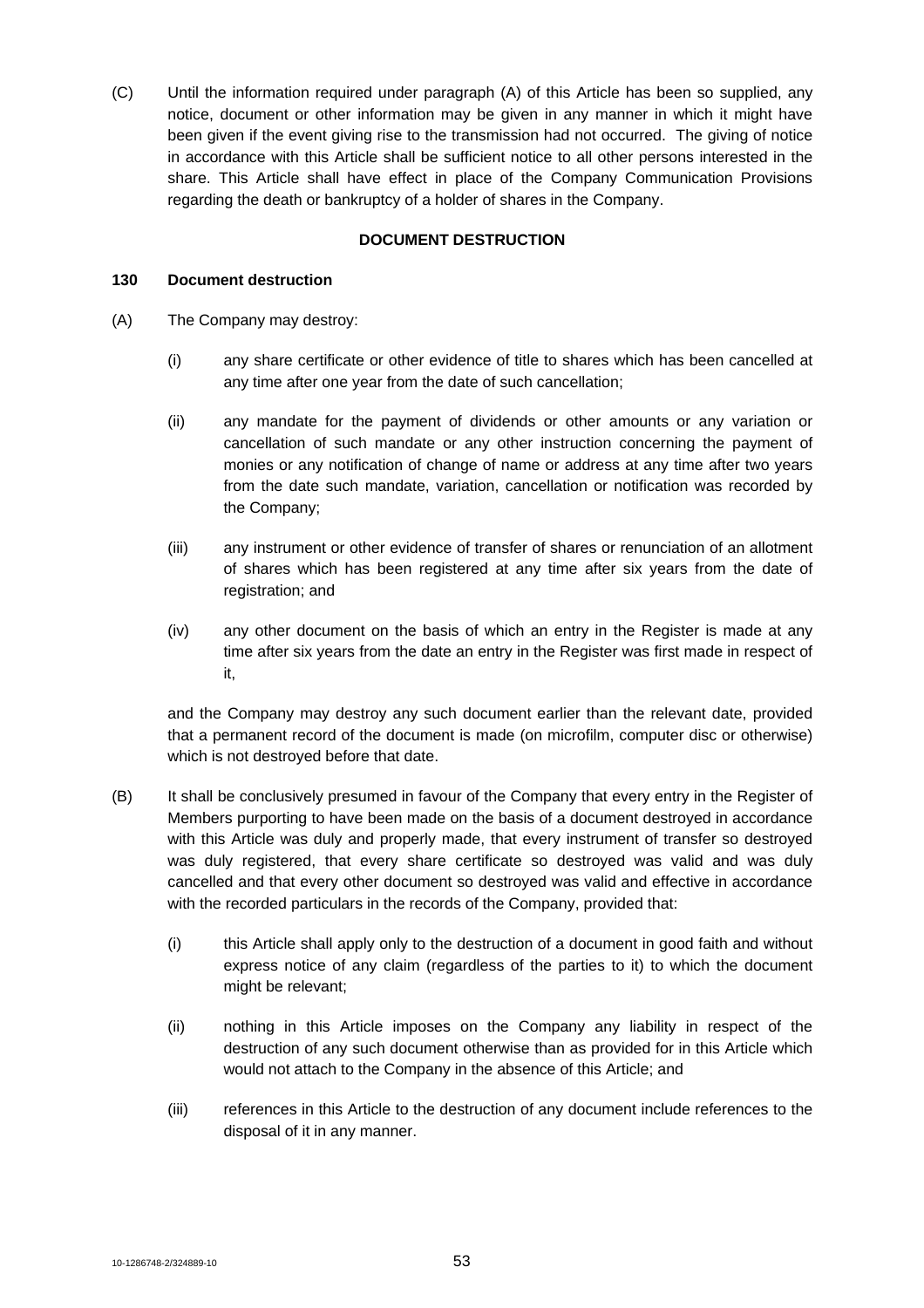(C) Until the information required under paragraph (A) of this Article has been so supplied, any notice, document or other information may be given in any manner in which it might have been given if the event giving rise to the transmission had not occurred. The giving of notice in accordance with this Article shall be sufficient notice to all other persons interested in the share. This Article shall have effect in place of the Company Communication Provisions regarding the death or bankruptcy of a holder of shares in the Company.

## DOCUMENT DESTRUCTION

### 130 Document destruction

(A) The Company may destroy:

(i) any share certificate or other evidence of title to shares which has been cancelled at any time after one year from the date of such cancellation;

(ii) any mandate for the payment of dividends or other amounts or any variation or cancellation of such mandate or any other instruction concerning the payment of monies or any notification of change of name or address at any time after two years from the date such mandate, variation, cancellation or notification was recorded by the Company;

(iii) any instrument or other evidence of transfer of shares or renunciation of an allotment of shares which has been registered at any time after six years from the date of registration; and

(iv) any other document on the basis of which an entry in the Register is made at any time after six years from the date an entry in the Register was first made in respect of it,

and the Company may destroy any such document earlier than the relevant date, provided that a permanent record of the document is made (on microfilm, computer disc or otherwise) which is not destroyed before that date.

(B) It shall be conclusively presumed in favour of the Company that every entry in the Register of Members purporting to have been made on the basis of a document destroyed in accordance with this Article was duly and properly made, that every instrument of transfer so destroyed was duly registered, that every share certificate so destroyed was valid and was duly cancelled and that every other document so destroyed was valid and effective in accordance with the recorded particulars in the records of the Company, provided that:

(i) this Article shall apply only to the destruction of a document in good faith and without express notice of any claim (regardless of the parties to it) to which the document might be relevant;

(ii) nothing in this Article imposes on the Company any liability in respect of the destruction of any such document otherwise than as provided for in this Article which would not attach to the Company in the absence of this Article; and

(iii) references in this Article to the destruction of any document include references to the disposal of it in any manner.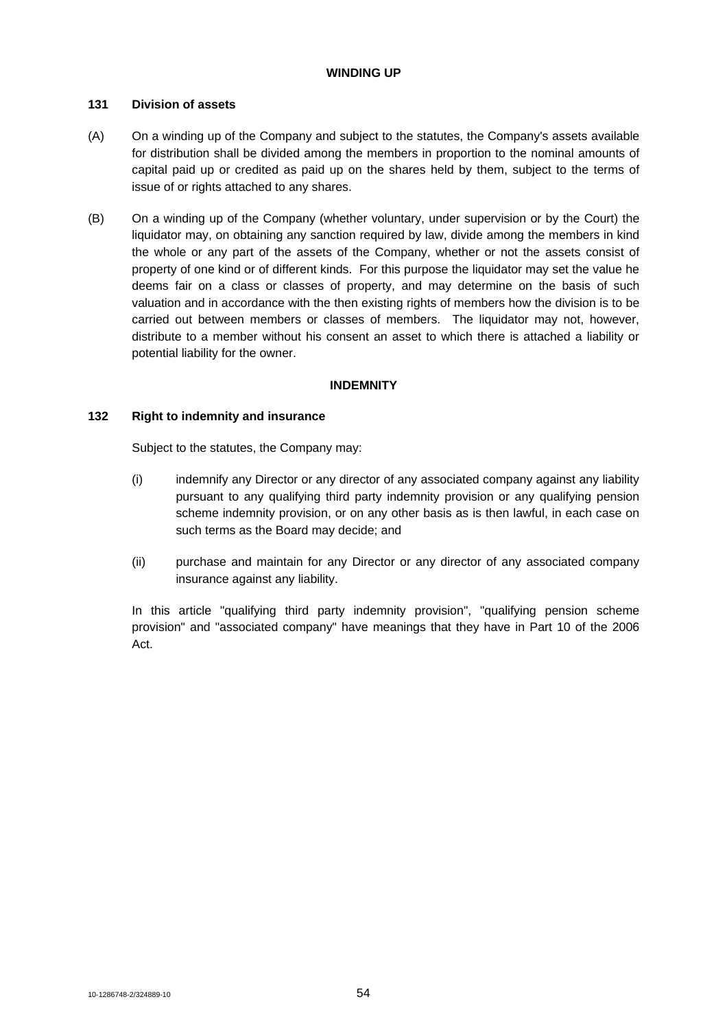## WINDING UP

### 131 Division of assets

(A) On a winding up of the Company and subject to the statutes, the Company's assets available for distribution shall be divided among the members in proportion to the nominal amounts of capital paid up or credited as paid up on the shares held by them, subject to the terms of issue of or rights attached to any shares.

(B) On a winding up of the Company (whether voluntary, under supervision or by the Court) the liquidator may, on obtaining any sanction required by law, divide among the members in kind the whole or any part of the assets of the Company, whether or not the assets consist of property of one kind or of different kinds. For this purpose the liquidator may set the value he deems fair on a class or classes of property, and may determine on the basis of such valuation and in accordance with the then existing rights of members how the division is to be carried out between members or classes of members. The liquidator may not, however, distribute to a member without his consent an asset to which there is attached a liability or potential liability for the owner.

## INDEMNITY

### 132 Right to indemnity and insurance

Subject to the statutes, the Company may:

(i) indemnify any Director or any director of any associated company against any liability pursuant to any qualifying third party indemnity provision or any qualifying pension scheme indemnity provision, or on any other basis as is then lawful, in each case on such terms as the Board may decide; and

(ii) purchase and maintain for any Director or any director of any associated company insurance against any liability.

In this article "qualifying third party indemnity provision", "qualifying pension scheme provision" and "associated company" have meanings that they have in Part 10 of the 2006 Act.